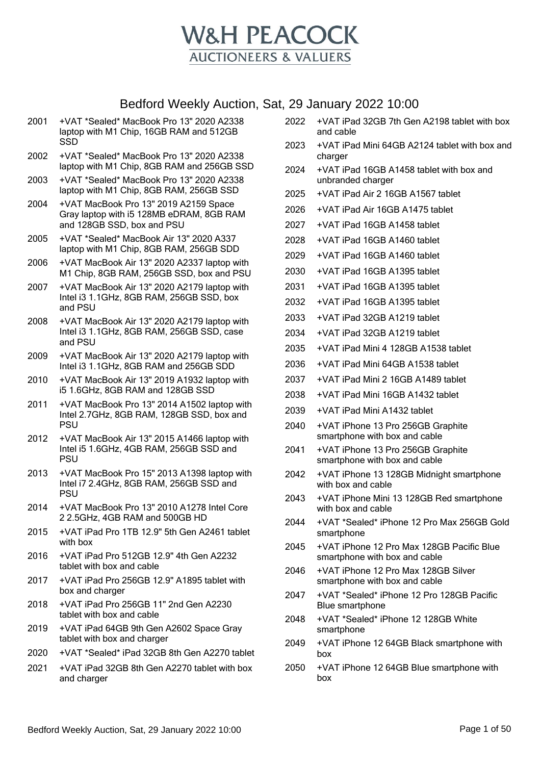# W&H PEACOCK

## AUCTIONEERS & VALUERS

## Bedford Weekly Auction, Sat, 29 January 2022 10:00

2001 +VAT *Sealed* MacBook Pro 13" 2020 A2338 laptop with M1 Chip, 16GB RAM and 512GB SSD

2002 +VAT *Sealed* MacBook Pro 13" 2020 A2338 laptop with M1 Chip, 8GB RAM and 256GB SSD

2003 +VAT *Sealed* MacBook Pro 13" 2020 A2338 laptop with M1 Chip, 8GB RAM, 256GB SSD

2004 +VAT MacBook Pro 13" 2019 A2159 Space Gray laptop with i5 128MB eDRAM, 8GB RAM and 128GB SSD, box and PSU

2005 +VAT *Sealed* MacBook Air 13" 2020 A337 laptop with M1 Chip, 8GB RAM, 256GB SDD

2006 +VAT MacBook Air 13" 2020 A2337 laptop with M1 Chip, 8GB RAM, 256GB SSD, box and PSU

2007 +VAT MacBook Air 13" 2020 A2179 laptop with Intel i3 1.1GHz, 8GB RAM, 256GB SSD, box and PSU

2008 +VAT MacBook Air 13" 2020 A2179 laptop with Intel i3 1.1GHz, 8GB RAM, 256GB SSD, case and PSU

2009 +VAT MacBook Air 13" 2020 A2179 laptop with Intel i3 1.1GHz, 8GB RAM and 256GB SDD

2010 +VAT MacBook Air 13" 2019 A1932 laptop with i5 1.6GHz, 8GB RAM and 128GB SSD

2011 +VAT MacBook Pro 13" 2014 A1502 laptop with Intel 2.7GHz, 8GB RAM, 128GB SSD, box and PSU

2012 +VAT MacBook Air 13" 2015 A1466 laptop with Intel i5 1.6GHz, 4GB RAM, 256GB SSD and PSU

2013 +VAT MacBook Pro 15" 2013 A1398 laptop with Intel i7 2.4GHz, 8GB RAM, 256GB SSD and PSU

2014 +VAT MacBook Pro 13" 2010 A1278 Intel Core 2 2.5GHz, 4GB RAM and 500GB HD

2015 +VAT iPad Pro 1TB 12.9" 5th Gen A2461 tablet with box

2016 +VAT iPad Pro 512GB 12.9" 4th Gen A2232 tablet with box and cable

2017 +VAT iPad Pro 256GB 12.9" A1895 tablet with box and charger

2018 +VAT iPad Pro 256GB 11" 2nd Gen A2230 tablet with box and cable

2019 +VAT iPad 64GB 9th Gen A2602 Space Gray tablet with box and charger

2020 +VAT *Sealed* iPad 32GB 8th Gen A2270 tablet

2021 +VAT iPad 32GB 8th Gen A2270 tablet with box and charger

2022 +VAT iPad 32GB 7th Gen A2198 tablet with box and cable

2023 +VAT iPad Mini 64GB A2124 tablet with box and charger

2024 +VAT iPad 16GB A1458 tablet with box and unbranded charger

2025 +VAT iPad Air 2 16GB A1567 tablet

2026 +VAT iPad Air 16GB A1475 tablet

2027 +VAT iPad 16GB A1458 tablet

2028 +VAT iPad 16GB A1460 tablet

2029 +VAT iPad 16GB A1460 tablet

2030 +VAT iPad 16GB A1395 tablet

2031 +VAT iPad 16GB A1395 tablet

2032 +VAT iPad 16GB A1395 tablet

2033 +VAT iPad 32GB A1219 tablet

2034 +VAT iPad 32GB A1219 tablet

2035 +VAT iPad Mini 4 128GB A1538 tablet

2036 +VAT iPad Mini 64GB A1538 tablet

2037 +VAT iPad Mini 2 16GB A1489 tablet

2038 +VAT iPad Mini 16GB A1432 tablet

2039 +VAT iPad Mini A1432 tablet

2040 +VAT iPhone 13 Pro 256GB Graphite smartphone with box and cable

2041 +VAT iPhone 13 Pro 256GB Graphite smartphone with box and cable

2042 +VAT iPhone 13 128GB Midnight smartphone with box and cable

2043 +VAT iPhone Mini 13 128GB Red smartphone with box and cable

2044 +VAT *Sealed* iPhone 12 Pro Max 256GB Gold smartphone

2045 +VAT iPhone 12 Pro Max 128GB Pacific Blue smartphone with box and cable

2046 +VAT iPhone 12 Pro Max 128GB Silver smartphone with box and cable

2047 +VAT *Sealed* iPhone 12 Pro 128GB Pacific Blue smartphone

2048 +VAT *Sealed* iPhone 12 128GB White smartphone

2049 +VAT iPhone 12 64GB Black smartphone with box

2050 +VAT iPhone 12 64GB Blue smartphone with box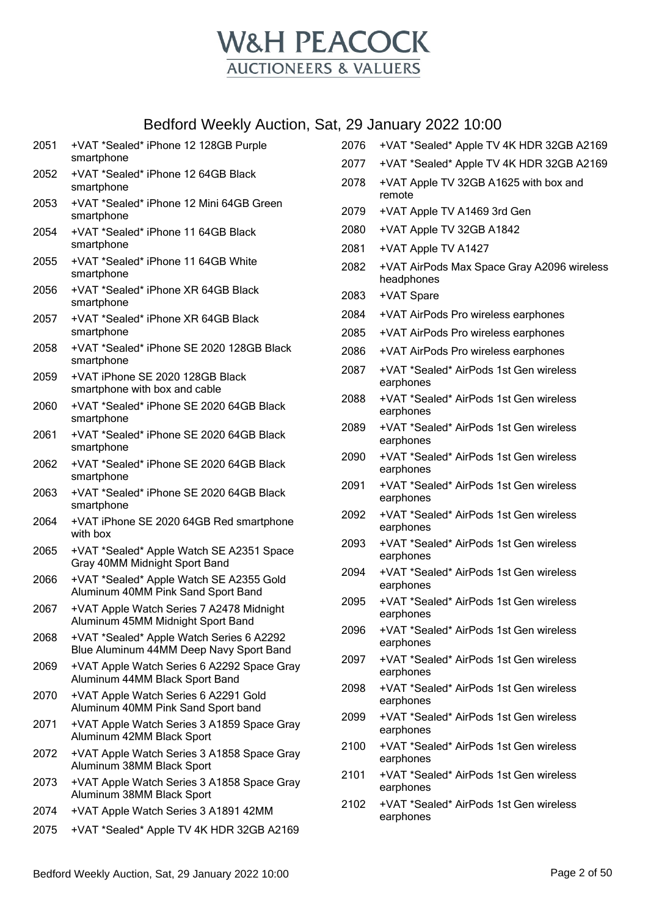# W&H PEACOCK

AUCTIONEERS & VALUERS

## Bedford Weekly Auction, Sat, 29 January 2022 10:00

2051 +VAT *Sealed* iPhone 12 128GB Purple smartphone

2052 +VAT *Sealed* iPhone 12 64GB Black smartphone

2053 +VAT *Sealed* iPhone 12 Mini 64GB Green smartphone

2054 +VAT *Sealed* iPhone 11 64GB Black smartphone

2055 +VAT *Sealed* iPhone 11 64GB White smartphone

2056 +VAT *Sealed* iPhone XR 64GB Black smartphone

2057 +VAT *Sealed* iPhone XR 64GB Black smartphone

2058 +VAT *Sealed* iPhone SE 2020 128GB Black smartphone

2059 +VAT iPhone SE 2020 128GB Black smartphone with box and cable

2060 +VAT *Sealed* iPhone SE 2020 64GB Black smartphone

2061 +VAT *Sealed* iPhone SE 2020 64GB Black smartphone

2062 +VAT *Sealed* iPhone SE 2020 64GB Black smartphone

2063 +VAT *Sealed* iPhone SE 2020 64GB Black smartphone

2064 +VAT iPhone SE 2020 64GB Red smartphone with box

2065 +VAT *Sealed* Apple Watch SE A2351 Space Gray 40MM Midnight Sport Band

2066 +VAT *Sealed* Apple Watch SE A2355 Gold Aluminum 40MM Pink Sand Sport Band

2067 +VAT Apple Watch Series 7 A2478 Midnight Aluminum 45MM Midnight Sport Band

2068 +VAT *Sealed* Apple Watch Series 6 A2292 Blue Aluminum 44MM Deep Navy Sport Band

2069 +VAT Apple Watch Series 6 A2292 Space Gray Aluminum 44MM Black Sport Band

2070 +VAT Apple Watch Series 6 A2291 Gold Aluminum 40MM Pink Sand Sport band

2071 +VAT Apple Watch Series 3 A1859 Space Gray Aluminum 42MM Black Sport

2072 +VAT Apple Watch Series 3 A1858 Space Gray Aluminum 38MM Black Sport

2073 +VAT Apple Watch Series 3 A1858 Space Gray Aluminum 38MM Black Sport

2074 +VAT Apple Watch Series 3 A1891 42MM

2075 +VAT *Sealed* Apple TV 4K HDR 32GB A2169

2076 +VAT *Sealed* Apple TV 4K HDR 32GB A2169

2077 +VAT *Sealed* Apple TV 4K HDR 32GB A2169

2078 +VAT Apple TV 32GB A1625 with box and remote

2079 +VAT Apple TV A1469 3rd Gen

2080 +VAT Apple TV 32GB A1842

2081 +VAT Apple TV A1427

2082 +VAT AirPods Max Space Gray A2096 wireless headphones

2083 +VAT Spare

2084 +VAT AirPods Pro wireless earphones

2085 +VAT AirPods Pro wireless earphones

2086 +VAT AirPods Pro wireless earphones

2087 +VAT *Sealed* AirPods 1st Gen wireless earphones

2088 +VAT *Sealed* AirPods 1st Gen wireless earphones

2089 +VAT *Sealed* AirPods 1st Gen wireless earphones

2090 +VAT *Sealed* AirPods 1st Gen wireless earphones

2091 +VAT *Sealed* AirPods 1st Gen wireless earphones

2092 +VAT *Sealed* AirPods 1st Gen wireless earphones

2093 +VAT *Sealed* AirPods 1st Gen wireless earphones

2094 +VAT *Sealed* AirPods 1st Gen wireless earphones

2095 +VAT *Sealed* AirPods 1st Gen wireless earphones

2096 +VAT *Sealed* AirPods 1st Gen wireless earphones

2097 +VAT *Sealed* AirPods 1st Gen wireless earphones

2098 +VAT *Sealed* AirPods 1st Gen wireless earphones

2099 +VAT *Sealed* AirPods 1st Gen wireless earphones

2100 +VAT *Sealed* AirPods 1st Gen wireless earphones

2101 +VAT *Sealed* AirPods 1st Gen wireless earphones

2102 +VAT *Sealed* AirPods 1st Gen wireless earphones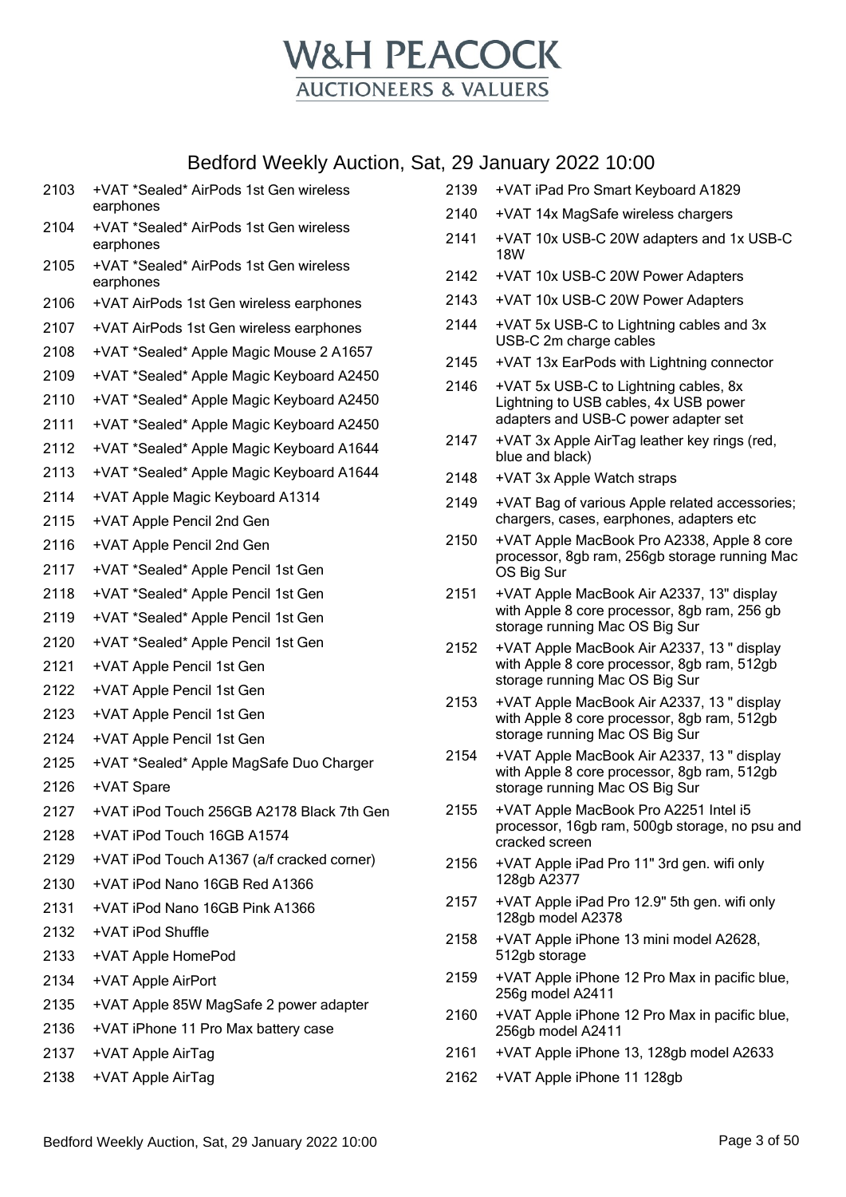# W&H PEACOCK

AUCTIONEERS & VALUERS

## Bedford Weekly Auction, Sat, 29 January 2022 10:00

| Lot | Description |
|---|---|
| 2103 | +VAT *Sealed* AirPods 1st Gen wireless earphones |
| 2104 | +VAT *Sealed* AirPods 1st Gen wireless earphones |
| 2105 | +VAT *Sealed* AirPods 1st Gen wireless earphones |
| 2106 | +VAT AirPods 1st Gen wireless earphones |
| 2107 | +VAT AirPods 1st Gen wireless earphones |
| 2108 | +VAT *Sealed* Apple Magic Mouse 2 A1657 |
| 2109 | +VAT *Sealed* Apple Magic Keyboard A2450 |
| 2110 | +VAT *Sealed* Apple Magic Keyboard A2450 |
| 2111 | +VAT *Sealed* Apple Magic Keyboard A2450 |
| 2112 | +VAT *Sealed* Apple Magic Keyboard A1644 |
| 2113 | +VAT *Sealed* Apple Magic Keyboard A1644 |
| 2114 | +VAT Apple Magic Keyboard A1314 |
| 2115 | +VAT Apple Pencil 2nd Gen |
| 2116 | +VAT Apple Pencil 2nd Gen |
| 2117 | +VAT *Sealed* Apple Pencil 1st Gen |
| 2118 | +VAT *Sealed* Apple Pencil 1st Gen |
| 2119 | +VAT *Sealed* Apple Pencil 1st Gen |
| 2120 | +VAT *Sealed* Apple Pencil 1st Gen |
| 2121 | +VAT Apple Pencil 1st Gen |
| 2122 | +VAT Apple Pencil 1st Gen |
| 2123 | +VAT Apple Pencil 1st Gen |
| 2124 | +VAT Apple Pencil 1st Gen |
| 2125 | +VAT *Sealed* Apple MagSafe Duo Charger |
| 2126 | +VAT Spare |
| 2127 | +VAT iPod Touch 256GB A2178 Black 7th Gen |
| 2128 | +VAT iPod Touch 16GB A1574 |
| 2129 | +VAT iPod Touch A1367 (a/f cracked corner) |
| 2130 | +VAT iPod Nano 16GB Red A1366 |
| 2131 | +VAT iPod Nano 16GB Pink A1366 |
| 2132 | +VAT iPod Shuffle |
| 2133 | +VAT Apple HomePod |
| 2134 | +VAT Apple AirPort |
| 2135 | +VAT Apple 85W MagSafe 2 power adapter |
| 2136 | +VAT iPhone 11 Pro Max battery case |
| 2137 | +VAT Apple AirTag |
| 2138 | +VAT Apple AirTag |
| 2139 | +VAT iPad Pro Smart Keyboard A1829 |
| 2140 | +VAT 14x MagSafe wireless chargers |
| 2141 | +VAT 10x USB-C 20W adapters and 1x USB-C 18W |
| 2142 | +VAT 10x USB-C 20W Power Adapters |
| 2143 | +VAT 10x USB-C 20W Power Adapters |
| 2144 | +VAT 5x USB-C to Lightning cables and 3x USB-C 2m charge cables |
| 2145 | +VAT 13x EarPods with Lightning connector |
| 2146 | +VAT 5x USB-C to Lightning cables, 8x Lightning to USB cables, 4x USB power adapters and USB-C power adapter set |
| 2147 | +VAT 3x Apple AirTag leather key rings (red, blue and black) |
| 2148 | +VAT 3x Apple Watch straps |
| 2149 | +VAT Bag of various Apple related accessories; chargers, cases, earphones, adapters etc |
| 2150 | +VAT Apple MacBook Pro A2338, Apple 8 core processor, 8gb ram, 256gb storage running Mac OS Big Sur |
| 2151 | +VAT Apple MacBook Air A2337, 13" display with Apple 8 core processor, 8gb ram, 256 gb storage running Mac OS Big Sur |
| 2152 | +VAT Apple MacBook Air A2337, 13 " display with Apple 8 core processor, 8gb ram, 512gb storage running Mac OS Big Sur |
| 2153 | +VAT Apple MacBook Air A2337, 13 " display with Apple 8 core processor, 8gb ram, 512gb storage running Mac OS Big Sur |
| 2154 | +VAT Apple MacBook Air A2337, 13 " display with Apple 8 core processor, 8gb ram, 512gb storage running Mac OS Big Sur |
| 2155 | +VAT Apple MacBook Pro A2251 Intel i5 processor, 16gb ram, 500gb storage, no psu and cracked screen |
| 2156 | +VAT Apple iPad Pro 11" 3rd gen. wifi only 128gb A2377 |
| 2157 | +VAT Apple iPad Pro 12.9" 5th gen. wifi only 128gb model A2378 |
| 2158 | +VAT Apple iPhone 13 mini model A2628, 512gb storage |
| 2159 | +VAT Apple iPhone 12 Pro Max in pacific blue, 256g model A2411 |
| 2160 | +VAT Apple iPhone 12 Pro Max in pacific blue, 256gb model A2411 |
| 2161 | +VAT Apple iPhone 13, 128gb model A2633 |
| 2162 | +VAT Apple iPhone 11 128gb |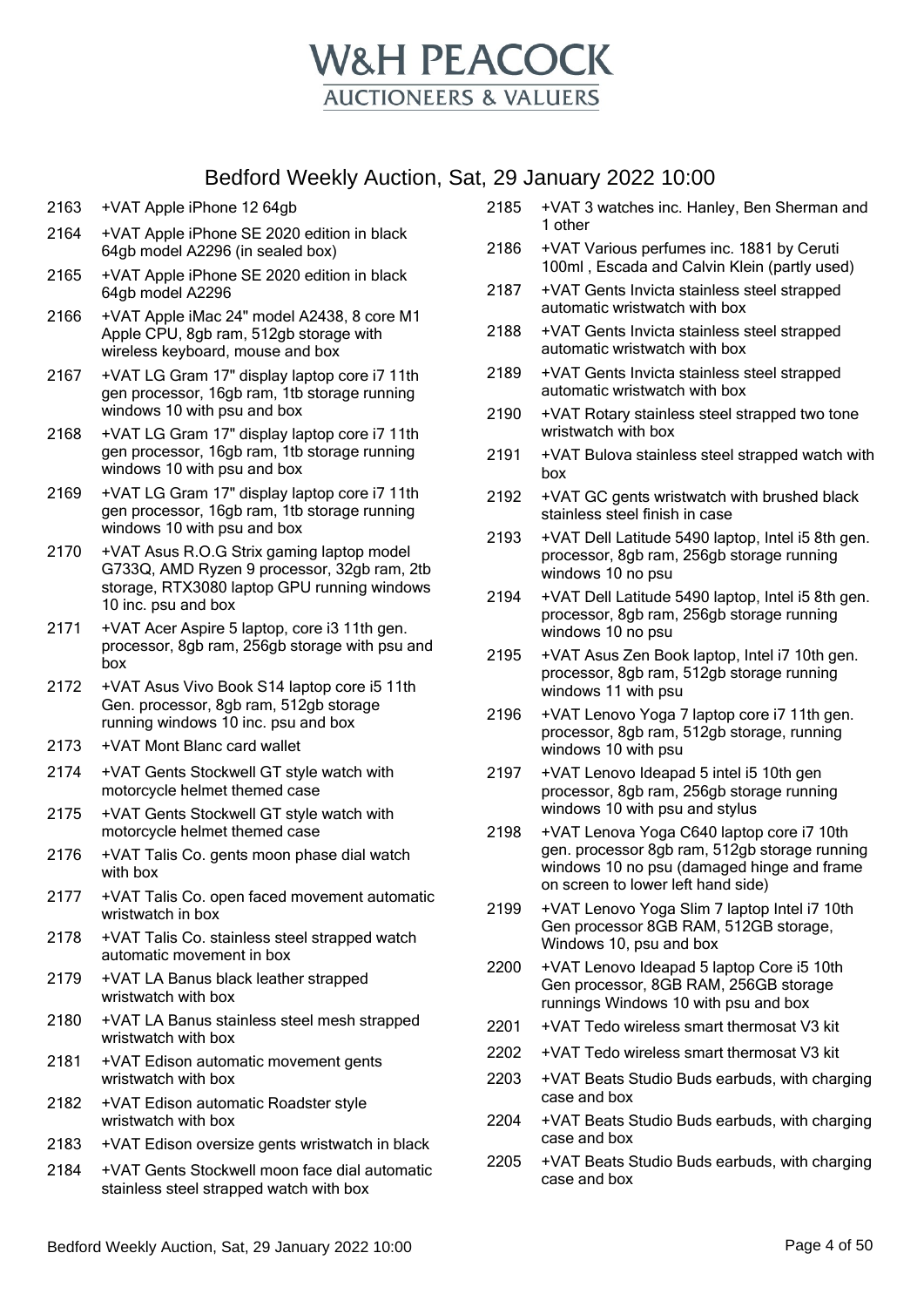# W&H PEACOCK
## AUCTIONEERS & VALUERS

## Bedford Weekly Auction, Sat, 29 January 2022 10:00

| Lot | Description |
|---|---|
| 2163 | +VAT Apple iPhone 12 64gb |
| 2164 | +VAT Apple iPhone SE 2020 edition in black 64gb model A2296 (in sealed box) |
| 2165 | +VAT Apple iPhone SE 2020 edition in black 64gb model A2296 |
| 2166 | +VAT Apple iMac 24" model A2438, 8 core M1 Apple CPU, 8gb ram, 512gb storage with wireless keyboard, mouse and box |
| 2167 | +VAT LG Gram 17" display laptop core i7 11th gen processor, 16gb ram, 1tb storage running windows 10 with psu and box |
| 2168 | +VAT LG Gram 17" display laptop core i7 11th gen processor, 16gb ram, 1tb storage running windows 10 with psu and box |
| 2169 | +VAT LG Gram 17" display laptop core i7 11th gen processor, 16gb ram, 1tb storage running windows 10 with psu and box |
| 2170 | +VAT Asus R.O.G Strix gaming laptop model G733Q, AMD Ryzen 9 processor, 32gb ram, 2tb storage, RTX3080 laptop GPU running windows 10 inc. psu and box |
| 2171 | +VAT Acer Aspire 5 laptop, core i3 11th gen. processor, 8gb ram, 256gb storage with psu and box |
| 2172 | +VAT Asus Vivo Book S14 laptop core i5 11th Gen. processor, 8gb ram, 512gb storage running windows 10 inc. psu and box |
| 2173 | +VAT Mont Blanc card wallet |
| 2174 | +VAT Gents Stockwell GT style watch with motorcycle helmet themed case |
| 2175 | +VAT Gents Stockwell GT style watch with motorcycle helmet themed case |
| 2176 | +VAT Talis Co. gents moon phase dial watch with box |
| 2177 | +VAT Talis Co. open faced movement automatic wristwatch in box |
| 2178 | +VAT Talis Co. stainless steel strapped watch automatic movement in box |
| 2179 | +VAT LA Banus black leather strapped wristwatch with box |
| 2180 | +VAT LA Banus stainless steel mesh strapped wristwatch with box |
| 2181 | +VAT Edison automatic movement gents wristwatch with box |
| 2182 | +VAT Edison automatic Roadster style wristwatch with box |
| 2183 | +VAT Edison oversize gents wristwatch in black |
| 2184 | +VAT Gents Stockwell moon face dial automatic stainless steel strapped watch with box |
| 2185 | +VAT 3 watches inc. Hanley, Ben Sherman and 1 other |
| 2186 | +VAT Various perfumes inc. 1881 by Ceruti 100ml , Escada and Calvin Klein (partly used) |
| 2187 | +VAT Gents Invicta stainless steel strapped automatic wristwatch with box |
| 2188 | +VAT Gents Invicta stainless steel strapped automatic wristwatch with box |
| 2189 | +VAT Gents Invicta stainless steel strapped automatic wristwatch with box |
| 2190 | +VAT Rotary stainless steel strapped two tone wristwatch with box |
| 2191 | +VAT Bulova stainless steel strapped watch with box |
| 2192 | +VAT GC gents wristwatch with brushed black stainless steel finish in case |
| 2193 | +VAT Dell Latitude 5490 laptop, Intel i5 8th gen. processor, 8gb ram, 256gb storage running windows 10 no psu |
| 2194 | +VAT Dell Latitude 5490 laptop, Intel i5 8th gen. processor, 8gb ram, 256gb storage running windows 10 no psu |
| 2195 | +VAT Asus Zen Book laptop, Intel i7 10th gen. processor, 8gb ram, 512gb storage running windows 11 with psu |
| 2196 | +VAT Lenovo Yoga 7 laptop core i7 11th gen. processor, 8gb ram, 512gb storage, running windows 10 with psu |
| 2197 | +VAT Lenovo Ideapad 5 intel i5 10th gen processor, 8gb ram, 256gb storage running windows 10 with psu and stylus |
| 2198 | +VAT Lenova Yoga C640 laptop core i7 10th gen. processor 8gb ram, 512gb storage running windows 10 no psu (damaged hinge and frame on screen to lower left hand side) |
| 2199 | +VAT Lenovo Yoga Slim 7 laptop Intel i7 10th Gen processor 8GB RAM, 512GB storage, Windows 10, psu and box |
| 2200 | +VAT Lenovo Ideapad 5 laptop Core i5 10th Gen processor, 8GB RAM, 256GB storage runnings Windows 10 with psu and box |
| 2201 | +VAT Tedo wireless smart thermosat V3 kit |
| 2202 | +VAT Tedo wireless smart thermosat V3 kit |
| 2203 | +VAT Beats Studio Buds earbuds, with charging case and box |
| 2204 | +VAT Beats Studio Buds earbuds, with charging case and box |
| 2205 | +VAT Beats Studio Buds earbuds, with charging case and box |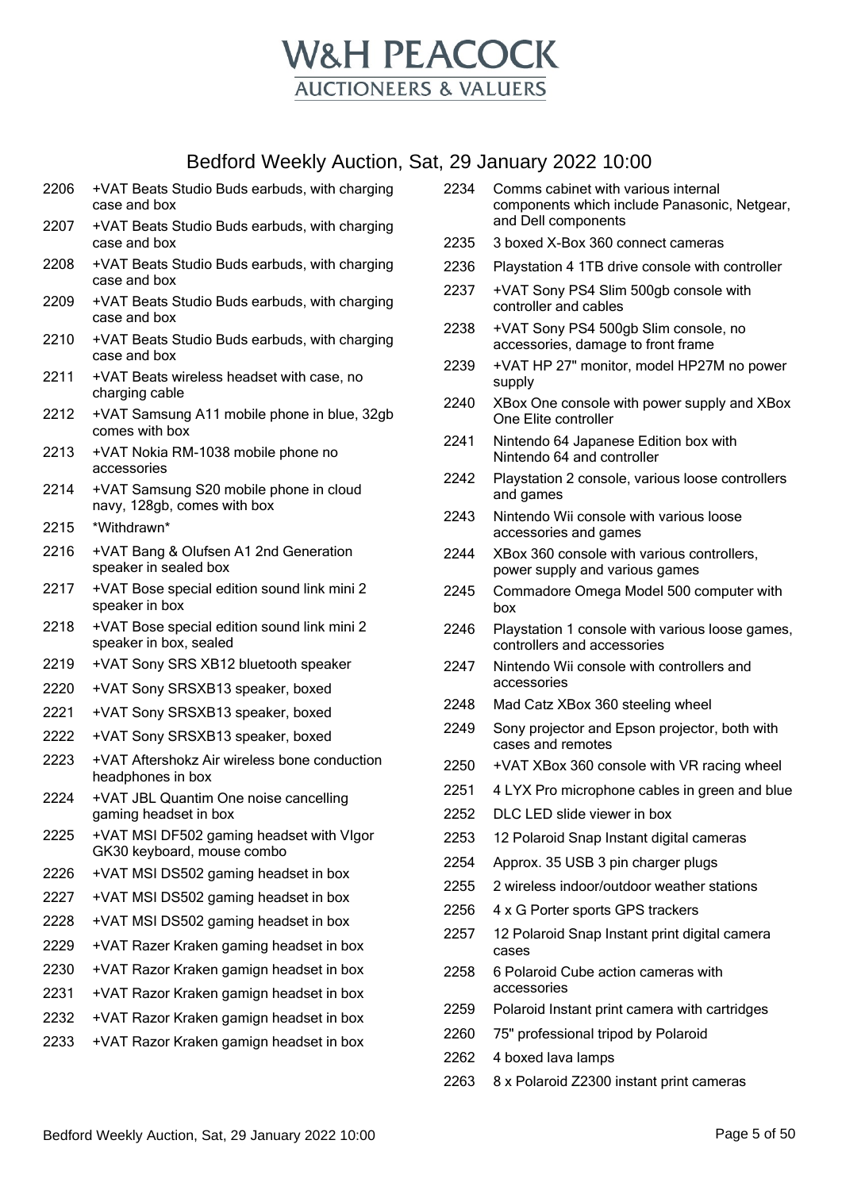# W&H PEACOCK

AUCTIONEERS & VALUERS

## Bedford Weekly Auction, Sat, 29 January 2022 10:00

| Lot | Description |
|---|---|
| 2206 | +VAT Beats Studio Buds earbuds, with charging case and box |
| 2207 | +VAT Beats Studio Buds earbuds, with charging case and box |
| 2208 | +VAT Beats Studio Buds earbuds, with charging case and box |
| 2209 | +VAT Beats Studio Buds earbuds, with charging case and box |
| 2210 | +VAT Beats Studio Buds earbuds, with charging case and box |
| 2211 | +VAT Beats wireless headset with case, no charging cable |
| 2212 | +VAT Samsung A11 mobile phone in blue, 32gb comes with box |
| 2213 | +VAT Nokia RM-1038 mobile phone no accessories |
| 2214 | +VAT Samsung S20 mobile phone in cloud navy, 128gb, comes with box |
| 2215 | *Withdrawn* |
| 2216 | +VAT Bang & Olufsen A1 2nd Generation speaker in sealed box |
| 2217 | +VAT Bose special edition sound link mini 2 speaker in box |
| 2218 | +VAT Bose special edition sound link mini 2 speaker in box, sealed |
| 2219 | +VAT Sony SRS XB12 bluetooth speaker |
| 2220 | +VAT Sony SRSXB13 speaker, boxed |
| 2221 | +VAT Sony SRSXB13 speaker, boxed |
| 2222 | +VAT Sony SRSXB13 speaker, boxed |
| 2223 | +VAT Aftershokz Air wireless bone conduction headphones in box |
| 2224 | +VAT JBL Quantim One noise cancelling gaming headset in box |
| 2225 | +VAT MSI DF502 gaming headset with VIgor GK30 keyboard, mouse combo |
| 2226 | +VAT MSI DS502 gaming headset in box |
| 2227 | +VAT MSI DS502 gaming headset in box |
| 2228 | +VAT MSI DS502 gaming headset in box |
| 2229 | +VAT Razer Kraken gaming headset in box |
| 2230 | +VAT Razor Kraken gamign headset in box |
| 2231 | +VAT Razor Kraken gamign headset in box |
| 2232 | +VAT Razor Kraken gamign headset in box |
| 2233 | +VAT Razor Kraken gamign headset in box |
| 2234 | Comms cabinet with various internal components which include Panasonic, Netgear, and Dell components |
| 2235 | 3 boxed X-Box 360 connect cameras |
| 2236 | Playstation 4 1TB drive console with controller |
| 2237 | +VAT Sony PS4 Slim 500gb console with controller and cables |
| 2238 | +VAT Sony PS4 500gb Slim console, no accessories, damage to front frame |
| 2239 | +VAT HP 27" monitor, model HP27M no power supply |
| 2240 | XBox One console with power supply and XBox One Elite controller |
| 2241 | Nintendo 64 Japanese Edition box with Nintendo 64 and controller |
| 2242 | Playstation 2 console, various loose controllers and games |
| 2243 | Nintendo Wii console with various loose accessories and games |
| 2244 | XBox 360 console with various controllers, power supply and various games |
| 2245 | Commadore Omega Model 500 computer with box |
| 2246 | Playstation 1 console with various loose games, controllers and accessories |
| 2247 | Nintendo Wii console with controllers and accessories |
| 2248 | Mad Catz XBox 360 steeling wheel |
| 2249 | Sony projector and Epson projector, both with cases and remotes |
| 2250 | +VAT XBox 360 console with VR racing wheel |
| 2251 | 4 LYX Pro microphone cables in green and blue |
| 2252 | DLC LED slide viewer in box |
| 2253 | 12 Polaroid Snap Instant digital cameras |
| 2254 | Approx. 35 USB 3 pin charger plugs |
| 2255 | 2 wireless indoor/outdoor weather stations |
| 2256 | 4 x G Porter sports GPS trackers |
| 2257 | 12 Polaroid Snap Instant print digital camera cases |
| 2258 | 6 Polaroid Cube action cameras with accessories |
| 2259 | Polaroid Instant print camera with cartridges |
| 2260 | 75" professional tripod by Polaroid |
| 2262 | 4 boxed lava lamps |
| 2263 | 8 x Polaroid Z2300 instant print cameras |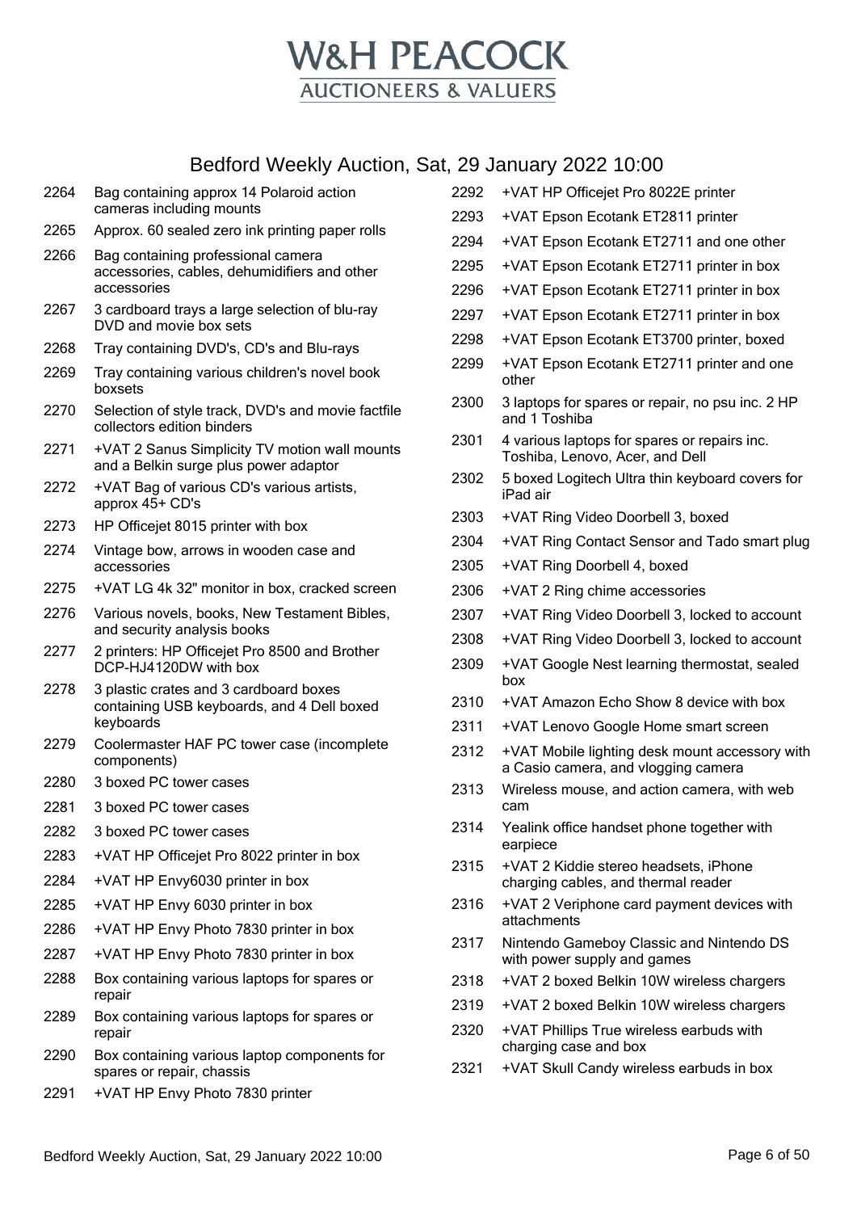# W&H PEACOCK
## AUCTIONEERS & VALUERS

## Bedford Weekly Auction, Sat, 29 January 2022 10:00

| Lot | Description |
|---|---|
| 2264 | Bag containing approx 14 Polaroid action cameras including mounts |
| 2265 | Approx. 60 sealed zero ink printing paper rolls |
| 2266 | Bag containing professional camera accessories, cables, dehumidifiers and other accessories |
| 2267 | 3 cardboard trays a large selection of blu-ray DVD and movie box sets |
| 2268 | Tray containing DVD's, CD's and Blu-rays |
| 2269 | Tray containing various children's novel book boxsets |
| 2270 | Selection of style track, DVD's and movie factfile collectors edition binders |
| 2271 | +VAT 2 Sanus Simplicity TV motion wall mounts and a Belkin surge plus power adaptor |
| 2272 | +VAT Bag of various CD's various artists, approx 45+ CD's |
| 2273 | HP Officejet 8015 printer with box |
| 2274 | Vintage bow, arrows in wooden case and accessories |
| 2275 | +VAT LG 4k 32" monitor in box, cracked screen |
| 2276 | Various novels, books, New Testament Bibles, and security analysis books |
| 2277 | 2 printers: HP Officejet Pro 8500 and Brother DCP-HJ4120DW with box |
| 2278 | 3 plastic crates and 3 cardboard boxes containing USB keyboards, and 4 Dell boxed keyboards |
| 2279 | Coolermaster HAF PC tower case (incomplete components) |
| 2280 | 3 boxed PC tower cases |
| 2281 | 3 boxed PC tower cases |
| 2282 | 3 boxed PC tower cases |
| 2283 | +VAT HP Officejet Pro 8022 printer in box |
| 2284 | +VAT HP Envy6030 printer in box |
| 2285 | +VAT HP Envy 6030 printer in box |
| 2286 | +VAT HP Envy Photo 7830 printer in box |
| 2287 | +VAT HP Envy Photo 7830 printer in box |
| 2288 | Box containing various laptops for spares or repair |
| 2289 | Box containing various laptops for spares or repair |
| 2290 | Box containing various laptop components for spares or repair, chassis |
| 2291 | +VAT HP Envy Photo 7830 printer |
| 2292 | +VAT HP Officejet Pro 8022E printer |
| 2293 | +VAT Epson Ecotank ET2811 printer |
| 2294 | +VAT Epson Ecotank ET2711 and one other |
| 2295 | +VAT Epson Ecotank ET2711 printer in box |
| 2296 | +VAT Epson Ecotank ET2711 printer in box |
| 2297 | +VAT Epson Ecotank ET2711 printer in box |
| 2298 | +VAT Epson Ecotank ET3700 printer, boxed |
| 2299 | +VAT Epson Ecotank ET2711 printer and one other |
| 2300 | 3 laptops for spares or repair, no psu inc. 2 HP and 1 Toshiba |
| 2301 | 4 various laptops for spares or repairs inc. Toshiba, Lenovo, Acer, and Dell |
| 2302 | 5 boxed Logitech Ultra thin keyboard covers for iPad air |
| 2303 | +VAT Ring Video Doorbell 3, boxed |
| 2304 | +VAT Ring Contact Sensor and Tado smart plug |
| 2305 | +VAT Ring Doorbell 4, boxed |
| 2306 | +VAT 2 Ring chime accessories |
| 2307 | +VAT Ring Video Doorbell 3, locked to account |
| 2308 | +VAT Ring Video Doorbell 3, locked to account |
| 2309 | +VAT Google Nest learning thermostat, sealed box |
| 2310 | +VAT Amazon Echo Show 8 device with box |
| 2311 | +VAT Lenovo Google Home smart screen |
| 2312 | +VAT Mobile lighting desk mount accessory with a Casio camera, and vlogging camera |
| 2313 | Wireless mouse, and action camera, with web cam |
| 2314 | Yealink office handset phone together with earpiece |
| 2315 | +VAT 2 Kiddie stereo headsets, iPhone charging cables, and thermal reader |
| 2316 | +VAT 2 Veriphone card payment devices with attachments |
| 2317 | Nintendo Gameboy Classic and Nintendo DS with power supply and games |
| 2318 | +VAT 2 boxed Belkin 10W wireless chargers |
| 2319 | +VAT 2 boxed Belkin 10W wireless chargers |
| 2320 | +VAT Phillips True wireless earbuds with charging case and box |
| 2321 | +VAT Skull Candy wireless earbuds in box |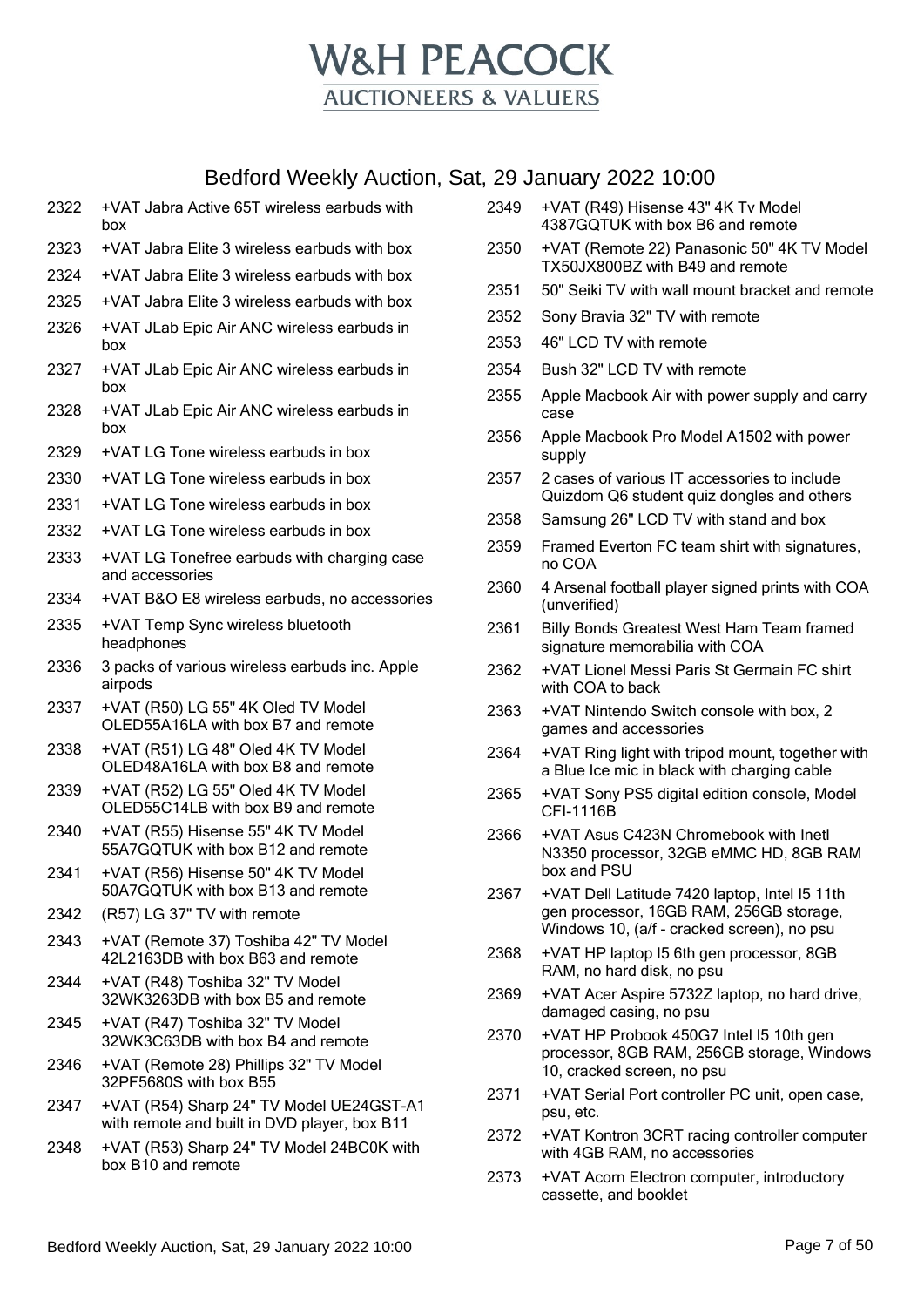# W&H PEACOCK
## AUCTIONEERS & VALUERS

## Bedford Weekly Auction, Sat, 29 January 2022 10:00

| Lot | Description |
|---|---|
| 2322 | +VAT Jabra Active 65T wireless earbuds with box |
| 2323 | +VAT Jabra Elite 3 wireless earbuds with box |
| 2324 | +VAT Jabra Elite 3 wireless earbuds with box |
| 2325 | +VAT Jabra Elite 3 wireless earbuds with box |
| 2326 | +VAT JLab Epic Air ANC wireless earbuds in box |
| 2327 | +VAT JLab Epic Air ANC wireless earbuds in box |
| 2328 | +VAT JLab Epic Air ANC wireless earbuds in box |
| 2329 | +VAT LG Tone wireless earbuds in box |
| 2330 | +VAT LG Tone wireless earbuds in box |
| 2331 | +VAT LG Tone wireless earbuds in box |
| 2332 | +VAT LG Tone wireless earbuds in box |
| 2333 | +VAT LG Tonefree earbuds with charging case and accessories |
| 2334 | +VAT B&O E8 wireless earbuds, no accessories |
| 2335 | +VAT Temp Sync wireless bluetooth headphones |
| 2336 | 3 packs of various wireless earbuds inc. Apple airpods |
| 2337 | +VAT (R50) LG 55" 4K Oled TV Model OLED55A16LA with box B7 and remote |
| 2338 | +VAT (R51) LG 48" Oled 4K TV Model OLED48A16LA with box B8 and remote |
| 2339 | +VAT (R52) LG 55" Oled 4K TV Model OLED55C14LB with box B9 and remote |
| 2340 | +VAT (R55) Hisense 55" 4K TV Model 55A7GQTUK with box B12 and remote |
| 2341 | +VAT (R56) Hisense 50" 4K TV Model 50A7GQTUK with box B13 and remote |
| 2342 | (R57) LG 37" TV with remote |
| 2343 | +VAT (Remote 37) Toshiba 42" TV Model 42L2163DB with box B63 and remote |
| 2344 | +VAT (R48) Toshiba 32" TV Model 32WK3263DB with box B5 and remote |
| 2345 | +VAT (R47) Toshiba 32" TV Model 32WK3C63DB with box B4 and remote |
| 2346 | +VAT (Remote 28) Phillips 32" TV Model 32PF5680S with box B55 |
| 2347 | +VAT (R54) Sharp 24" TV Model UE24GST-A1 with remote and built in DVD player, box B11 |
| 2348 | +VAT (R53) Sharp 24" TV Model 24BC0K with box B10 and remote |
| 2349 | +VAT (R49) Hisense 43" 4K Tv Model 4387GQTUK with box B6 and remote |
| 2350 | +VAT (Remote 22) Panasonic 50" 4K TV Model TX50JX800BZ with B49 and remote |
| 2351 | 50" Seiki TV with wall mount bracket and remote |
| 2352 | Sony Bravia 32" TV with remote |
| 2353 | 46" LCD TV with remote |
| 2354 | Bush 32" LCD TV with remote |
| 2355 | Apple Macbook Air with power supply and carry case |
| 2356 | Apple Macbook Pro Model A1502 with power supply |
| 2357 | 2 cases of various IT accessories to include Quizdom Q6 student quiz dongles and others |
| 2358 | Samsung 26" LCD TV with stand and box |
| 2359 | Framed Everton FC team shirt with signatures, no COA |
| 2360 | 4 Arsenal football player signed prints with COA (unverified) |
| 2361 | Billy Bonds Greatest West Ham Team framed signature memorabilia with COA |
| 2362 | +VAT Lionel Messi Paris St Germain FC shirt with COA to back |
| 2363 | +VAT Nintendo Switch console with box, 2 games and accessories |
| 2364 | +VAT Ring light with tripod mount, together with a Blue Ice mic in black with charging cable |
| 2365 | +VAT Sony PS5 digital edition console, Model CFI-1116B |
| 2366 | +VAT Asus C423N Chromebook with Inetl N3350 processor, 32GB eMMC HD, 8GB RAM box and PSU |
| 2367 | +VAT Dell Latitude 7420 laptop, Intel I5 11th gen processor, 16GB RAM, 256GB storage, Windows 10, (a/f - cracked screen), no psu |
| 2368 | +VAT HP laptop I5 6th gen processor, 8GB RAM, no hard disk, no psu |
| 2369 | +VAT Acer Aspire 5732Z laptop, no hard drive, damaged casing, no psu |
| 2370 | +VAT HP Probook 450G7 Intel I5 10th gen processor, 8GB RAM, 256GB storage, Windows 10, cracked screen, no psu |
| 2371 | +VAT Serial Port controller PC unit, open case, psu, etc. |
| 2372 | +VAT Kontron 3CRT racing controller computer with 4GB RAM, no accessories |
| 2373 | +VAT Acorn Electron computer, introductory cassette, and booklet |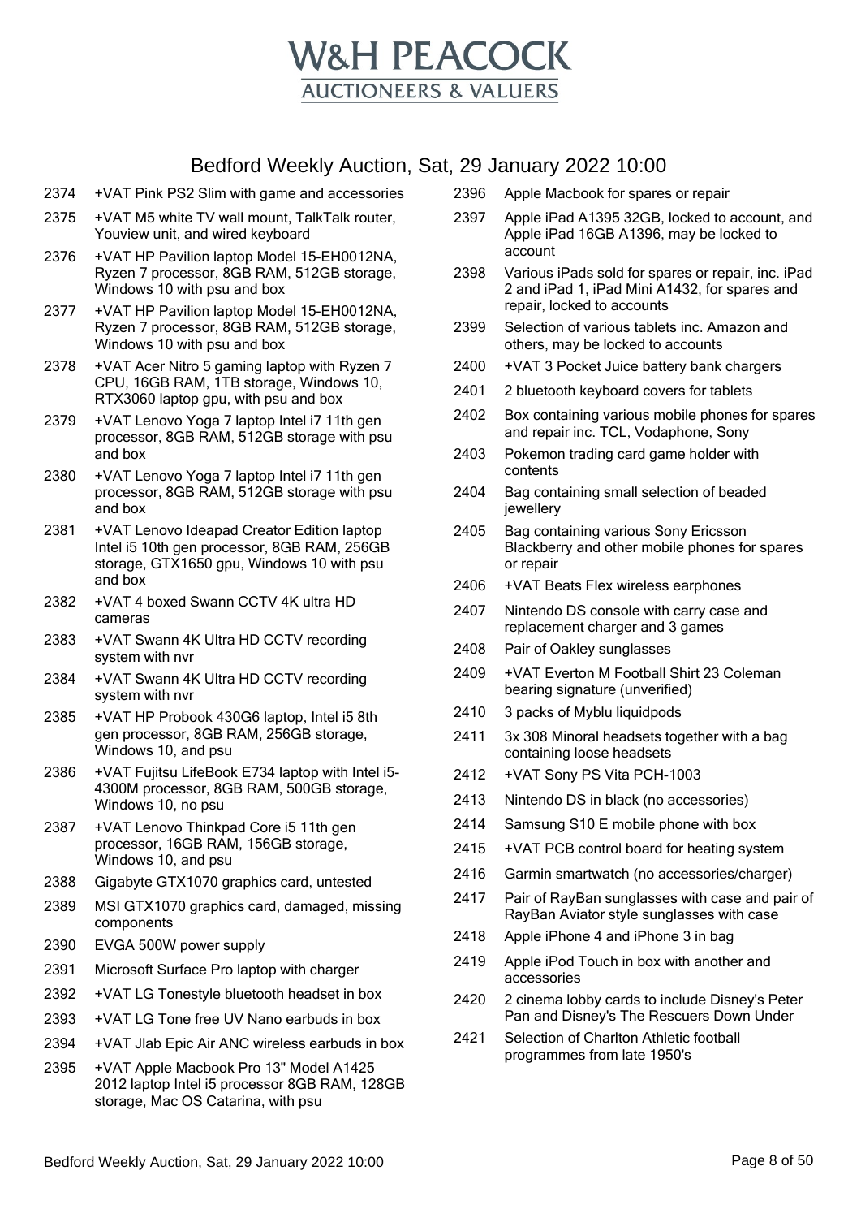# W&H PEACOCK
## AUCTIONEERS & VALUERS

## Bedford Weekly Auction, Sat, 29 January 2022 10:00

| Lot | Description |
|---|---|
| 2374 | +VAT Pink PS2 Slim with game and accessories |
| 2375 | +VAT M5 white TV wall mount, TalkTalk router, Youview unit, and wired keyboard |
| 2376 | +VAT HP Pavilion laptop Model 15-EH0012NA, Ryzen 7 processor, 8GB RAM, 512GB storage, Windows 10 with psu and box |
| 2377 | +VAT HP Pavilion laptop Model 15-EH0012NA, Ryzen 7 processor, 8GB RAM, 512GB storage, Windows 10 with psu and box |
| 2378 | +VAT Acer Nitro 5 gaming laptop with Ryzen 7 CPU, 16GB RAM, 1TB storage, Windows 10, RTX3060 laptop gpu, with psu and box |
| 2379 | +VAT Lenovo Yoga 7 laptop Intel i7 11th gen processor, 8GB RAM, 512GB storage with psu and box |
| 2380 | +VAT Lenovo Yoga 7 laptop Intel i7 11th gen processor, 8GB RAM, 512GB storage with psu and box |
| 2381 | +VAT Lenovo Ideapad Creator Edition laptop Intel i5 10th gen processor, 8GB RAM, 256GB storage, GTX1650 gpu, Windows 10 with psu and box |
| 2382 | +VAT 4 boxed Swann CCTV 4K ultra HD cameras |
| 2383 | +VAT Swann 4K Ultra HD CCTV recording system with nvr |
| 2384 | +VAT Swann 4K Ultra HD CCTV recording system with nvr |
| 2385 | +VAT HP Probook 430G6 laptop, Intel i5 8th gen processor, 8GB RAM, 256GB storage, Windows 10, and psu |
| 2386 | +VAT Fujitsu LifeBook E734 laptop with Intel i5-4300M processor, 8GB RAM, 500GB storage, Windows 10, no psu |
| 2387 | +VAT Lenovo Thinkpad Core i5 11th gen processor, 16GB RAM, 156GB storage, Windows 10, and psu |
| 2388 | Gigabyte GTX1070 graphics card, untested |
| 2389 | MSI GTX1070 graphics card, damaged, missing components |
| 2390 | EVGA 500W power supply |
| 2391 | Microsoft Surface Pro laptop with charger |
| 2392 | +VAT LG Tonestyle bluetooth headset in box |
| 2393 | +VAT LG Tone free UV Nano earbuds in box |
| 2394 | +VAT Jlab Epic Air ANC wireless earbuds in box |
| 2395 | +VAT Apple Macbook Pro 13" Model A1425 2012 laptop Intel i5 processor 8GB RAM, 128GB storage, Mac OS Catarina, with psu |
| 2396 | Apple Macbook for spares or repair |
| 2397 | Apple iPad A1395 32GB, locked to account, and Apple iPad 16GB A1396, may be locked to account |
| 2398 | Various iPads sold for spares or repair, inc. iPad 2 and iPad 1, iPad Mini A1432, for spares and repair, locked to accounts |
| 2399 | Selection of various tablets inc. Amazon and others, may be locked to accounts |
| 2400 | +VAT 3 Pocket Juice battery bank chargers |
| 2401 | 2 bluetooth keyboard covers for tablets |
| 2402 | Box containing various mobile phones for spares and repair inc. TCL, Vodaphone, Sony |
| 2403 | Pokemon trading card game holder with contents |
| 2404 | Bag containing small selection of beaded jewellery |
| 2405 | Bag containing various Sony Ericsson Blackberry and other mobile phones for spares or repair |
| 2406 | +VAT Beats Flex wireless earphones |
| 2407 | Nintendo DS console with carry case and replacement charger and 3 games |
| 2408 | Pair of Oakley sunglasses |
| 2409 | +VAT Everton M Football Shirt 23 Coleman bearing signature (unverified) |
| 2410 | 3 packs of Myblu liquidpods |
| 2411 | 3x 308 Minoral headsets together with a bag containing loose headsets |
| 2412 | +VAT Sony PS Vita PCH-1003 |
| 2413 | Nintendo DS in black (no accessories) |
| 2414 | Samsung S10 E mobile phone with box |
| 2415 | +VAT PCB control board for heating system |
| 2416 | Garmin smartwatch (no accessories/charger) |
| 2417 | Pair of RayBan sunglasses with case and pair of RayBan Aviator style sunglasses with case |
| 2418 | Apple iPhone 4 and iPhone 3 in bag |
| 2419 | Apple iPod Touch in box with another and accessories |
| 2420 | 2 cinema lobby cards to include Disney's Peter Pan and Disney's The Rescuers Down Under |
| 2421 | Selection of Charlton Athletic football programmes from late 1950's |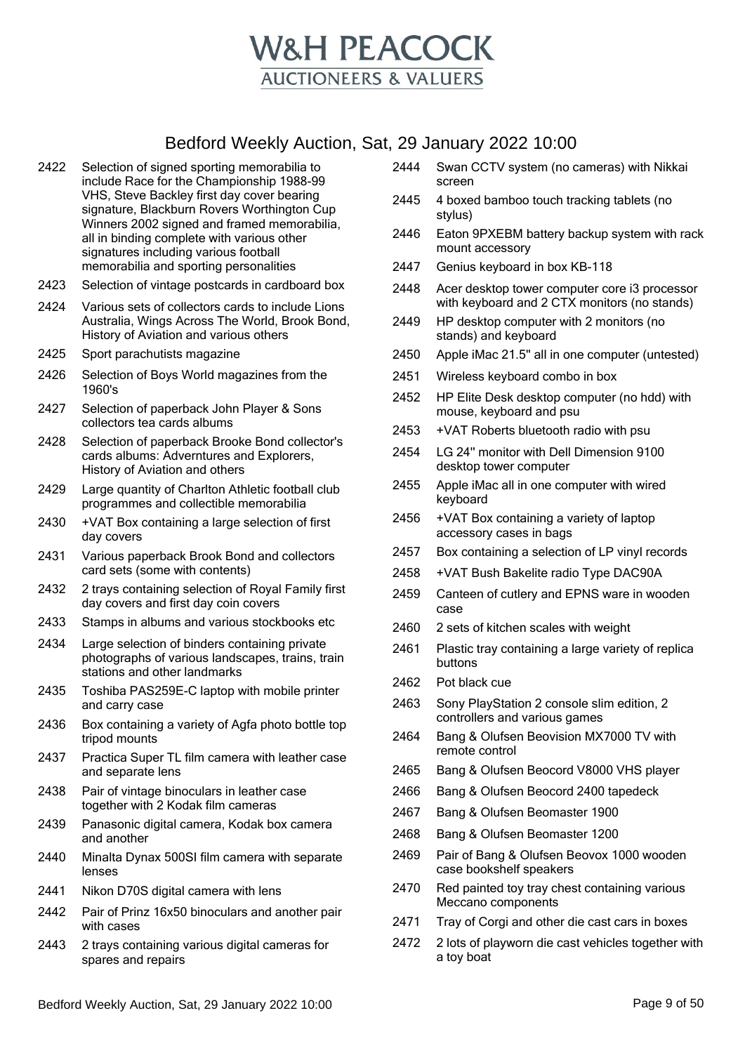# W&H PEACOCK
## AUCTIONEERS & VALUERS

## Bedford Weekly Auction, Sat, 29 January 2022 10:00

| Lot | Description |
|---|---|
| 2422 | Selection of signed sporting memorabilia to include Race for the Championship 1988-99 VHS, Steve Backley first day cover bearing signature, Blackburn Rovers Worthington Cup Winners 2002 signed and framed memorabilia, all in binding complete with various other signatures including various football memorabilia and sporting personalities |
| 2423 | Selection of vintage postcards in cardboard box |
| 2424 | Various sets of collectors cards to include Lions Australia, Wings Across The World, Brook Bond, History of Aviation and various others |
| 2425 | Sport parachutists magazine |
| 2426 | Selection of Boys World magazines from the 1960's |
| 2427 | Selection of paperback John Player & Sons collectors tea cards albums |
| 2428 | Selection of paperback Brooke Bond collector's cards albums: Adverntures and Explorers, History of Aviation and others |
| 2429 | Large quantity of Charlton Athletic football club programmes and collectible memorabilia |
| 2430 | +VAT Box containing a large selection of first day covers |
| 2431 | Various paperback Brook Bond and collectors card sets (some with contents) |
| 2432 | 2 trays containing selection of Royal Family first day covers and first day coin covers |
| 2433 | Stamps in albums and various stockbooks etc |
| 2434 | Large selection of binders containing private photographs of various landscapes, trains, train stations and other landmarks |
| 2435 | Toshiba PAS259E-C laptop with mobile printer and carry case |
| 2436 | Box containing a variety of Agfa photo bottle top tripod mounts |
| 2437 | Practica Super TL film camera with leather case and separate lens |
| 2438 | Pair of vintage binoculars in leather case together with 2 Kodak film cameras |
| 2439 | Panasonic digital camera, Kodak box camera and another |
| 2440 | Minalta Dynax 500SI film camera with separate lenses |
| 2441 | Nikon D70S digital camera with lens |
| 2442 | Pair of Prinz 16x50 binoculars and another pair with cases |
| 2443 | 2 trays containing various digital cameras for spares and repairs |
| 2444 | Swan CCTV system (no cameras) with Nikkai screen |
| 2445 | 4 boxed bamboo touch tracking tablets (no stylus) |
| 2446 | Eaton 9PXEBM battery backup system with rack mount accessory |
| 2447 | Genius keyboard in box KB-118 |
| 2448 | Acer desktop tower computer core i3 processor with keyboard and 2 CTX monitors (no stands) |
| 2449 | HP desktop computer with 2 monitors (no stands) and keyboard |
| 2450 | Apple iMac 21.5" all in one computer (untested) |
| 2451 | Wireless keyboard combo in box |
| 2452 | HP Elite Desk desktop computer (no hdd) with mouse, keyboard and psu |
| 2453 | +VAT Roberts bluetooth radio with psu |
| 2454 | LG 24" monitor with Dell Dimension 9100 desktop tower computer |
| 2455 | Apple iMac all in one computer with wired keyboard |
| 2456 | +VAT Box containing a variety of laptop accessory cases in bags |
| 2457 | Box containing a selection of LP vinyl records |
| 2458 | +VAT Bush Bakelite radio Type DAC90A |
| 2459 | Canteen of cutlery and EPNS ware in wooden case |
| 2460 | 2 sets of kitchen scales with weight |
| 2461 | Plastic tray containing a large variety of replica buttons |
| 2462 | Pot black cue |
| 2463 | Sony PlayStation 2 console slim edition, 2 controllers and various games |
| 2464 | Bang & Olufsen Beovision MX7000 TV with remote control |
| 2465 | Bang & Olufsen Beocord V8000 VHS player |
| 2466 | Bang & Olufsen Beocord 2400 tapedeck |
| 2467 | Bang & Olufsen Beomaster 1900 |
| 2468 | Bang & Olufsen Beomaster 1200 |
| 2469 | Pair of Bang & Olufsen Beovox 1000 wooden case bookshelf speakers |
| 2470 | Red painted toy tray chest containing various Meccano components |
| 2471 | Tray of Corgi and other die cast cars in boxes |
| 2472 | 2 lots of playworn die cast vehicles together with a toy boat |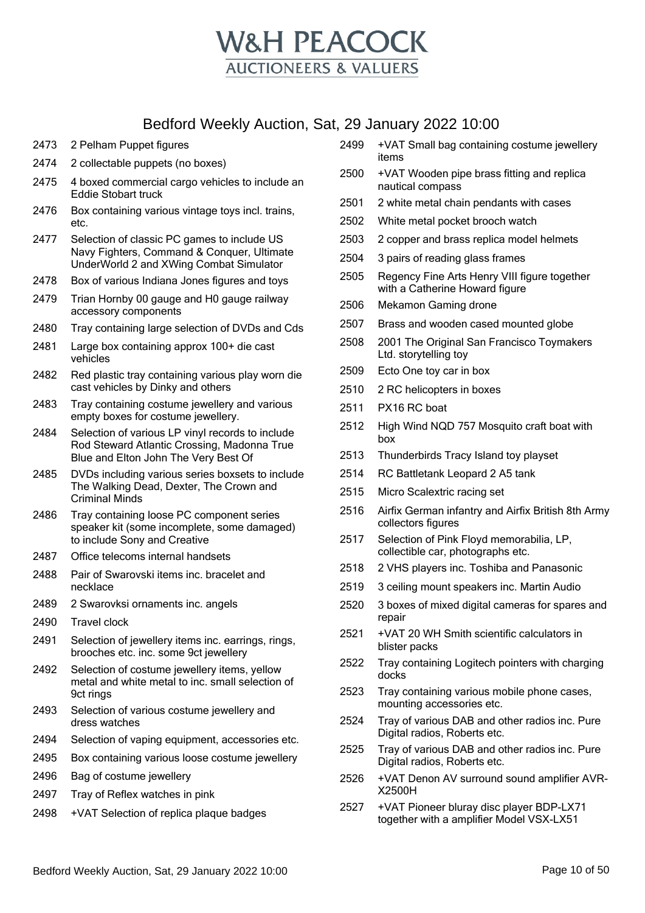# W&H PEACOCK
## AUCTIONEERS & VALUERS

## Bedford Weekly Auction, Sat, 29 January 2022 10:00

| Lot | Description |
|---|---|
| 2473 | 2 Pelham Puppet figures |
| 2474 | 2 collectable puppets (no boxes) |
| 2475 | 4 boxed commercial cargo vehicles to include an Eddie Stobart truck |
| 2476 | Box containing various vintage toys incl. trains, etc. |
| 2477 | Selection of classic PC games to include US Navy Fighters, Command & Conquer, Ultimate UnderWorld 2 and XWing Combat Simulator |
| 2478 | Box of various Indiana Jones figures and toys |
| 2479 | Trian Hornby 00 gauge and H0 gauge railway accessory components |
| 2480 | Tray containing large selection of DVDs and Cds |
| 2481 | Large box containing approx 100+ die cast vehicles |
| 2482 | Red plastic tray containing various play worn die cast vehicles by Dinky and others |
| 2483 | Tray containing costume jewellery and various empty boxes for costume jewellery. |
| 2484 | Selection of various LP vinyl records to include Rod Steward Atlantic Crossing, Madonna True Blue and Elton John The Very Best Of |
| 2485 | DVDs including various series boxsets to include The Walking Dead, Dexter, The Crown and Criminal Minds |
| 2486 | Tray containing loose PC component series speaker kit (some incomplete, some damaged) to include Sony and Creative |
| 2487 | Office telecoms internal handsets |
| 2488 | Pair of Swarovski items inc. bracelet and necklace |
| 2489 | 2 Swarovksi ornaments inc. angels |
| 2490 | Travel clock |
| 2491 | Selection of jewellery items inc. earrings, rings, brooches etc. inc. some 9ct jewellery |
| 2492 | Selection of costume jewellery items, yellow metal and white metal to inc. small selection of 9ct rings |
| 2493 | Selection of various costume jewellery and dress watches |
| 2494 | Selection of vaping equipment, accessories etc. |
| 2495 | Box containing various loose costume jewellery |
| 2496 | Bag of costume jewellery |
| 2497 | Tray of Reflex watches in pink |
| 2498 | +VAT Selection of replica plaque badges |
| 2499 | +VAT Small bag containing costume jewellery items |
| 2500 | +VAT Wooden pipe brass fitting and replica nautical compass |
| 2501 | 2 white metal chain pendants with cases |
| 2502 | White metal pocket brooch watch |
| 2503 | 2 copper and brass replica model helmets |
| 2504 | 3 pairs of reading glass frames |
| 2505 | Regency Fine Arts Henry VIII figure together with a Catherine Howard figure |
| 2506 | Mekamon Gaming drone |
| 2507 | Brass and wooden cased mounted globe |
| 2508 | 2001 The Original San Francisco Toymakers Ltd. storytelling toy |
| 2509 | Ecto One toy car in box |
| 2510 | 2 RC helicopters in boxes |
| 2511 | PX16 RC boat |
| 2512 | High Wind NQD 757 Mosquito craft boat with box |
| 2513 | Thunderbirds Tracy Island toy playset |
| 2514 | RC Battletank Leopard 2 A5 tank |
| 2515 | Micro Scalextric racing set |
| 2516 | Airfix German infantry and Airfix British 8th Army collectors figures |
| 2517 | Selection of Pink Floyd memorabilia, LP, collectible car, photographs etc. |
| 2518 | 2 VHS players inc. Toshiba and Panasonic |
| 2519 | 3 ceiling mount speakers inc. Martin Audio |
| 2520 | 3 boxes of mixed digital cameras for spares and repair |
| 2521 | +VAT 20 WH Smith scientific calculators in blister packs |
| 2522 | Tray containing Logitech pointers with charging docks |
| 2523 | Tray containing various mobile phone cases, mounting accessories etc. |
| 2524 | Tray of various DAB and other radios inc. Pure Digital radios, Roberts etc. |
| 2525 | Tray of various DAB and other radios inc. Pure Digital radios, Roberts etc. |
| 2526 | +VAT Denon AV surround sound amplifier AVR-X2500H |
| 2527 | +VAT Pioneer bluray disc player BDP-LX71 together with a amplifier Model VSX-LX51 |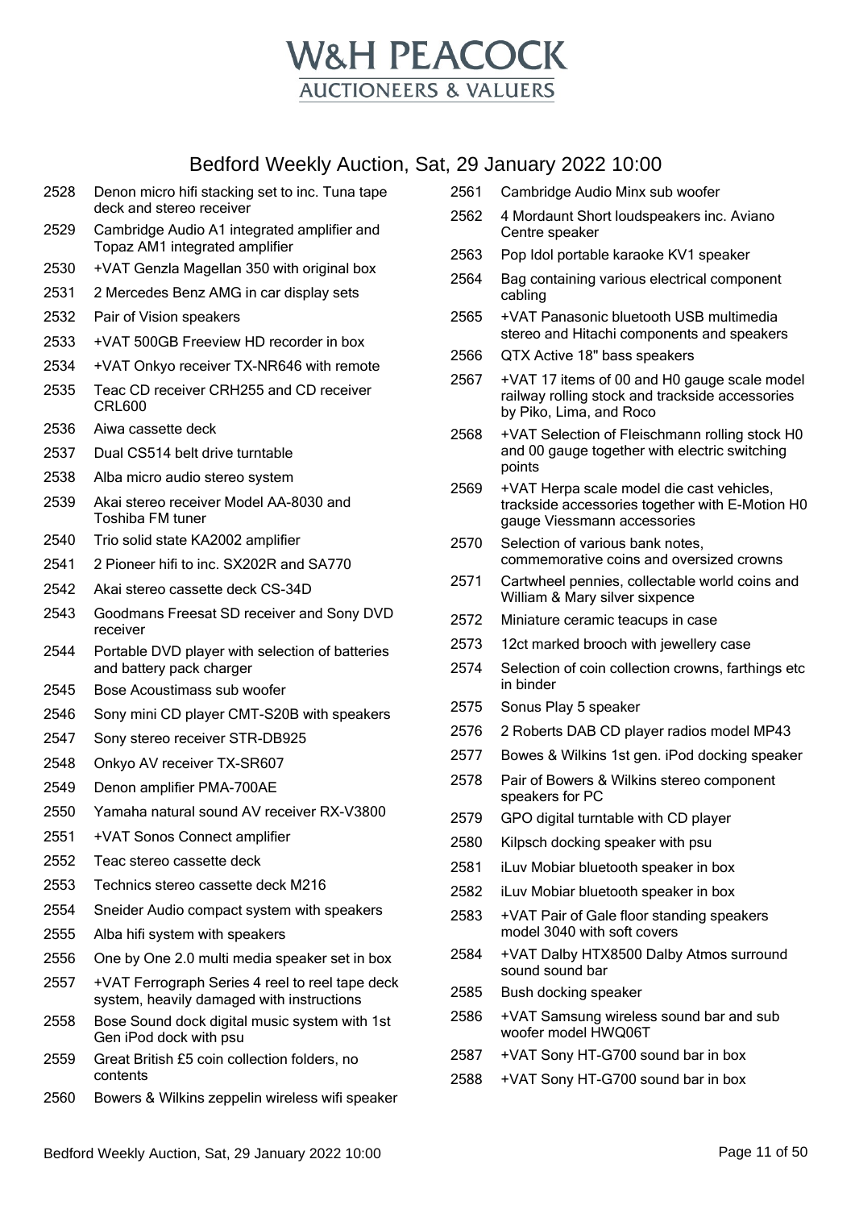# W&H PEACOCK
## AUCTIONEERS & VALUERS

## Bedford Weekly Auction, Sat, 29 January 2022 10:00

| Lot | Description |
|---|---|
| 2528 | Denon micro hifi stacking set to inc. Tuna tape deck and stereo receiver |
| 2529 | Cambridge Audio A1 integrated amplifier and Topaz AM1 integrated amplifier |
| 2530 | +VAT Genzla Magellan 350 with original box |
| 2531 | 2 Mercedes Benz AMG in car display sets |
| 2532 | Pair of Vision speakers |
| 2533 | +VAT 500GB Freeview HD recorder in box |
| 2534 | +VAT Onkyo receiver TX-NR646 with remote |
| 2535 | Teac CD receiver CRH255 and CD receiver CRL600 |
| 2536 | Aiwa cassette deck |
| 2537 | Dual CS514 belt drive turntable |
| 2538 | Alba micro audio stereo system |
| 2539 | Akai stereo receiver Model AA-8030 and Toshiba FM tuner |
| 2540 | Trio solid state KA2002 amplifier |
| 2541 | 2 Pioneer hifi to inc. SX202R and SA770 |
| 2542 | Akai stereo cassette deck CS-34D |
| 2543 | Goodmans Freesat SD receiver and Sony DVD receiver |
| 2544 | Portable DVD player with selection of batteries and battery pack charger |
| 2545 | Bose Acoustimass sub woofer |
| 2546 | Sony mini CD player CMT-S20B with speakers |
| 2547 | Sony stereo receiver STR-DB925 |
| 2548 | Onkyo AV receiver TX-SR607 |
| 2549 | Denon amplifier PMA-700AE |
| 2550 | Yamaha natural sound AV receiver RX-V3800 |
| 2551 | +VAT Sonos Connect amplifier |
| 2552 | Teac stereo cassette deck |
| 2553 | Technics stereo cassette deck M216 |
| 2554 | Sneider Audio compact system with speakers |
| 2555 | Alba hifi system with speakers |
| 2556 | One by One 2.0 multi media speaker set in box |
| 2557 | +VAT Ferrograph Series 4 reel to reel tape deck system, heavily damaged with instructions |
| 2558 | Bose Sound dock digital music system with 1st Gen iPod dock with psu |
| 2559 | Great British £5 coin collection folders, no contents |
| 2560 | Bowers & Wilkins zeppelin wireless wifi speaker |
| 2561 | Cambridge Audio Minx sub woofer |
| 2562 | 4 Mordaunt Short loudspeakers inc. Aviano Centre speaker |
| 2563 | Pop Idol portable karaoke KV1 speaker |
| 2564 | Bag containing various electrical component cabling |
| 2565 | +VAT Panasonic bluetooth USB multimedia stereo and Hitachi components and speakers |
| 2566 | QTX Active 18" bass speakers |
| 2567 | +VAT 17 items of 00 and H0 gauge scale model railway rolling stock and trackside accessories by Piko, Lima, and Roco |
| 2568 | +VAT Selection of Fleischmann rolling stock H0 and 00 gauge together with electric switching points |
| 2569 | +VAT Herpa scale model die cast vehicles, trackside accessories together with E-Motion H0 gauge Viessmann accessories |
| 2570 | Selection of various bank notes, commemorative coins and oversized crowns |
| 2571 | Cartwheel pennies, collectable world coins and William & Mary silver sixpence |
| 2572 | Miniature ceramic teacups in case |
| 2573 | 12ct marked brooch with jewellery case |
| 2574 | Selection of coin collection crowns, farthings etc in binder |
| 2575 | Sonus Play 5 speaker |
| 2576 | 2 Roberts DAB CD player radios model MP43 |
| 2577 | Bowes & Wilkins 1st gen. iPod docking speaker |
| 2578 | Pair of Bowers & Wilkins stereo component speakers for PC |
| 2579 | GPO digital turntable with CD player |
| 2580 | Kilpsch docking speaker with psu |
| 2581 | iLuv Mobiar bluetooth speaker in box |
| 2582 | iLuv Mobiar bluetooth speaker in box |
| 2583 | +VAT Pair of Gale floor standing speakers model 3040 with soft covers |
| 2584 | +VAT Dalby HTX8500 Dalby Atmos surround sound sound bar |
| 2585 | Bush docking speaker |
| 2586 | +VAT Samsung wireless sound bar and sub woofer model HWQ06T |
| 2587 | +VAT Sony HT-G700 sound bar in box |
| 2588 | +VAT Sony HT-G700 sound bar in box |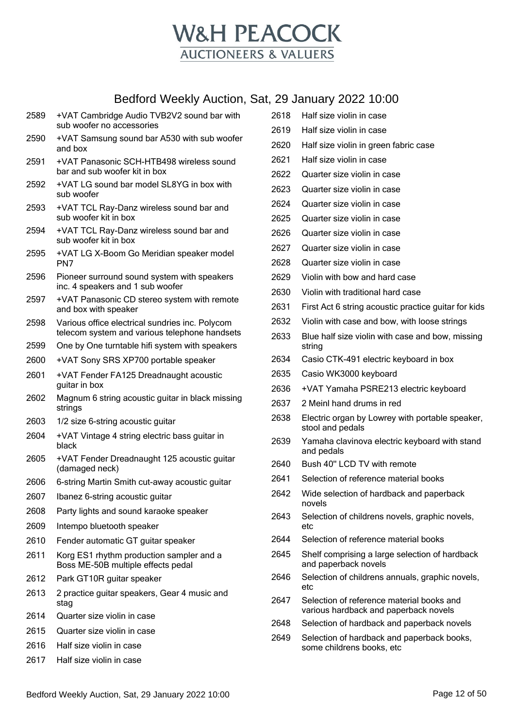# W&H PEACOCK

AUCTIONEERS & VALUERS

## Bedford Weekly Auction, Sat, 29 January 2022 10:00

| Lot | Description |
|---|---|
| 2589 | +VAT Cambridge Audio TVB2V2 sound bar with sub woofer no accessories |
| 2590 | +VAT Samsung sound bar A530 with sub woofer and box |
| 2591 | +VAT Panasonic SCH-HTB498 wireless sound bar and sub woofer kit in box |
| 2592 | +VAT LG sound bar model SL8YG in box with sub woofer |
| 2593 | +VAT TCL Ray-Danz wireless sound bar and sub woofer kit in box |
| 2594 | +VAT TCL Ray-Danz wireless sound bar and sub woofer kit in box |
| 2595 | +VAT LG X-Boom Go Meridian speaker model PN7 |
| 2596 | Pioneer surround sound system with speakers inc. 4 speakers and 1 sub woofer |
| 2597 | +VAT Panasonic CD stereo system with remote and box with speaker |
| 2598 | Various office electrical sundries inc. Polycom telecom system and various telephone handsets |
| 2599 | One by One turntable hifi system with speakers |
| 2600 | +VAT Sony SRS XP700 portable speaker |
| 2601 | +VAT Fender FA125 Dreadnaught acoustic guitar in box |
| 2602 | Magnum 6 string acoustic guitar in black missing strings |
| 2603 | 1/2 size 6-string acoustic guitar |
| 2604 | +VAT Vintage 4 string electric bass guitar in black |
| 2605 | +VAT Fender Dreadnaught 125 acoustic guitar (damaged neck) |
| 2606 | 6-string Martin Smith cut-away acoustic guitar |
| 2607 | Ibanez 6-string acoustic guitar |
| 2608 | Party lights and sound karaoke speaker |
| 2609 | Intempo bluetooth speaker |
| 2610 | Fender automatic GT guitar speaker |
| 2611 | Korg ES1 rhythm production sampler and a Boss ME-50B multiple effects pedal |
| 2612 | Park GT10R guitar speaker |
| 2613 | 2 practice guitar speakers, Gear 4 music and stag |
| 2614 | Quarter size violin in case |
| 2615 | Quarter size violin in case |
| 2616 | Half size violin in case |
| 2617 | Half size violin in case |
| 2618 | Half size violin in case |
| 2619 | Half size violin in case |
| 2620 | Half size violin in green fabric case |
| 2621 | Half size violin in case |
| 2622 | Quarter size violin in case |
| 2623 | Quarter size violin in case |
| 2624 | Quarter size violin in case |
| 2625 | Quarter size violin in case |
| 2626 | Quarter size violin in case |
| 2627 | Quarter size violin in case |
| 2628 | Quarter size violin in case |
| 2629 | Violin with bow and hard case |
| 2630 | Violin with traditional hard case |
| 2631 | First Act 6 string acoustic practice guitar for kids |
| 2632 | Violin with case and bow, with loose strings |
| 2633 | Blue half size violin with case and bow, missing string |
| 2634 | Casio CTK-491 electric keyboard in box |
| 2635 | Casio WK3000 keyboard |
| 2636 | +VAT Yamaha PSRE213 electric keyboard |
| 2637 | 2 Meinl hand drums in red |
| 2638 | Electric organ by Lowrey with portable speaker, stool and pedals |
| 2639 | Yamaha clavinova electric keyboard with stand and pedals |
| 2640 | Bush 40'' LCD TV with remote |
| 2641 | Selection of reference material books |
| 2642 | Wide selection of hardback and paperback novels |
| 2643 | Selection of childrens novels, graphic novels, etc |
| 2644 | Selection of reference material books |
| 2645 | Shelf comprising a large selection of hardback and paperback novels |
| 2646 | Selection of childrens annuals, graphic novels, etc |
| 2647 | Selection of reference material books and various hardback and paperback novels |
| 2648 | Selection of hardback and paperback novels |
| 2649 | Selection of hardback and paperback books, some childrens books, etc |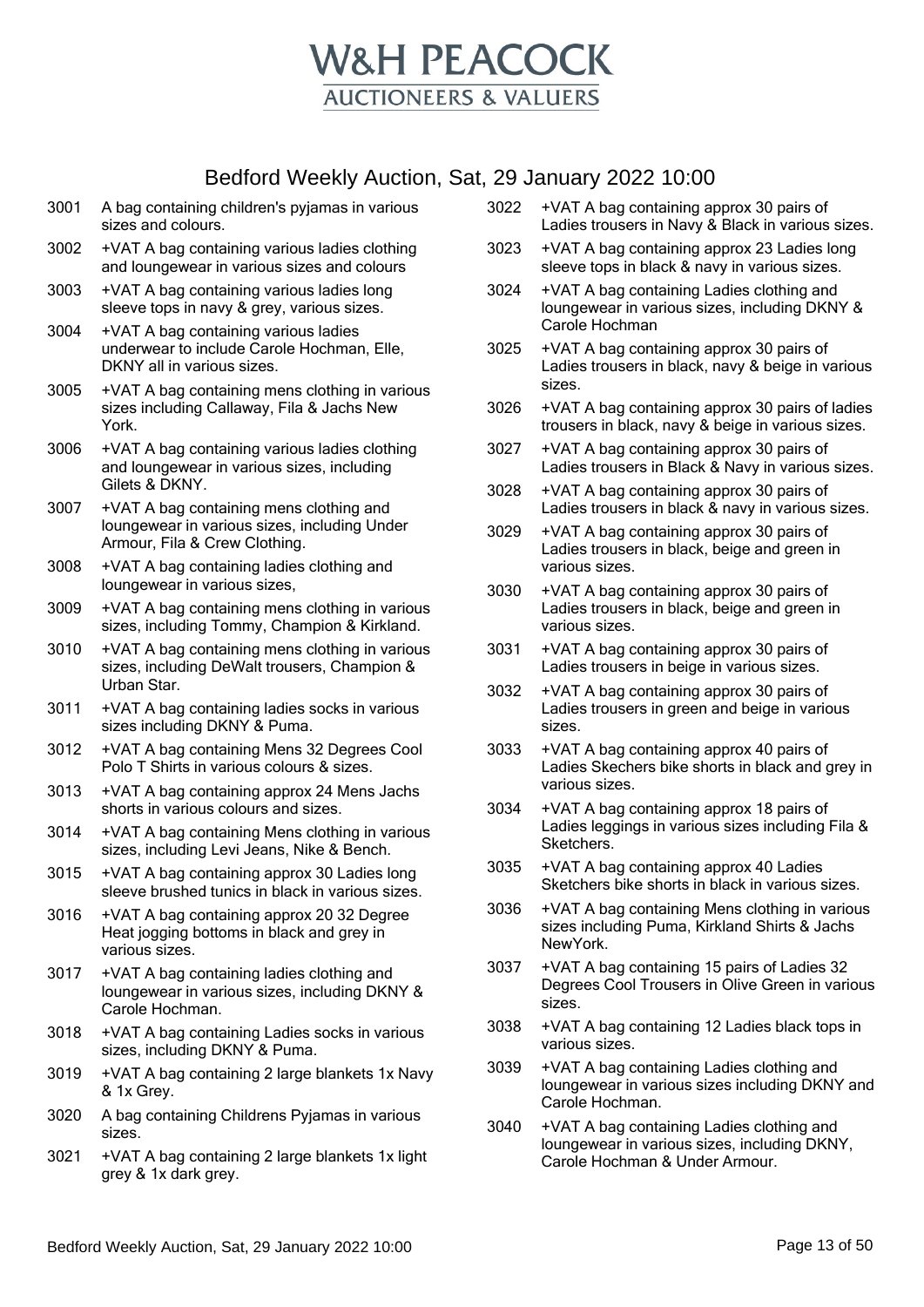# W&H PEACOCK

## AUCTIONEERS & VALUERS

## Bedford Weekly Auction, Sat, 29 January 2022 10:00

3001 A bag containing children's pyjamas in various sizes and colours.

3002 +VAT A bag containing various ladies clothing and loungewear in various sizes and colours

3003 +VAT A bag containing various ladies long sleeve tops in navy & grey, various sizes.

3004 +VAT A bag containing various ladies underwear to include Carole Hochman, Elle, DKNY all in various sizes.

3005 +VAT A bag containing mens clothing in various sizes including Callaway, Fila & Jachs New York.

3006 +VAT A bag containing various ladies clothing and loungewear in various sizes, including Gilets & DKNY.

3007 +VAT A bag containing mens clothing and loungewear in various sizes, including Under Armour, Fila & Crew Clothing.

3008 +VAT A bag containing ladies clothing and loungewear in various sizes,

3009 +VAT A bag containing mens clothing in various sizes, including Tommy, Champion & Kirkland.

3010 +VAT A bag containing mens clothing in various sizes, including DeWalt trousers, Champion & Urban Star.

3011 +VAT A bag containing ladies socks in various sizes including DKNY & Puma.

3012 +VAT A bag containing Mens 32 Degrees Cool Polo T Shirts in various colours & sizes.

3013 +VAT A bag containing approx 24 Mens Jachs shorts in various colours and sizes.

3014 +VAT A bag containing Mens clothing in various sizes, including Levi Jeans, Nike & Bench.

3015 +VAT A bag containing approx 30 Ladies long sleeve brushed tunics in black in various sizes.

3016 +VAT A bag containing approx 20 32 Degree Heat jogging bottoms in black and grey in various sizes.

3017 +VAT A bag containing ladies clothing and loungewear in various sizes, including DKNY & Carole Hochman.

3018 +VAT A bag containing Ladies socks in various sizes, including DKNY & Puma.

3019 +VAT A bag containing 2 large blankets 1x Navy & 1x Grey.

3020 A bag containing Childrens Pyjamas in various sizes.

3021 +VAT A bag containing 2 large blankets 1x light grey & 1x dark grey.

3022 +VAT A bag containing approx 30 pairs of Ladies trousers in Navy & Black in various sizes.

3023 +VAT A bag containing approx 23 Ladies long sleeve tops in black & navy in various sizes.

3024 +VAT A bag containing Ladies clothing and loungewear in various sizes, including DKNY & Carole Hochman

3025 +VAT A bag containing approx 30 pairs of Ladies trousers in black, navy & beige in various sizes.

3026 +VAT A bag containing approx 30 pairs of ladies trousers in black, navy & beige in various sizes.

3027 +VAT A bag containing approx 30 pairs of Ladies trousers in Black & Navy in various sizes.

3028 +VAT A bag containing approx 30 pairs of Ladies trousers in black & navy in various sizes.

3029 +VAT A bag containing approx 30 pairs of Ladies trousers in black, beige and green in various sizes.

3030 +VAT A bag containing approx 30 pairs of Ladies trousers in black, beige and green in various sizes.

3031 +VAT A bag containing approx 30 pairs of Ladies trousers in beige in various sizes.

3032 +VAT A bag containing approx 30 pairs of Ladies trousers in green and beige in various sizes.

3033 +VAT A bag containing approx 40 pairs of Ladies Skechers bike shorts in black and grey in various sizes.

3034 +VAT A bag containing approx 18 pairs of Ladies leggings in various sizes including Fila & Sketchers.

3035 +VAT A bag containing approx 40 Ladies Sketchers bike shorts in black in various sizes.

3036 +VAT A bag containing Mens clothing in various sizes including Puma, Kirkland Shirts & Jachs NewYork.

3037 +VAT A bag containing 15 pairs of Ladies 32 Degrees Cool Trousers in Olive Green in various sizes.

3038 +VAT A bag containing 12 Ladies black tops in various sizes.

3039 +VAT A bag containing Ladies clothing and loungewear in various sizes including DKNY and Carole Hochman.

3040 +VAT A bag containing Ladies clothing and loungewear in various sizes, including DKNY, Carole Hochman & Under Armour.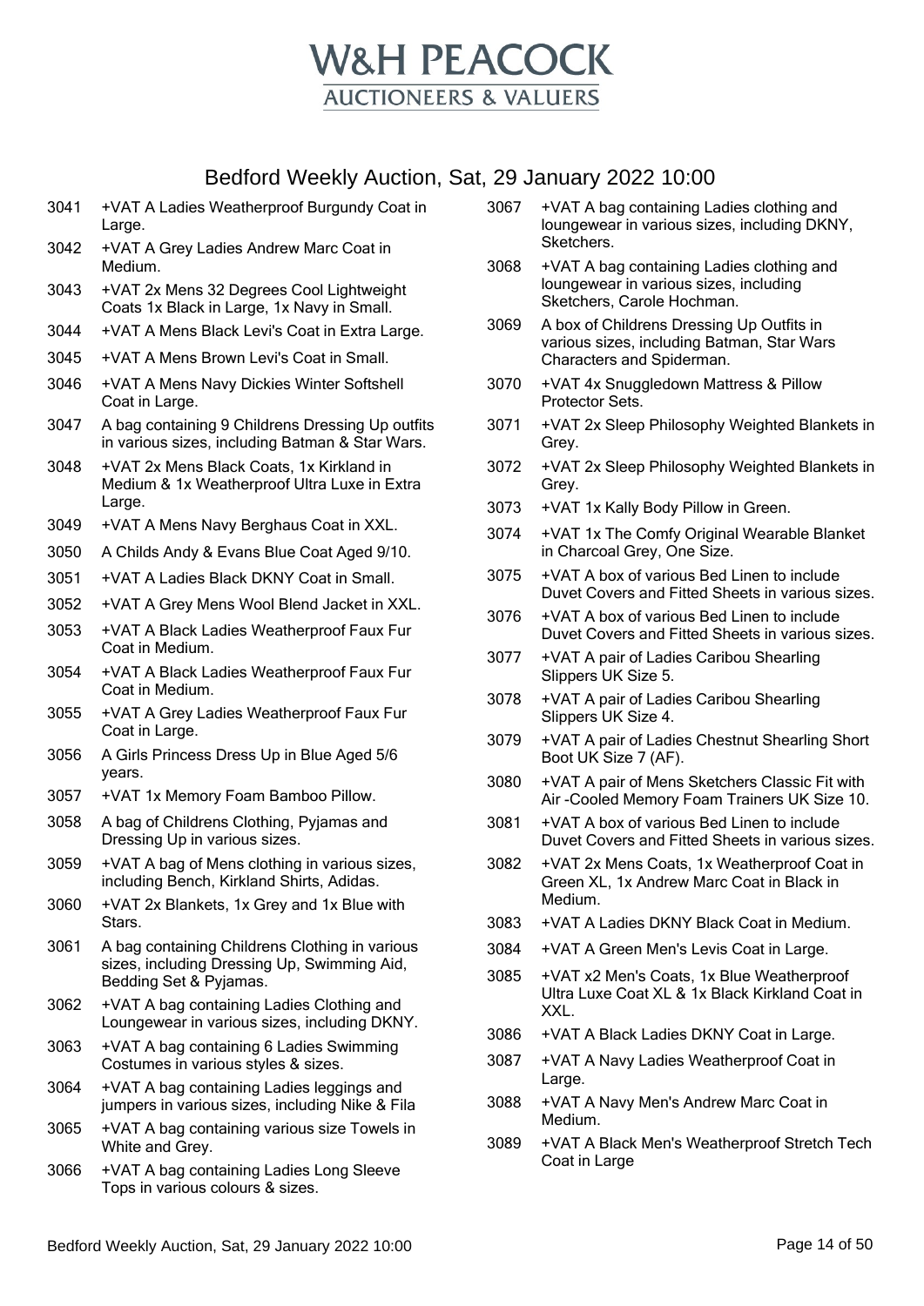# W&H PEACOCK

AUCTIONEERS & VALUERS

## Bedford Weekly Auction, Sat, 29 January 2022 10:00

3041 +VAT A Ladies Weatherproof Burgundy Coat in Large.

3042 +VAT A Grey Ladies Andrew Marc Coat in Medium.

3043 +VAT 2x Mens 32 Degrees Cool Lightweight Coats 1x Black in Large, 1x Navy in Small.

3044 +VAT A Mens Black Levi's Coat in Extra Large.

3045 +VAT A Mens Brown Levi's Coat in Small.

3046 +VAT A Mens Navy Dickies Winter Softshell Coat in Large.

3047 A bag containing 9 Childrens Dressing Up outfits in various sizes, including Batman & Star Wars.

3048 +VAT 2x Mens Black Coats, 1x Kirkland in Medium & 1x Weatherproof Ultra Luxe in Extra Large.

3049 +VAT A Mens Navy Berghaus Coat in XXL.

3050 A Childs Andy & Evans Blue Coat Aged 9/10.

3051 +VAT A Ladies Black DKNY Coat in Small.

3052 +VAT A Grey Mens Wool Blend Jacket in XXL.

3053 +VAT A Black Ladies Weatherproof Faux Fur Coat in Medium.

3054 +VAT A Black Ladies Weatherproof Faux Fur Coat in Medium.

3055 +VAT A Grey Ladies Weatherproof Faux Fur Coat in Large.

3056 A Girls Princess Dress Up in Blue Aged 5/6 years.

3057 +VAT 1x Memory Foam Bamboo Pillow.

3058 A bag of Childrens Clothing, Pyjamas and Dressing Up in various sizes.

3059 +VAT A bag of Mens clothing in various sizes, including Bench, Kirkland Shirts, Adidas.

3060 +VAT 2x Blankets, 1x Grey and 1x Blue with Stars.

3061 A bag containing Childrens Clothing in various sizes, including Dressing Up, Swimming Aid, Bedding Set & Pyjamas.

3062 +VAT A bag containing Ladies Clothing and Loungewear in various sizes, including DKNY.

3063 +VAT A bag containing 6 Ladies Swimming Costumes in various styles & sizes.

3064 +VAT A bag containing Ladies leggings and jumpers in various sizes, including Nike & Fila

3065 +VAT A bag containing various size Towels in White and Grey.

3066 +VAT A bag containing Ladies Long Sleeve Tops in various colours & sizes.

3067 +VAT A bag containing Ladies clothing and loungewear in various sizes, including DKNY, Sketchers.

3068 +VAT A bag containing Ladies clothing and loungewear in various sizes, including Sketchers, Carole Hochman.

3069 A box of Childrens Dressing Up Outfits in various sizes, including Batman, Star Wars Characters and Spiderman.

3070 +VAT 4x Snuggledown Mattress & Pillow Protector Sets.

3071 +VAT 2x Sleep Philosophy Weighted Blankets in Grey.

3072 +VAT 2x Sleep Philosophy Weighted Blankets in Grey.

3073 +VAT 1x Kally Body Pillow in Green.

3074 +VAT 1x The Comfy Original Wearable Blanket in Charcoal Grey, One Size.

3075 +VAT A box of various Bed Linen to include Duvet Covers and Fitted Sheets in various sizes.

3076 +VAT A box of various Bed Linen to include Duvet Covers and Fitted Sheets in various sizes.

3077 +VAT A pair of Ladies Caribou Shearling Slippers UK Size 5.

3078 +VAT A pair of Ladies Caribou Shearling Slippers UK Size 4.

3079 +VAT A pair of Ladies Chestnut Shearling Short Boot UK Size 7 (AF).

3080 +VAT A pair of Mens Sketchers Classic Fit with Air -Cooled Memory Foam Trainers UK Size 10.

3081 +VAT A box of various Bed Linen to include Duvet Covers and Fitted Sheets in various sizes.

3082 +VAT 2x Mens Coats, 1x Weatherproof Coat in Green XL, 1x Andrew Marc Coat in Black in Medium.

3083 +VAT A Ladies DKNY Black Coat in Medium.

3084 +VAT A Green Men's Levis Coat in Large.

3085 +VAT x2 Men's Coats, 1x Blue Weatherproof Ultra Luxe Coat XL & 1x Black Kirkland Coat in XXL.

3086 +VAT A Black Ladies DKNY Coat in Large.

3087 +VAT A Navy Ladies Weatherproof Coat in Large.

3088 +VAT A Navy Men's Andrew Marc Coat in Medium.

3089 +VAT A Black Men's Weatherproof Stretch Tech Coat in Large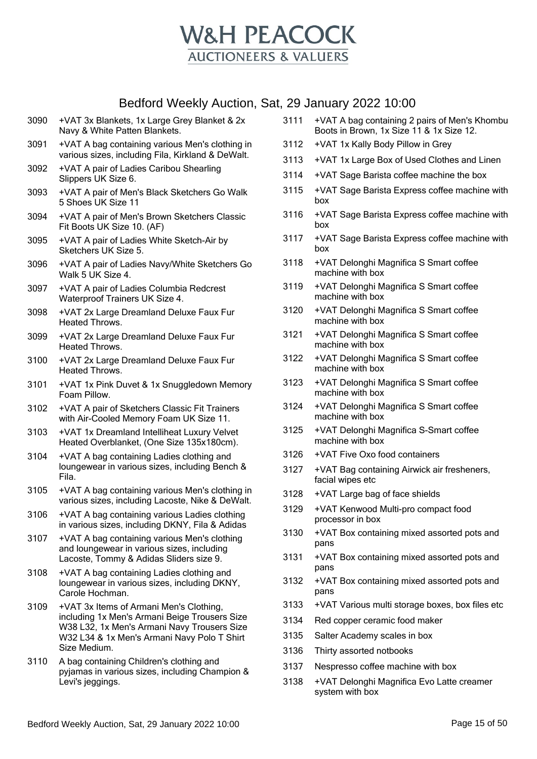# W&H PEACOCK
## AUCTIONEERS & VALUERS

## Bedford Weekly Auction, Sat, 29 January 2022 10:00

3090 +VAT 3x Blankets, 1x Large Grey Blanket & 2x Navy & White Patten Blankets.

3091 +VAT A bag containing various Men's clothing in various sizes, including Fila, Kirkland & DeWalt.

3092 +VAT A pair of Ladies Caribou Shearling Slippers UK Size 6.

3093 +VAT A pair of Men's Black Sketchers Go Walk 5 Shoes UK Size 11

3094 +VAT A pair of Men's Brown Sketchers Classic Fit Boots UK Size 10. (AF)

3095 +VAT A pair of Ladies White Sketch-Air by Sketchers UK Size 5.

3096 +VAT A pair of Ladies Navy/White Sketchers Go Walk 5 UK Size 4.

3097 +VAT A pair of Ladies Columbia Redcrest Waterproof Trainers UK Size 4.

3098 +VAT 2x Large Dreamland Deluxe Faux Fur Heated Throws.

3099 +VAT 2x Large Dreamland Deluxe Faux Fur Heated Throws.

3100 +VAT 2x Large Dreamland Deluxe Faux Fur Heated Throws.

3101 +VAT 1x Pink Duvet & 1x Snuggledown Memory Foam Pillow.

3102 +VAT A pair of Sketchers Classic Fit Trainers with Air-Cooled Memory Foam UK Size 11.

3103 +VAT 1x Dreamland Intelliheat Luxury Velvet Heated Overblanket, (One Size 135x180cm).

3104 +VAT A bag containing Ladies clothing and loungewear in various sizes, including Bench & Fila.

3105 +VAT A bag containing various Men's clothing in various sizes, including Lacoste, Nike & DeWalt.

3106 +VAT A bag containing various Ladies clothing in various sizes, including DKNY, Fila & Adidas

3107 +VAT A bag containing various Men's clothing and loungewear in various sizes, including Lacoste, Tommy & Adidas Sliders size 9.

3108 +VAT A bag containing Ladies clothing and loungewear in various sizes, including DKNY, Carole Hochman.

3109 +VAT 3x Items of Armani Men's Clothing, including 1x Men's Armani Beige Trousers Size W38 L32, 1x Men's Armani Navy Trousers Size W32 L34 & 1x Men's Armani Navy Polo T Shirt Size Medium.

3110 A bag containing Children's clothing and pyjamas in various sizes, including Champion & Levi's jeggings.

3111 +VAT A bag containing 2 pairs of Men's Khombu Boots in Brown, 1x Size 11 & 1x Size 12.

3112 +VAT 1x Kally Body Pillow in Grey

3113 +VAT 1x Large Box of Used Clothes and Linen

3114 +VAT Sage Barista coffee machine the box

3115 +VAT Sage Barista Express coffee machine with box

3116 +VAT Sage Barista Express coffee machine with box

3117 +VAT Sage Barista Express coffee machine with box

3118 +VAT Delonghi Magnifica S Smart coffee machine with box

3119 +VAT Delonghi Magnifica S Smart coffee machine with box

3120 +VAT Delonghi Magnifica S Smart coffee machine with box

3121 +VAT Delonghi Magnifica S Smart coffee machine with box

3122 +VAT Delonghi Magnifica S Smart coffee machine with box

3123 +VAT Delonghi Magnifica S Smart coffee machine with box

3124 +VAT Delonghi Magnifica S Smart coffee machine with box

3125 +VAT Delonghi Magnifica S-Smart coffee machine with box

3126 +VAT Five Oxo food containers

3127 +VAT Bag containing Airwick air fresheners, facial wipes etc

3128 +VAT Large bag of face shields

3129 +VAT Kenwood Multi-pro compact food processor in box

3130 +VAT Box containing mixed assorted pots and pans

3131 +VAT Box containing mixed assorted pots and pans

3132 +VAT Box containing mixed assorted pots and pans

3133 +VAT Various multi storage boxes, box files etc

3134 Red copper ceramic food maker

3135 Salter Academy scales in box

3136 Thirty assorted notbooks

3137 Nespresso coffee machine with box

3138 +VAT Delonghi Magnifica Evo Latte creamer system with box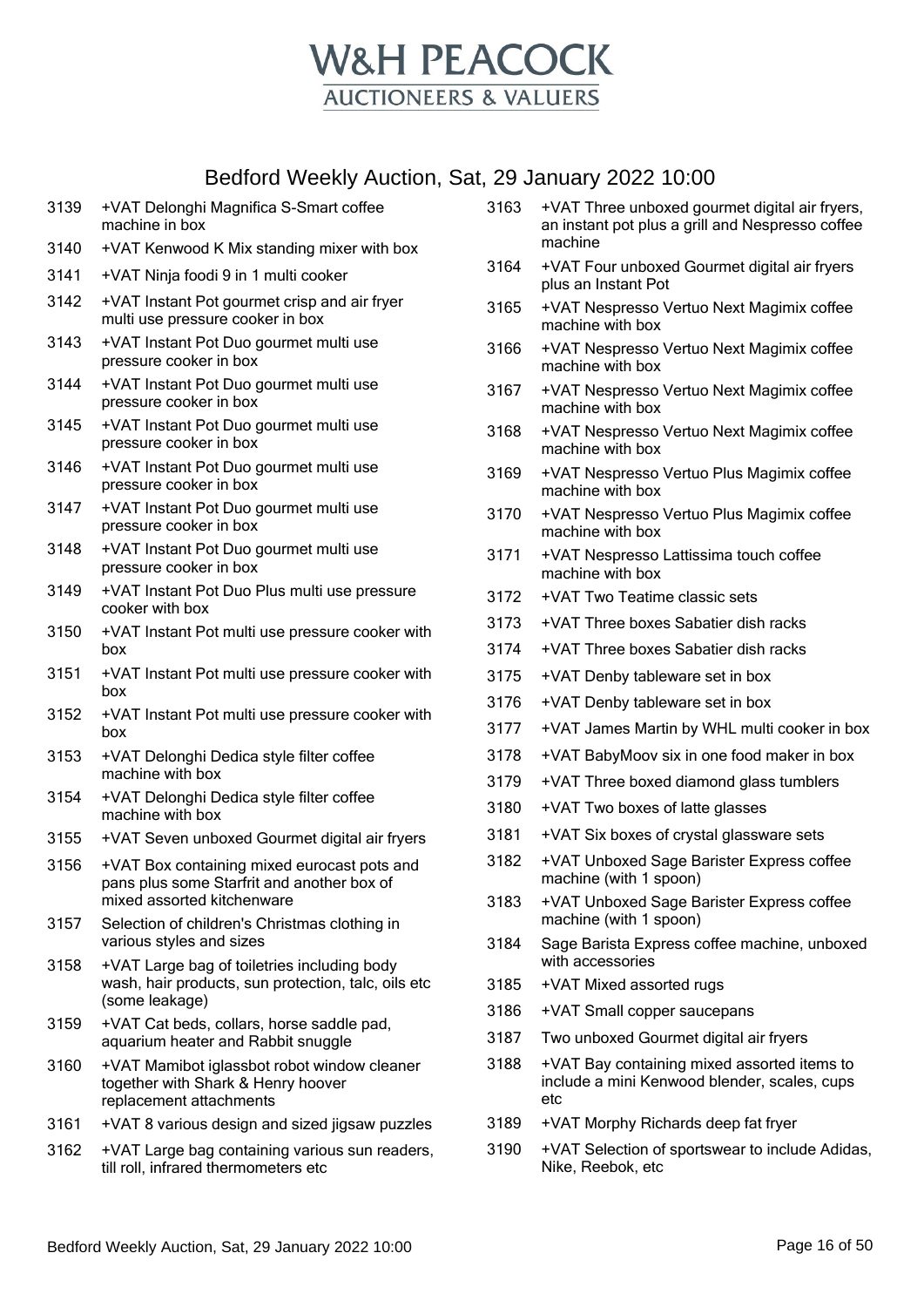# W&H PEACOCK

AUCTIONEERS & VALUERS

## Bedford Weekly Auction, Sat, 29 January 2022 10:00

3139 +VAT Delonghi Magnifica S-Smart coffee machine in box

3140 +VAT Kenwood K Mix standing mixer with box

3141 +VAT Ninja foodi 9 in 1 multi cooker

3142 +VAT Instant Pot gourmet crisp and air fryer multi use pressure cooker in box

3143 +VAT Instant Pot Duo gourmet multi use pressure cooker in box

3144 +VAT Instant Pot Duo gourmet multi use pressure cooker in box

3145 +VAT Instant Pot Duo gourmet multi use pressure cooker in box

3146 +VAT Instant Pot Duo gourmet multi use pressure cooker in box

3147 +VAT Instant Pot Duo gourmet multi use pressure cooker in box

3148 +VAT Instant Pot Duo gourmet multi use pressure cooker in box

3149 +VAT Instant Pot Duo Plus multi use pressure cooker with box

3150 +VAT Instant Pot multi use pressure cooker with box

3151 +VAT Instant Pot multi use pressure cooker with box

3152 +VAT Instant Pot multi use pressure cooker with box

3153 +VAT Delonghi Dedica style filter coffee machine with box

3154 +VAT Delonghi Dedica style filter coffee machine with box

3155 +VAT Seven unboxed Gourmet digital air fryers

3156 +VAT Box containing mixed eurocast pots and pans plus some Starfrit and another box of mixed assorted kitchenware

3157 Selection of children's Christmas clothing in various styles and sizes

3158 +VAT Large bag of toiletries including body wash, hair products, sun protection, talc, oils etc (some leakage)

3159 +VAT Cat beds, collars, horse saddle pad, aquarium heater and Rabbit snuggle

3160 +VAT Mamibot iglassbot robot window cleaner together with Shark & Henry hoover replacement attachments

3161 +VAT 8 various design and sized jigsaw puzzles

3162 +VAT Large bag containing various sun readers, till roll, infrared thermometers etc

3163 +VAT Three unboxed gourmet digital air fryers, an instant pot plus a grill and Nespresso coffee machine

3164 +VAT Four unboxed Gourmet digital air fryers plus an Instant Pot

3165 +VAT Nespresso Vertuo Next Magimix coffee machine with box

3166 +VAT Nespresso Vertuo Next Magimix coffee machine with box

3167 +VAT Nespresso Vertuo Next Magimix coffee machine with box

3168 +VAT Nespresso Vertuo Next Magimix coffee machine with box

3169 +VAT Nespresso Vertuo Plus Magimix coffee machine with box

3170 +VAT Nespresso Vertuo Plus Magimix coffee machine with box

3171 +VAT Nespresso Lattissima touch coffee machine with box

3172 +VAT Two Teatime classic sets

3173 +VAT Three boxes Sabatier dish racks

3174 +VAT Three boxes Sabatier dish racks

3175 +VAT Denby tableware set in box

3176 +VAT Denby tableware set in box

3177 +VAT James Martin by WHL multi cooker in box

3178 +VAT BabyMoov six in one food maker in box

3179 +VAT Three boxed diamond glass tumblers

3180 +VAT Two boxes of latte glasses

3181 +VAT Six boxes of crystal glassware sets

3182 +VAT Unboxed Sage Barister Express coffee machine (with 1 spoon)

3183 +VAT Unboxed Sage Barister Express coffee machine (with 1 spoon)

3184 Sage Barista Express coffee machine, unboxed with accessories

3185 +VAT Mixed assorted rugs

3186 +VAT Small copper saucepans

3187 Two unboxed Gourmet digital air fryers

3188 +VAT Bay containing mixed assorted items to include a mini Kenwood blender, scales, cups etc

3189 +VAT Morphy Richards deep fat fryer

3190 +VAT Selection of sportswear to include Adidas, Nike, Reebok, etc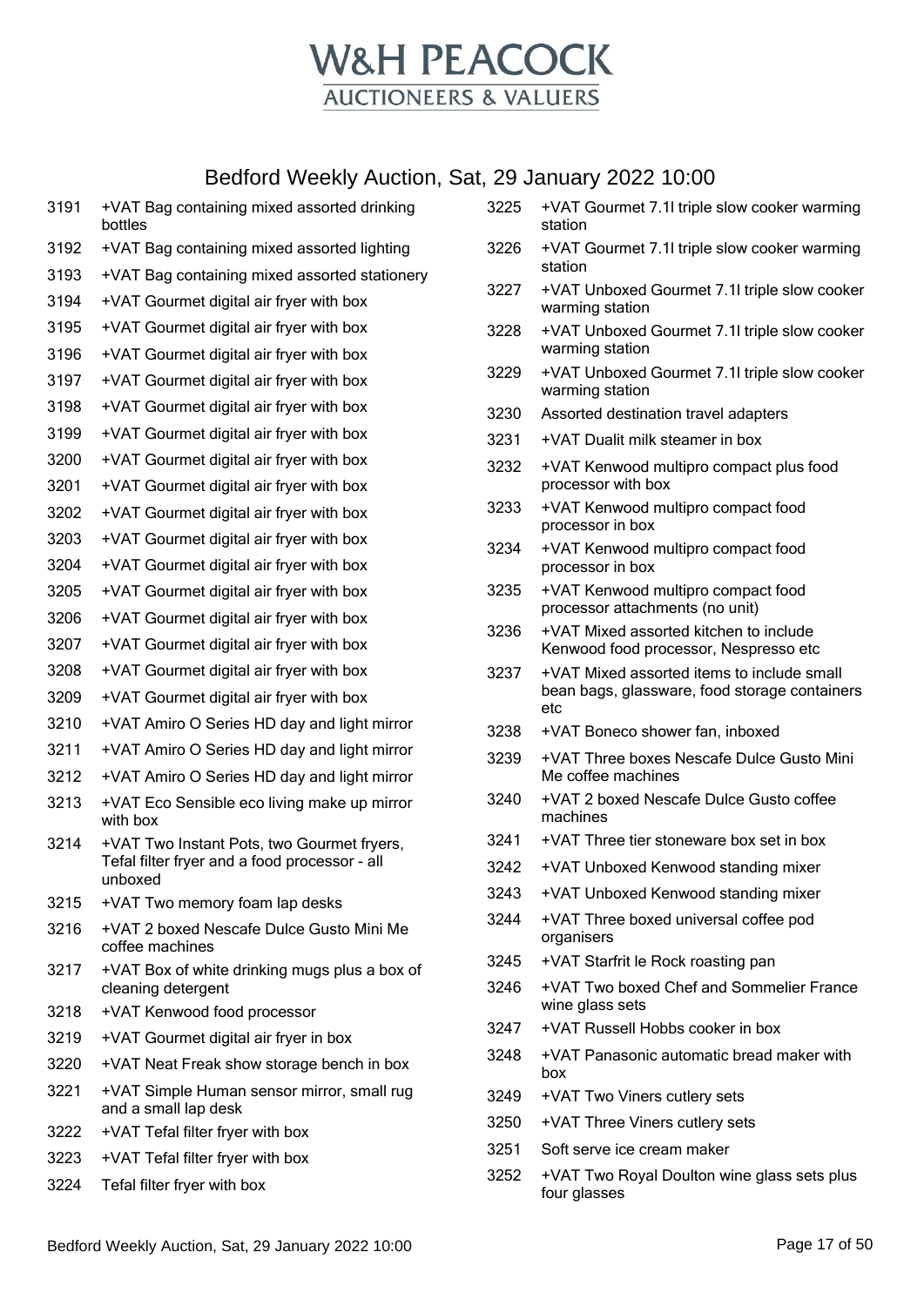# W&H PEACOCK

AUCTIONEERS & VALUERS

## Bedford Weekly Auction, Sat, 29 January 2022 10:00

| Lot | Description |
|---|---|
| 3191 | +VAT Bag containing mixed assorted drinking bottles |
| 3192 | +VAT Bag containing mixed assorted lighting |
| 3193 | +VAT Bag containing mixed assorted stationery |
| 3194 | +VAT Gourmet digital air fryer with box |
| 3195 | +VAT Gourmet digital air fryer with box |
| 3196 | +VAT Gourmet digital air fryer with box |
| 3197 | +VAT Gourmet digital air fryer with box |
| 3198 | +VAT Gourmet digital air fryer with box |
| 3199 | +VAT Gourmet digital air fryer with box |
| 3200 | +VAT Gourmet digital air fryer with box |
| 3201 | +VAT Gourmet digital air fryer with box |
| 3202 | +VAT Gourmet digital air fryer with box |
| 3203 | +VAT Gourmet digital air fryer with box |
| 3204 | +VAT Gourmet digital air fryer with box |
| 3205 | +VAT Gourmet digital air fryer with box |
| 3206 | +VAT Gourmet digital air fryer with box |
| 3207 | +VAT Gourmet digital air fryer with box |
| 3208 | +VAT Gourmet digital air fryer with box |
| 3209 | +VAT Gourmet digital air fryer with box |
| 3210 | +VAT Amiro O Series HD day and light mirror |
| 3211 | +VAT Amiro O Series HD day and light mirror |
| 3212 | +VAT Amiro O Series HD day and light mirror |
| 3213 | +VAT Eco Sensible eco living make up mirror with box |
| 3214 | +VAT Two Instant Pots, two Gourmet fryers, Tefal filter fryer and a food processor - all unboxed |
| 3215 | +VAT Two memory foam lap desks |
| 3216 | +VAT 2 boxed Nescafe Dulce Gusto Mini Me coffee machines |
| 3217 | +VAT Box of white drinking mugs plus a box of cleaning detergent |
| 3218 | +VAT Kenwood food processor |
| 3219 | +VAT Gourmet digital air fryer in box |
| 3220 | +VAT Neat Freak show storage bench in box |
| 3221 | +VAT Simple Human sensor mirror, small rug and a small lap desk |
| 3222 | +VAT Tefal filter fryer with box |
| 3223 | +VAT Tefal filter fryer with box |
| 3224 | Tefal filter fryer with box |
| 3225 | +VAT Gourmet 7.1l triple slow cooker warming station |
| 3226 | +VAT Gourmet 7.1l triple slow cooker warming station |
| 3227 | +VAT Unboxed Gourmet 7.1l triple slow cooker warming station |
| 3228 | +VAT Unboxed Gourmet 7.1l triple slow cooker warming station |
| 3229 | +VAT Unboxed Gourmet 7.1l triple slow cooker warming station |
| 3230 | Assorted destination travel adapters |
| 3231 | +VAT Dualit milk steamer in box |
| 3232 | +VAT Kenwood multipro compact plus food processor with box |
| 3233 | +VAT Kenwood multipro compact food processor in box |
| 3234 | +VAT Kenwood multipro compact food processor in box |
| 3235 | +VAT Kenwood multipro compact food processor attachments (no unit) |
| 3236 | +VAT Mixed assorted kitchen to include Kenwood food processor, Nespresso etc |
| 3237 | +VAT Mixed assorted items to include small bean bags, glassware, food storage containers etc |
| 3238 | +VAT Boneco shower fan, inboxed |
| 3239 | +VAT Three boxes Nescafe Dulce Gusto Mini Me coffee machines |
| 3240 | +VAT 2 boxed Nescafe Dulce Gusto coffee machines |
| 3241 | +VAT Three tier stoneware box set in box |
| 3242 | +VAT Unboxed Kenwood standing mixer |
| 3243 | +VAT Unboxed Kenwood standing mixer |
| 3244 | +VAT Three boxed universal coffee pod organisers |
| 3245 | +VAT Starfrit le Rock roasting pan |
| 3246 | +VAT Two boxed Chef and Sommelier France wine glass sets |
| 3247 | +VAT Russell Hobbs cooker in box |
| 3248 | +VAT Panasonic automatic bread maker with box |
| 3249 | +VAT Two Viners cutlery sets |
| 3250 | +VAT Three Viners cutlery sets |
| 3251 | Soft serve ice cream maker |
| 3252 | +VAT Two Royal Doulton wine glass sets plus four glasses |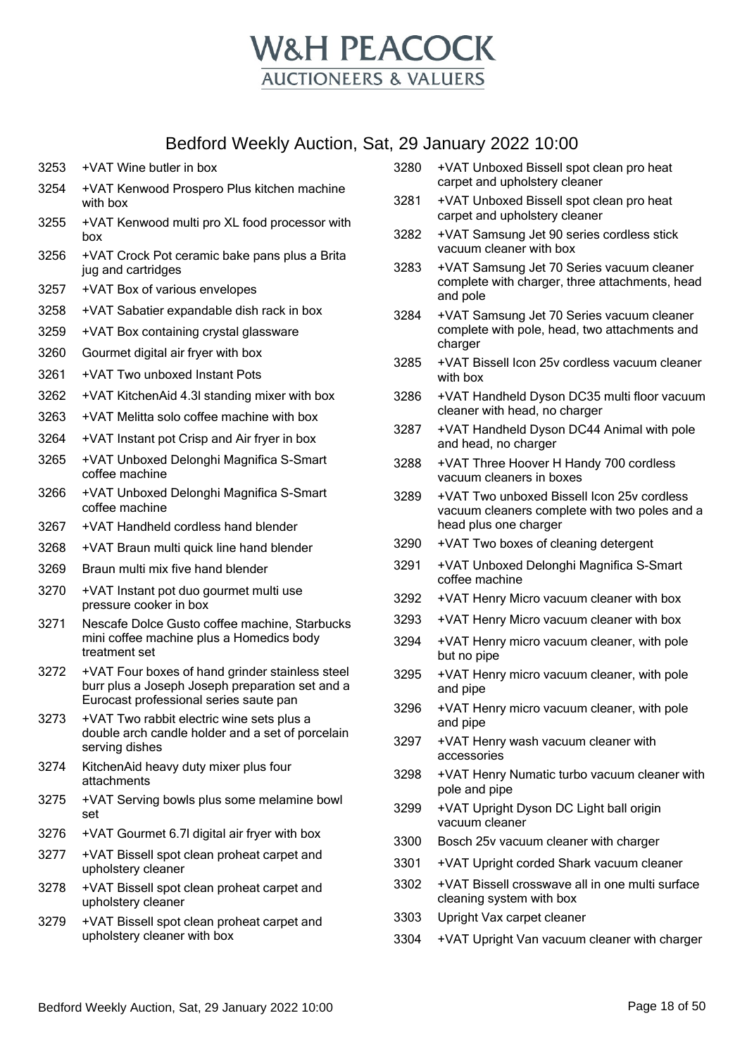# W&H PEACOCK
## AUCTIONEERS & VALUERS

## Bedford Weekly Auction, Sat, 29 January 2022 10:00

| Lot | Description |
|---|---|
| 3253 | +VAT Wine butler in box |
| 3254 | +VAT Kenwood Prospero Plus kitchen machine with box |
| 3255 | +VAT Kenwood multi pro XL food processor with box |
| 3256 | +VAT Crock Pot ceramic bake pans plus a Brita jug and cartridges |
| 3257 | +VAT Box of various envelopes |
| 3258 | +VAT Sabatier expandable dish rack in box |
| 3259 | +VAT Box containing crystal glassware |
| 3260 | Gourmet digital air fryer with box |
| 3261 | +VAT Two unboxed Instant Pots |
| 3262 | +VAT KitchenAid 4.3l standing mixer with box |
| 3263 | +VAT Melitta solo coffee machine with box |
| 3264 | +VAT Instant pot Crisp and Air fryer in box |
| 3265 | +VAT Unboxed Delonghi Magnifica S-Smart coffee machine |
| 3266 | +VAT Unboxed Delonghi Magnifica S-Smart coffee machine |
| 3267 | +VAT Handheld cordless hand blender |
| 3268 | +VAT Braun multi quick line hand blender |
| 3269 | Braun multi mix five hand blender |
| 3270 | +VAT Instant pot duo gourmet multi use pressure cooker in box |
| 3271 | Nescafe Dolce Gusto coffee machine, Starbucks mini coffee machine plus a Homedics body treatment set |
| 3272 | +VAT Four boxes of hand grinder stainless steel burr plus a Joseph Joseph preparation set and a Eurocast professional series saute pan |
| 3273 | +VAT Two rabbit electric wine sets plus a double arch candle holder and a set of porcelain serving dishes |
| 3274 | KitchenAid heavy duty mixer plus four attachments |
| 3275 | +VAT Serving bowls plus some melamine bowl set |
| 3276 | +VAT Gourmet 6.7l digital air fryer with box |
| 3277 | +VAT Bissell spot clean proheat carpet and upholstery cleaner |
| 3278 | +VAT Bissell spot clean proheat carpet and upholstery cleaner |
| 3279 | +VAT Bissell spot clean proheat carpet and upholstery cleaner with box |
| 3280 | +VAT Unboxed Bissell spot clean pro heat carpet and upholstery cleaner |
| 3281 | +VAT Unboxed Bissell spot clean pro heat carpet and upholstery cleaner |
| 3282 | +VAT Samsung Jet 90 series cordless stick vacuum cleaner with box |
| 3283 | +VAT Samsung Jet 70 Series vacuum cleaner complete with charger, three attachments, head and pole |
| 3284 | +VAT Samsung Jet 70 Series vacuum cleaner complete with pole, head, two attachments and charger |
| 3285 | +VAT Bissell Icon 25v cordless vacuum cleaner with box |
| 3286 | +VAT Handheld Dyson DC35 multi floor vacuum cleaner with head, no charger |
| 3287 | +VAT Handheld Dyson DC44 Animal with pole and head, no charger |
| 3288 | +VAT Three Hoover H Handy 700 cordless vacuum cleaners in boxes |
| 3289 | +VAT Two unboxed Bissell Icon 25v cordless vacuum cleaners complete with two poles and a head plus one charger |
| 3290 | +VAT Two boxes of cleaning detergent |
| 3291 | +VAT Unboxed Delonghi Magnifica S-Smart coffee machine |
| 3292 | +VAT Henry Micro vacuum cleaner with box |
| 3293 | +VAT Henry Micro vacuum cleaner with box |
| 3294 | +VAT Henry micro vacuum cleaner, with pole but no pipe |
| 3295 | +VAT Henry micro vacuum cleaner, with pole and pipe |
| 3296 | +VAT Henry micro vacuum cleaner, with pole and pipe |
| 3297 | +VAT Henry wash vacuum cleaner with accessories |
| 3298 | +VAT Henry Numatic turbo vacuum cleaner with pole and pipe |
| 3299 | +VAT Upright Dyson DC Light ball origin vacuum cleaner |
| 3300 | Bosch 25v vacuum cleaner with charger |
| 3301 | +VAT Upright corded Shark vacuum cleaner |
| 3302 | +VAT Bissell crosswave all in one multi surface cleaning system with box |
| 3303 | Upright Vax carpet cleaner |
| 3304 | +VAT Upright Van vacuum cleaner with charger |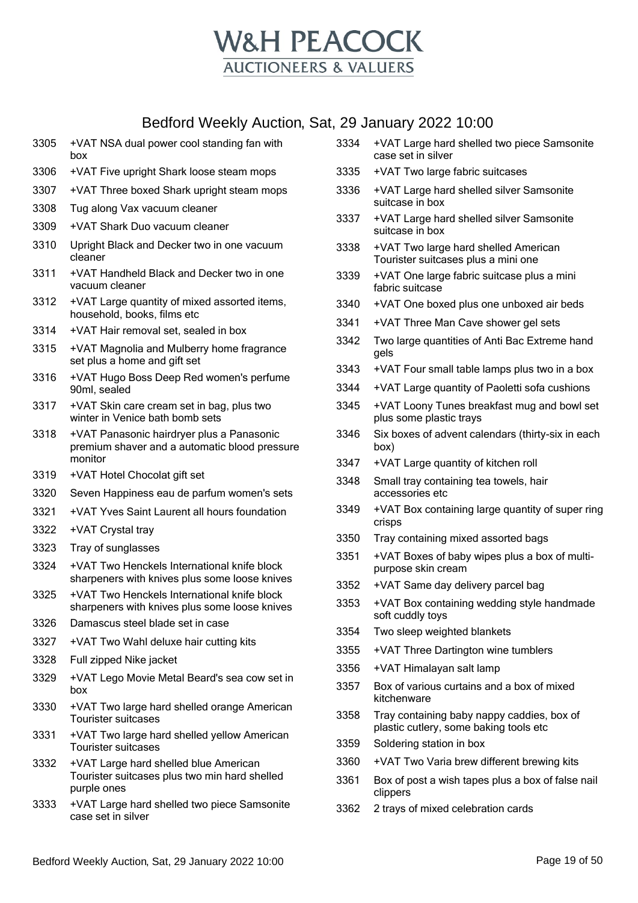# W&H PEACOCK

AUCTIONEERS & VALUERS

## Bedford Weekly Auction, Sat, 29 January 2022 10:00

| Lot | Description |
|---|---|
| 3305 | +VAT NSA dual power cool standing fan with box |
| 3306 | +VAT Five upright Shark loose steam mops |
| 3307 | +VAT Three boxed Shark upright steam mops |
| 3308 | Tug along Vax vacuum cleaner |
| 3309 | +VAT Shark Duo vacuum cleaner |
| 3310 | Upright Black and Decker two in one vacuum cleaner |
| 3311 | +VAT Handheld Black and Decker two in one vacuum cleaner |
| 3312 | +VAT Large quantity of mixed assorted items, household, books, films etc |
| 3314 | +VAT Hair removal set, sealed in box |
| 3315 | +VAT Magnolia and Mulberry home fragrance set plus a home and gift set |
| 3316 | +VAT Hugo Boss Deep Red women's perfume 90ml, sealed |
| 3317 | +VAT Skin care cream set in bag, plus two winter in Venice bath bomb sets |
| 3318 | +VAT Panasonic hairdryer plus a Panasonic premium shaver and a automatic blood pressure monitor |
| 3319 | +VAT Hotel Chocolat gift set |
| 3320 | Seven Happiness eau de parfum women's sets |
| 3321 | +VAT Yves Saint Laurent all hours foundation |
| 3322 | +VAT Crystal tray |
| 3323 | Tray of sunglasses |
| 3324 | +VAT Two Henckels International knife block sharpeners with knives plus some loose knives |
| 3325 | +VAT Two Henckels International knife block sharpeners with knives plus some loose knives |
| 3326 | Damascus steel blade set in case |
| 3327 | +VAT Two Wahl deluxe hair cutting kits |
| 3328 | Full zipped Nike jacket |
| 3329 | +VAT Lego Movie Metal Beard's sea cow set in box |
| 3330 | +VAT Two large hard shelled orange American Tourister suitcases |
| 3331 | +VAT Two large hard shelled yellow American Tourister suitcases |
| 3332 | +VAT Large hard shelled blue American Tourister suitcases plus two min hard shelled purple ones |
| 3333 | +VAT Large hard shelled two piece Samsonite case set in silver |
| 3334 | +VAT Large hard shelled two piece Samsonite case set in silver |
| 3335 | +VAT Two large fabric suitcases |
| 3336 | +VAT Large hard shelled silver Samsonite suitcase in box |
| 3337 | +VAT Large hard shelled silver Samsonite suitcase in box |
| 3338 | +VAT Two large hard shelled American Tourister suitcases plus a mini one |
| 3339 | +VAT One large fabric suitcase plus a mini fabric suitcase |
| 3340 | +VAT One boxed plus one unboxed air beds |
| 3341 | +VAT Three Man Cave shower gel sets |
| 3342 | Two large quantities of Anti Bac Extreme hand gels |
| 3343 | +VAT Four small table lamps plus two in a box |
| 3344 | +VAT Large quantity of Paoletti sofa cushions |
| 3345 | +VAT Loony Tunes breakfast mug and bowl set plus some plastic trays |
| 3346 | Six boxes of advent calendars (thirty-six in each box) |
| 3347 | +VAT Large quantity of kitchen roll |
| 3348 | Small tray containing tea towels, hair accessories etc |
| 3349 | +VAT Box containing large quantity of super ring crisps |
| 3350 | Tray containing mixed assorted bags |
| 3351 | +VAT Boxes of baby wipes plus a box of multi-purpose skin cream |
| 3352 | +VAT Same day delivery parcel bag |
| 3353 | +VAT Box containing wedding style handmade soft cuddly toys |
| 3354 | Two sleep weighted blankets |
| 3355 | +VAT Three Dartington wine tumblers |
| 3356 | +VAT Himalayan salt lamp |
| 3357 | Box of various curtains and a box of mixed kitchenware |
| 3358 | Tray containing baby nappy caddies, box of plastic cutlery, some baking tools etc |
| 3359 | Soldering station in box |
| 3360 | +VAT Two Varia brew different brewing kits |
| 3361 | Box of post a wish tapes plus a box of false nail clippers |
| 3362 | 2 trays of mixed celebration cards |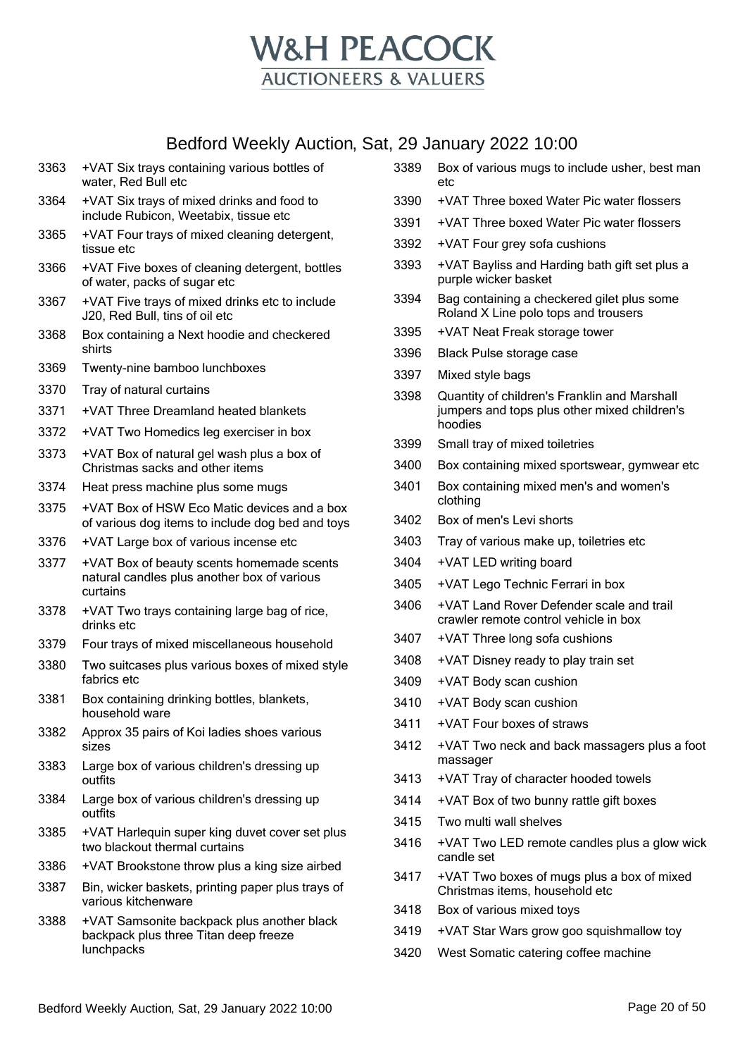# W&H PEACOCK
## AUCTIONEERS & VALUERS

## Bedford Weekly Auction, Sat, 29 January 2022 10:00

| Lot | Description |
|---|---|
| 3363 | +VAT Six trays containing various bottles of water, Red Bull etc |
| 3364 | +VAT Six trays of mixed drinks and food to include Rubicon, Weetabix, tissue etc |
| 3365 | +VAT Four trays of mixed cleaning detergent, tissue etc |
| 3366 | +VAT Five boxes of cleaning detergent, bottles of water, packs of sugar etc |
| 3367 | +VAT Five trays of mixed drinks etc to include J20, Red Bull, tins of oil etc |
| 3368 | Box containing a Next hoodie and checkered shirts |
| 3369 | Twenty-nine bamboo lunchboxes |
| 3370 | Tray of natural curtains |
| 3371 | +VAT Three Dreamland heated blankets |
| 3372 | +VAT Two Homedics leg exerciser in box |
| 3373 | +VAT Box of natural gel wash plus a box of Christmas sacks and other items |
| 3374 | Heat press machine plus some mugs |
| 3375 | +VAT Box of HSW Eco Matic devices and a box of various dog items to include dog bed and toys |
| 3376 | +VAT Large box of various incense etc |
| 3377 | +VAT Box of beauty scents homemade scents natural candles plus another box of various curtains |
| 3378 | +VAT Two trays containing large bag of rice, drinks etc |
| 3379 | Four trays of mixed miscellaneous household |
| 3380 | Two suitcases plus various boxes of mixed style fabrics etc |
| 3381 | Box containing drinking bottles, blankets, household ware |
| 3382 | Approx 35 pairs of Koi ladies shoes various sizes |
| 3383 | Large box of various children's dressing up outfits |
| 3384 | Large box of various children's dressing up outfits |
| 3385 | +VAT Harlequin super king duvet cover set plus two blackout thermal curtains |
| 3386 | +VAT Brookstone throw plus a king size airbed |
| 3387 | Bin, wicker baskets, printing paper plus trays of various kitchenware |
| 3388 | +VAT Samsonite backpack plus another black backpack plus three Titan deep freeze lunchpacks |
| 3389 | Box of various mugs to include usher, best man etc |
| 3390 | +VAT Three boxed Water Pic water flossers |
| 3391 | +VAT Three boxed Water Pic water flossers |
| 3392 | +VAT Four grey sofa cushions |
| 3393 | +VAT Bayliss and Harding bath gift set plus a purple wicker basket |
| 3394 | Bag containing a checkered gilet plus some Roland X Line polo tops and trousers |
| 3395 | +VAT Neat Freak storage tower |
| 3396 | Black Pulse storage case |
| 3397 | Mixed style bags |
| 3398 | Quantity of children's Franklin and Marshall jumpers and tops plus other mixed children's hoodies |
| 3399 | Small tray of mixed toiletries |
| 3400 | Box containing mixed sportswear, gymwear etc |
| 3401 | Box containing mixed men's and women's clothing |
| 3402 | Box of men's Levi shorts |
| 3403 | Tray of various make up, toiletries etc |
| 3404 | +VAT LED writing board |
| 3405 | +VAT Lego Technic Ferrari in box |
| 3406 | +VAT Land Rover Defender scale and trail crawler remote control vehicle in box |
| 3407 | +VAT Three long sofa cushions |
| 3408 | +VAT Disney ready to play train set |
| 3409 | +VAT Body scan cushion |
| 3410 | +VAT Body scan cushion |
| 3411 | +VAT Four boxes of straws |
| 3412 | +VAT Two neck and back massagers plus a foot massager |
| 3413 | +VAT Tray of character hooded towels |
| 3414 | +VAT Box of two bunny rattle gift boxes |
| 3415 | Two multi wall shelves |
| 3416 | +VAT Two LED remote candles plus a glow wick candle set |
| 3417 | +VAT Two boxes of mugs plus a box of mixed Christmas items, household etc |
| 3418 | Box of various mixed toys |
| 3419 | +VAT Star Wars grow goo squishmallow toy |
| 3420 | West Somatic catering coffee machine |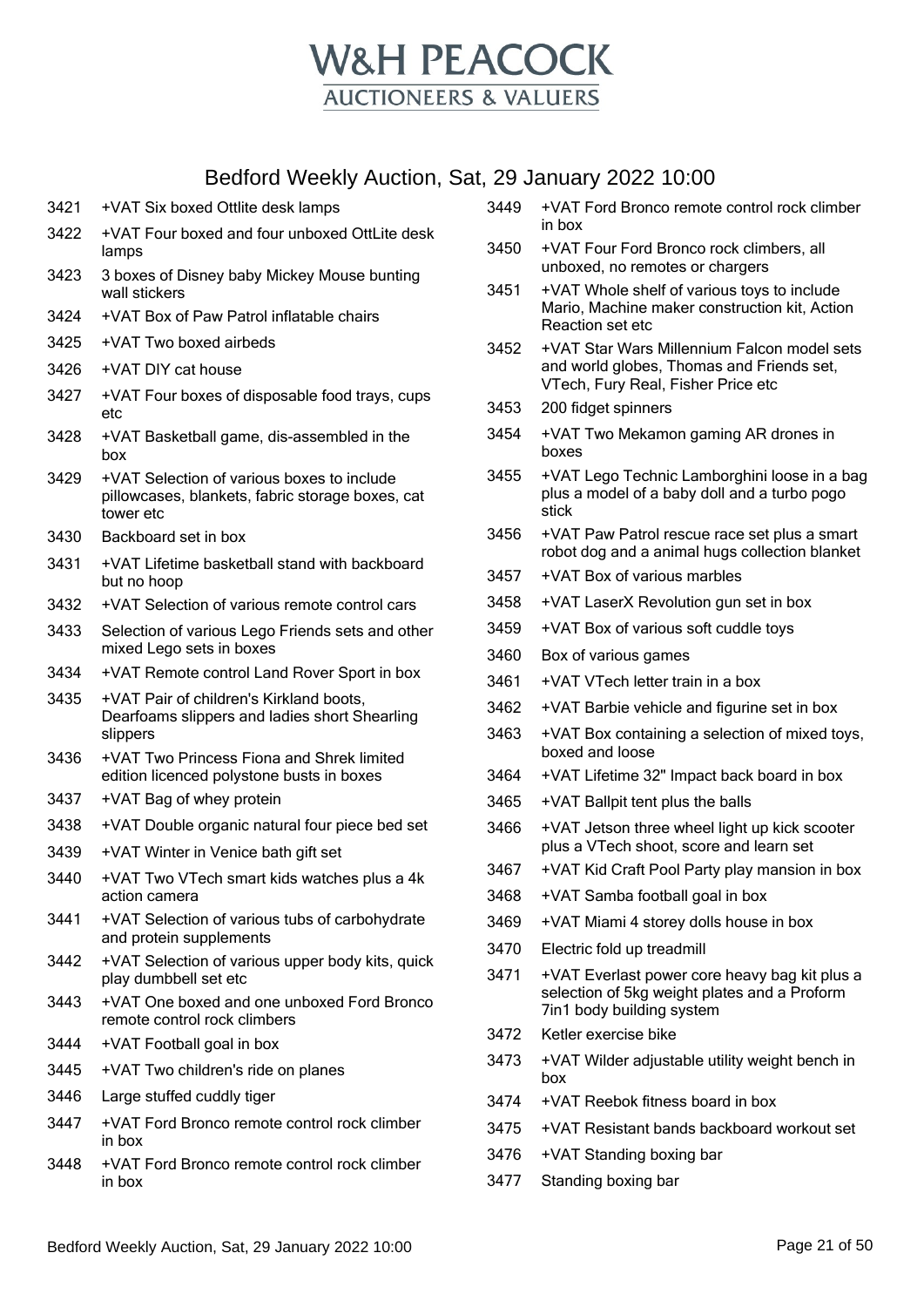# W&H PEACOCK
## AUCTIONEERS & VALUERS

## Bedford Weekly Auction, Sat, 29 January 2022 10:00

| Lot | Description |
|---|---|
| 3421 | +VAT Six boxed Ottlite desk lamps |
| 3422 | +VAT Four boxed and four unboxed OttLite desk lamps |
| 3423 | 3 boxes of Disney baby Mickey Mouse bunting wall stickers |
| 3424 | +VAT Box of Paw Patrol inflatable chairs |
| 3425 | +VAT Two boxed airbeds |
| 3426 | +VAT DIY cat house |
| 3427 | +VAT Four boxes of disposable food trays, cups etc |
| 3428 | +VAT Basketball game, dis-assembled in the box |
| 3429 | +VAT Selection of various boxes to include pillowcases, blankets, fabric storage boxes, cat tower etc |
| 3430 | Backboard set in box |
| 3431 | +VAT Lifetime basketball stand with backboard but no hoop |
| 3432 | +VAT Selection of various remote control cars |
| 3433 | Selection of various Lego Friends sets and other mixed Lego sets in boxes |
| 3434 | +VAT Remote control Land Rover Sport in box |
| 3435 | +VAT Pair of children's Kirkland boots, Dearfoams slippers and ladies short Shearling slippers |
| 3436 | +VAT Two Princess Fiona and Shrek limited edition licenced polystone busts in boxes |
| 3437 | +VAT Bag of whey protein |
| 3438 | +VAT Double organic natural four piece bed set |
| 3439 | +VAT Winter in Venice bath gift set |
| 3440 | +VAT Two VTech smart kids watches plus a 4k action camera |
| 3441 | +VAT Selection of various tubs of carbohydrate and protein supplements |
| 3442 | +VAT Selection of various upper body kits, quick play dumbbell set etc |
| 3443 | +VAT One boxed and one unboxed Ford Bronco remote control rock climbers |
| 3444 | +VAT Football goal in box |
| 3445 | +VAT Two children's ride on planes |
| 3446 | Large stuffed cuddly tiger |
| 3447 | +VAT Ford Bronco remote control rock climber in box |
| 3448 | +VAT Ford Bronco remote control rock climber in box |
| 3449 | +VAT Ford Bronco remote control rock climber in box |
| 3450 | +VAT Four Ford Bronco rock climbers, all unboxed, no remotes or chargers |
| 3451 | +VAT Whole shelf of various toys to include Mario, Machine maker construction kit, Action Reaction set etc |
| 3452 | +VAT Star Wars Millennium Falcon model sets and world globes, Thomas and Friends set, VTech, Fury Real, Fisher Price etc |
| 3453 | 200 fidget spinners |
| 3454 | +VAT Two Mekamon gaming AR drones in boxes |
| 3455 | +VAT Lego Technic Lamborghini loose in a bag plus a model of a baby doll and a turbo pogo stick |
| 3456 | +VAT Paw Patrol rescue race set plus a smart robot dog and a animal hugs collection blanket |
| 3457 | +VAT Box of various marbles |
| 3458 | +VAT LaserX Revolution gun set in box |
| 3459 | +VAT Box of various soft cuddle toys |
| 3460 | Box of various games |
| 3461 | +VAT VTech letter train in a box |
| 3462 | +VAT Barbie vehicle and figurine set in box |
| 3463 | +VAT Box containing a selection of mixed toys, boxed and loose |
| 3464 | +VAT Lifetime 32" Impact back board in box |
| 3465 | +VAT Ballpit tent plus the balls |
| 3466 | +VAT Jetson three wheel light up kick scooter plus a VTech shoot, score and learn set |
| 3467 | +VAT Kid Craft Pool Party play mansion in box |
| 3468 | +VAT Samba football goal in box |
| 3469 | +VAT Miami 4 storey dolls house in box |
| 3470 | Electric fold up treadmill |
| 3471 | +VAT Everlast power core heavy bag kit plus a selection of 5kg weight plates and a Proform 7in1 body building system |
| 3472 | Ketler exercise bike |
| 3473 | +VAT Wilder adjustable utility weight bench in box |
| 3474 | +VAT Reebok fitness board in box |
| 3475 | +VAT Resistant bands backboard workout set |
| 3476 | +VAT Standing boxing bar |
| 3477 | Standing boxing bar |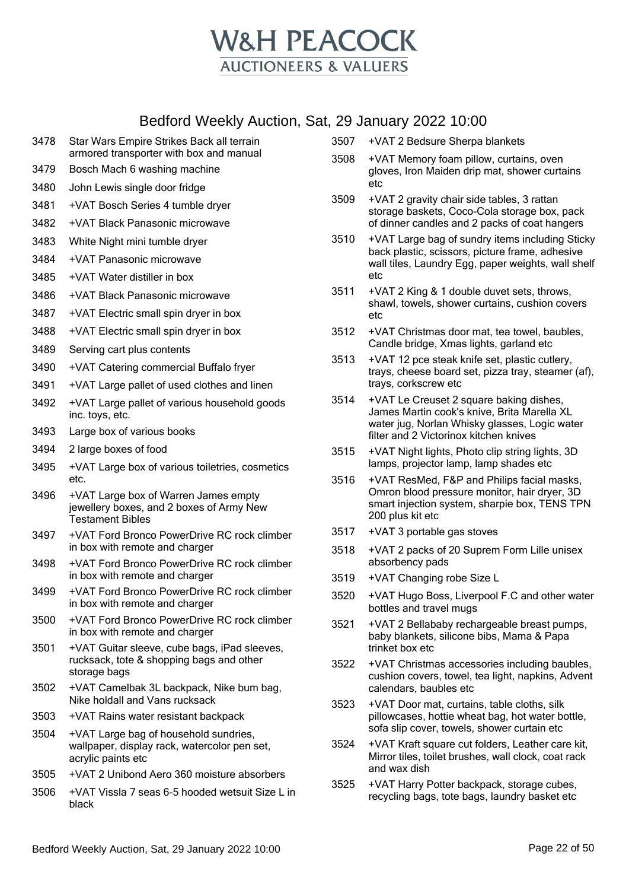# W&H PEACOCK

## AUCTIONEERS & VALUERS

## Bedford Weekly Auction, Sat, 29 January 2022 10:00

| Lot | Description |
|---|---|
| 3478 | Star Wars Empire Strikes Back all terrain armored transporter with box and manual |
| 3479 | Bosch Mach 6 washing machine |
| 3480 | John Lewis single door fridge |
| 3481 | +VAT Bosch Series 4 tumble dryer |
| 3482 | +VAT Black Panasonic microwave |
| 3483 | White Night mini tumble dryer |
| 3484 | +VAT Panasonic microwave |
| 3485 | +VAT Water distiller in box |
| 3486 | +VAT Black Panasonic microwave |
| 3487 | +VAT Electric small spin dryer in box |
| 3488 | +VAT Electric small spin dryer in box |
| 3489 | Serving cart plus contents |
| 3490 | +VAT Catering commercial Buffalo fryer |
| 3491 | +VAT Large pallet of used clothes and linen |
| 3492 | +VAT Large pallet of various household goods inc. toys, etc. |
| 3493 | Large box of various books |
| 3494 | 2 large boxes of food |
| 3495 | +VAT Large box of various toiletries, cosmetics etc. |
| 3496 | +VAT Large box of Warren James empty jewellery boxes, and 2 boxes of Army New Testament Bibles |
| 3497 | +VAT Ford Bronco PowerDrive RC rock climber in box with remote and charger |
| 3498 | +VAT Ford Bronco PowerDrive RC rock climber in box with remote and charger |
| 3499 | +VAT Ford Bronco PowerDrive RC rock climber in box with remote and charger |
| 3500 | +VAT Ford Bronco PowerDrive RC rock climber in box with remote and charger |
| 3501 | +VAT Guitar sleeve, cube bags, iPad sleeves, rucksack, tote & shopping bags and other storage bags |
| 3502 | +VAT Camelbak 3L backpack, Nike bum bag, Nike holdall and Vans rucksack |
| 3503 | +VAT Rains water resistant backpack |
| 3504 | +VAT Large bag of household sundries, wallpaper, display rack, watercolor pen set, acrylic paints etc |
| 3505 | +VAT 2 Unibond Aero 360 moisture absorbers |
| 3506 | +VAT Vissla 7 seas 6-5 hooded wetsuit Size L in black |
| 3507 | +VAT 2 Bedsure Sherpa blankets |
| 3508 | +VAT Memory foam pillow, curtains, oven gloves, Iron Maiden drip mat, shower curtains etc |
| 3509 | +VAT 2 gravity chair side tables, 3 rattan storage baskets, Coco-Cola storage box, pack of dinner candles and 2 packs of coat hangers |
| 3510 | +VAT Large bag of sundry items including Sticky back plastic, scissors, picture frame, adhesive wall tiles, Laundry Egg, paper weights, wall shelf etc |
| 3511 | +VAT 2 King & 1 double duvet sets, throws, shawl, towels, shower curtains, cushion covers etc |
| 3512 | +VAT Christmas door mat, tea towel, baubles, Candle bridge, Xmas lights, garland etc |
| 3513 | +VAT 12 pce steak knife set, plastic cutlery, trays, cheese board set, pizza tray, steamer (af), trays, corkscrew etc |
| 3514 | +VAT Le Creuset 2 square baking dishes, James Martin cook's knive, Brita Marella XL water jug, Norlan Whisky glasses, Logic water filter and 2 Victorinox kitchen knives |
| 3515 | +VAT Night lights, Photo clip string lights, 3D lamps, projector lamp, lamp shades etc |
| 3516 | +VAT ResMed, F&P and Philips facial masks, Omron blood pressure monitor, hair dryer, 3D smart injection system, sharpie box, TENS TPN 200 plus kit etc |
| 3517 | +VAT 3 portable gas stoves |
| 3518 | +VAT 2 packs of 20 Suprem Form Lille unisex absorbency pads |
| 3519 | +VAT Changing robe Size L |
| 3520 | +VAT Hugo Boss, Liverpool F.C and other water bottles and travel mugs |
| 3521 | +VAT 2 Bellababy rechargeable breast pumps, baby blankets, silicone bibs, Mama & Papa trinket box etc |
| 3522 | +VAT Christmas accessories including baubles, cushion covers, towel, tea light, napkins, Advent calendars, baubles etc |
| 3523 | +VAT Door mat, curtains, table cloths, silk pillowcases, hottie wheat bag, hot water bottle, sofa slip cover, towels, shower curtain etc |
| 3524 | +VAT Kraft square cut folders, Leather care kit, Mirror tiles, toilet brushes, wall clock, coat rack and wax dish |
| 3525 | +VAT Harry Potter backpack, storage cubes, recycling bags, tote bags, laundry basket etc |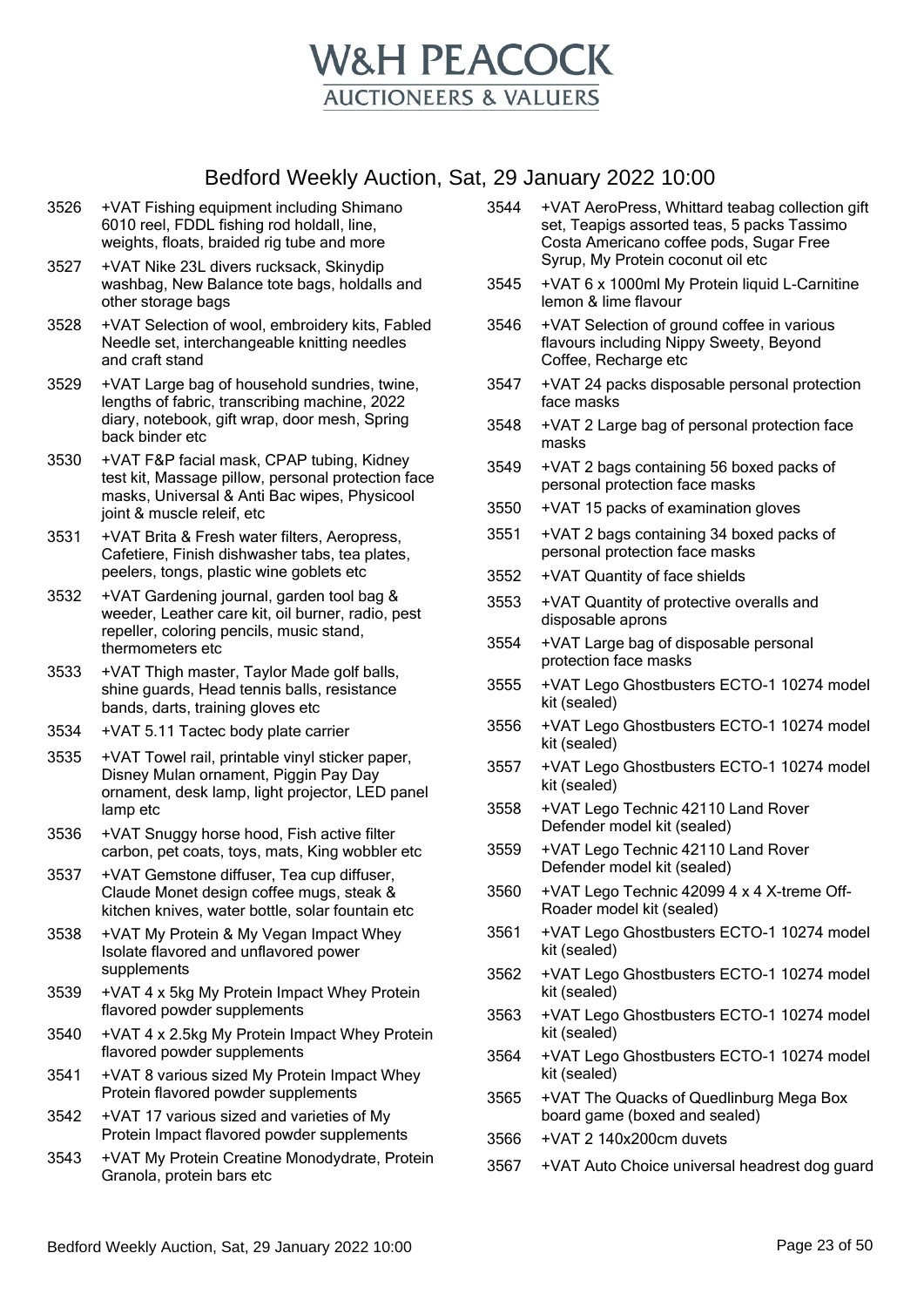# W&H PEACOCK

AUCTIONEERS & VALUERS

## Bedford Weekly Auction, Sat, 29 January 2022 10:00

3526 +VAT Fishing equipment including Shimano 6010 reel, FDDL fishing rod holdall, line, weights, floats, braided rig tube and more

3527 +VAT Nike 23L divers rucksack, Skinydip washbag, New Balance tote bags, holdalls and other storage bags

3528 +VAT Selection of wool, embroidery kits, Fabled Needle set, interchangeable knitting needles and craft stand

3529 +VAT Large bag of household sundries, twine, lengths of fabric, transcribing machine, 2022 diary, notebook, gift wrap, door mesh, Spring back binder etc

3530 +VAT F&P facial mask, CPAP tubing, Kidney test kit, Massage pillow, personal protection face masks, Universal & Anti Bac wipes, Physicool joint & muscle releif, etc

3531 +VAT Brita & Fresh water filters, Aeropress, Cafetiere, Finish dishwasher tabs, tea plates, peelers, tongs, plastic wine goblets etc

3532 +VAT Gardening journal, garden tool bag & weeder, Leather care kit, oil burner, radio, pest repeller, coloring pencils, music stand, thermometers etc

3533 +VAT Thigh master, Taylor Made golf balls, shine guards, Head tennis balls, resistance bands, darts, training gloves etc

3534 +VAT 5.11 Tactec body plate carrier

3535 +VAT Towel rail, printable vinyl sticker paper, Disney Mulan ornament, Piggin Pay Day ornament, desk lamp, light projector, LED panel lamp etc

3536 +VAT Snuggy horse hood, Fish active filter carbon, pet coats, toys, mats, King wobbler etc

3537 +VAT Gemstone diffuser, Tea cup diffuser, Claude Monet design coffee mugs, steak & kitchen knives, water bottle, solar fountain etc

3538 +VAT My Protein & My Vegan Impact Whey Isolate flavored and unflavored power supplements

3539 +VAT 4 x 5kg My Protein Impact Whey Protein flavored powder supplements

3540 +VAT 4 x 2.5kg My Protein Impact Whey Protein flavored powder supplements

3541 +VAT 8 various sized My Protein Impact Whey Protein flavored powder supplements

3542 +VAT 17 various sized and varieties of My Protein Impact flavored powder supplements

3543 +VAT My Protein Creatine Monodydrate, Protein Granola, protein bars etc

3544 +VAT AeroPress, Whittard teabag collection gift set, Teapigs assorted teas, 5 packs Tassimo Costa Americano coffee pods, Sugar Free Syrup, My Protein coconut oil etc

3545 +VAT 6 x 1000ml My Protein liquid L-Carnitine lemon & lime flavour

3546 +VAT Selection of ground coffee in various flavours including Nippy Sweety, Beyond Coffee, Recharge etc

3547 +VAT 24 packs disposable personal protection face masks

3548 +VAT 2 Large bag of personal protection face masks

3549 +VAT 2 bags containing 56 boxed packs of personal protection face masks

3550 +VAT 15 packs of examination gloves

3551 +VAT 2 bags containing 34 boxed packs of personal protection face masks

3552 +VAT Quantity of face shields

3553 +VAT Quantity of protective overalls and disposable aprons

3554 +VAT Large bag of disposable personal protection face masks

3555 +VAT Lego Ghostbusters ECTO-1 10274 model kit (sealed)

3556 +VAT Lego Ghostbusters ECTO-1 10274 model kit (sealed)

3557 +VAT Lego Ghostbusters ECTO-1 10274 model kit (sealed)

3558 +VAT Lego Technic 42110 Land Rover Defender model kit (sealed)

3559 +VAT Lego Technic 42110 Land Rover Defender model kit (sealed)

3560 +VAT Lego Technic 42099 4 x 4 X-treme Off-Roader model kit (sealed)

3561 +VAT Lego Ghostbusters ECTO-1 10274 model kit (sealed)

3562 +VAT Lego Ghostbusters ECTO-1 10274 model kit (sealed)

3563 +VAT Lego Ghostbusters ECTO-1 10274 model kit (sealed)

3564 +VAT Lego Ghostbusters ECTO-1 10274 model kit (sealed)

3565 +VAT The Quacks of Quedlinburg Mega Box board game (boxed and sealed)

3566 +VAT 2 140x200cm duvets

3567 +VAT Auto Choice universal headrest dog guard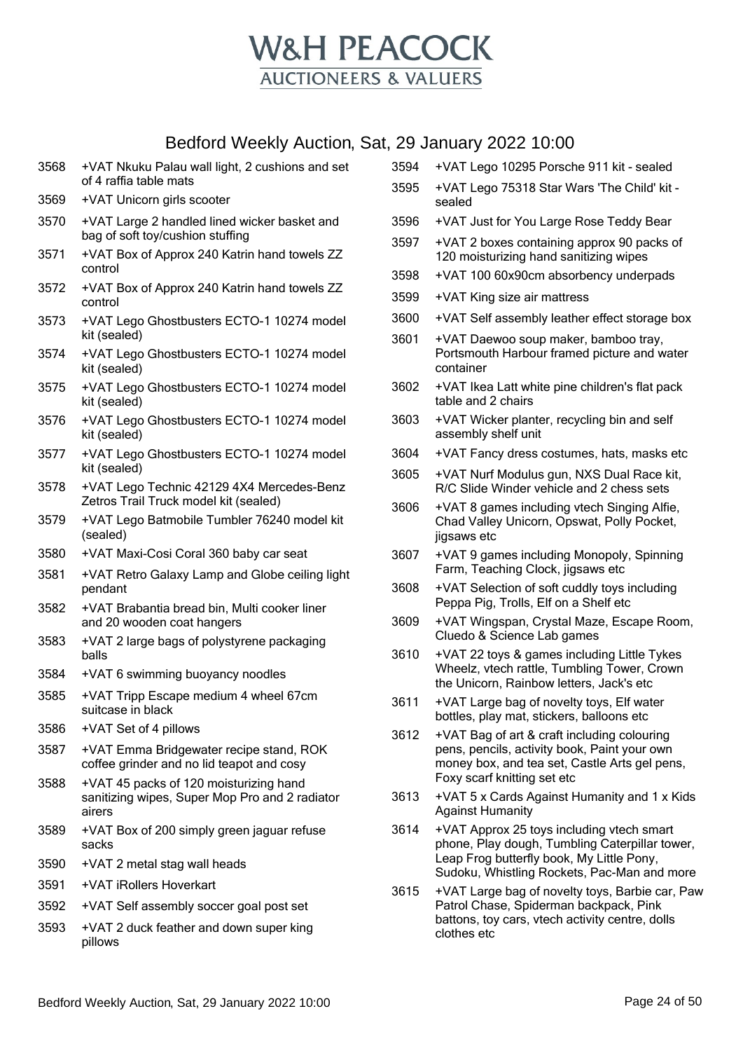# W&H PEACOCK

AUCTIONEERS & VALUERS

## Bedford Weekly Auction, Sat, 29 January 2022 10:00

| Lot | Description |
|---|---|
| 3568 | +VAT Nkuku Palau wall light, 2 cushions and set of 4 raffia table mats |
| 3569 | +VAT Unicorn girls scooter |
| 3570 | +VAT Large 2 handled lined wicker basket and bag of soft toy/cushion stuffing |
| 3571 | +VAT Box of Approx 240 Katrin hand towels ZZ control |
| 3572 | +VAT Box of Approx 240 Katrin hand towels ZZ control |
| 3573 | +VAT Lego Ghostbusters ECTO-1 10274 model kit (sealed) |
| 3574 | +VAT Lego Ghostbusters ECTO-1 10274 model kit (sealed) |
| 3575 | +VAT Lego Ghostbusters ECTO-1 10274 model kit (sealed) |
| 3576 | +VAT Lego Ghostbusters ECTO-1 10274 model kit (sealed) |
| 3577 | +VAT Lego Ghostbusters ECTO-1 10274 model kit (sealed) |
| 3578 | +VAT Lego Technic 42129 4X4 Mercedes-Benz Zetros Trail Truck model kit (sealed) |
| 3579 | +VAT Lego Batmobile Tumbler 76240 model kit (sealed) |
| 3580 | +VAT Maxi-Cosi Coral 360 baby car seat |
| 3581 | +VAT Retro Galaxy Lamp and Globe ceiling light pendant |
| 3582 | +VAT Brabantia bread bin, Multi cooker liner and 20 wooden coat hangers |
| 3583 | +VAT 2 large bags of polystyrene packaging balls |
| 3584 | +VAT 6 swimming buoyancy noodles |
| 3585 | +VAT Tripp Escape medium 4 wheel 67cm suitcase in black |
| 3586 | +VAT Set of 4 pillows |
| 3587 | +VAT Emma Bridgewater recipe stand, ROK coffee grinder and no lid teapot and cosy |
| 3588 | +VAT 45 packs of 120 moisturizing hand sanitizing wipes, Super Mop Pro and 2 radiator airers |
| 3589 | +VAT Box of 200 simply green jaguar refuse sacks |
| 3590 | +VAT 2 metal stag wall heads |
| 3591 | +VAT iRollers Hoverkart |
| 3592 | +VAT Self assembly soccer goal post set |
| 3593 | +VAT 2 duck feather and down super king pillows |
| 3594 | +VAT Lego 10295 Porsche 911 kit - sealed |
| 3595 | +VAT Lego 75318 Star Wars 'The Child' kit - sealed |
| 3596 | +VAT Just for You Large Rose Teddy Bear |
| 3597 | +VAT 2 boxes containing approx 90 packs of 120 moisturizing hand sanitizing wipes |
| 3598 | +VAT 100 60x90cm absorbency underpads |
| 3599 | +VAT King size air mattress |
| 3600 | +VAT Self assembly leather effect storage box |
| 3601 | +VAT Daewoo soup maker, bamboo tray, Portsmouth Harbour framed picture and water container |
| 3602 | +VAT Ikea Latt white pine children's flat pack table and 2 chairs |
| 3603 | +VAT Wicker planter, recycling bin and self assembly shelf unit |
| 3604 | +VAT Fancy dress costumes, hats, masks etc |
| 3605 | +VAT Nurf Modulus gun, NXS Dual Race kit, R/C Slide Winder vehicle and 2 chess sets |
| 3606 | +VAT 8 games including vtech Singing Alfie, Chad Valley Unicorn, Opswat, Polly Pocket, jigsaws etc |
| 3607 | +VAT 9 games including Monopoly, Spinning Farm, Teaching Clock, jigsaws etc |
| 3608 | +VAT Selection of soft cuddly toys including Peppa Pig, Trolls, Elf on a Shelf etc |
| 3609 | +VAT Wingspan, Crystal Maze, Escape Room, Cluedo & Science Lab games |
| 3610 | +VAT 22 toys & games including Little Tykes Wheelz, vtech rattle, Tumbling Tower, Crown the Unicorn, Rainbow letters, Jack's etc |
| 3611 | +VAT Large bag of novelty toys, Elf water bottles, play mat, stickers, balloons etc |
| 3612 | +VAT Bag of art & craft including colouring pens, pencils, activity book, Paint your own money box, and tea set, Castle Arts gel pens, Foxy scarf knitting set etc |
| 3613 | +VAT 5 x Cards Against Humanity and 1 x Kids Against Humanity |
| 3614 | +VAT Approx 25 toys including vtech smart phone, Play dough, Tumbling Caterpillar tower, Leap Frog butterfly book, My Little Pony, Sudoku, Whistling Rockets, Pac-Man and more |
| 3615 | +VAT Large bag of novelty toys, Barbie car, Paw Patrol Chase, Spiderman backpack, Pink battons, toy cars, vtech activity centre, dolls clothes etc |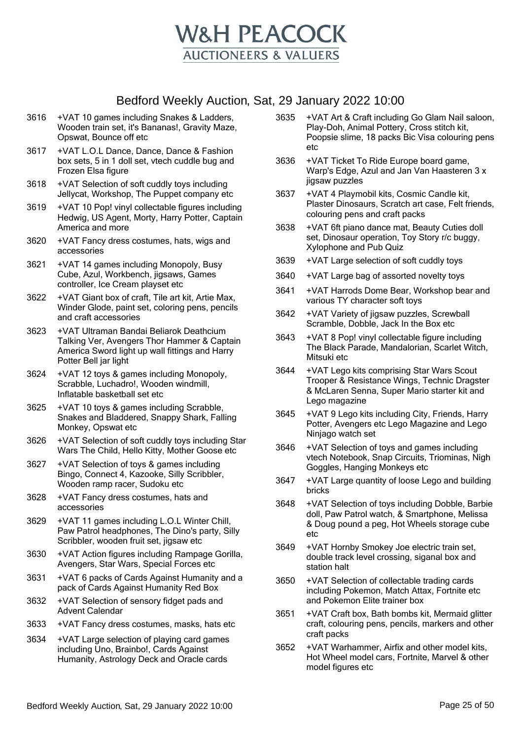# W&H PEACOCK

## AUCTIONEERS & VALUERS

## Bedford Weekly Auction, Sat, 29 January 2022 10:00

3616 +VAT 10 games including Snakes & Ladders, Wooden train set, it's Bananas!, Gravity Maze, Opswat, Bounce off etc

3617 +VAT L.O.L Dance, Dance, Dance & Fashion box sets, 5 in 1 doll set, vtech cuddle bug and Frozen Elsa figure

3618 +VAT Selection of soft cuddly toys including Jellycat, Workshop, The Puppet company etc

3619 +VAT 10 Pop! vinyl collectable figures including Hedwig, US Agent, Morty, Harry Potter, Captain America and more

3620 +VAT Fancy dress costumes, hats, wigs and accessories

3621 +VAT 14 games including Monopoly, Busy Cube, Azul, Workbench, jigsaws, Games controller, Ice Cream playset etc

3622 +VAT Giant box of craft, Tile art kit, Artie Max, Winder Glode, paint set, coloring pens, pencils and craft accessories

3623 +VAT Ultraman Bandai Beliarok Deathcium Talking Ver, Avengers Thor Hammer & Captain America Sword light up wall fittings and Harry Potter Bell jar light

3624 +VAT 12 toys & games including Monopoly, Scrabble, Luchadro!, Wooden windmill, Inflatable basketball set etc

3625 +VAT 10 toys & games including Scrabble, Snakes and Bladdered, Snappy Shark, Falling Monkey, Opswat etc

3626 +VAT Selection of soft cuddly toys including Star Wars The Child, Hello Kitty, Mother Goose etc

3627 +VAT Selection of toys & games including Bingo, Connect 4, Kazooke, Silly Scribbler, Wooden ramp racer, Sudoku etc

3628 +VAT Fancy dress costumes, hats and accessories

3629 +VAT 11 games including L.O.L Winter Chill, Paw Patrol headphones, The Dino's party, Silly Scribbler, wooden fruit set, jigsaw etc

3630 +VAT Action figures including Rampage Gorilla, Avengers, Star Wars, Special Forces etc

3631 +VAT 6 packs of Cards Against Humanity and a pack of Cards Against Humanity Red Box

3632 +VAT Selection of sensory fidget pads and Advent Calendar

3633 +VAT Fancy dress costumes, masks, hats etc

3634 +VAT Large selection of playing card games including Uno, Brainbo!, Cards Against Humanity, Astrology Deck and Oracle cards

3635 +VAT Art & Craft including Go Glam Nail saloon, Play-Doh, Animal Pottery, Cross stitch kit, Poopsie slime, 18 packs Bic Visa colouring pens etc

3636 +VAT Ticket To Ride Europe board game, Warp's Edge, Azul and Jan Van Haasteren 3 x jigsaw puzzles

3637 +VAT 4 Playmobil kits, Cosmic Candle kit, Plaster Dinosaurs, Scratch art case, Felt friends, colouring pens and craft packs

3638 +VAT 6ft piano dance mat, Beauty Cuties doll set, Dinosaur operation, Toy Story r/c buggy, Xylophone and Pub Quiz

3639 +VAT Large selection of soft cuddly toys

3640 +VAT Large bag of assorted novelty toys

3641 +VAT Harrods Dome Bear, Workshop bear and various TY character soft toys

3642 +VAT Variety of jigsaw puzzles, Screwball Scramble, Dobble, Jack In the Box etc

3643 +VAT 8 Pop! vinyl collectable figure including The Black Parade, Mandalorian, Scarlet Witch, Mitsuki etc

3644 +VAT Lego kits comprising Star Wars Scout Trooper & Resistance Wings, Technic Dragster & McLaren Senna, Super Mario starter kit and Lego magazine

3645 +VAT 9 Lego kits including City, Friends, Harry Potter, Avengers etc Lego Magazine and Lego Ninjago watch set

3646 +VAT Selection of toys and games including vtech Notebook, Snap Circuits, Triominas, Nigh Goggles, Hanging Monkeys etc

3647 +VAT Large quantity of loose Lego and building bricks

3648 +VAT Selection of toys including Dobble, Barbie doll, Paw Patrol watch, & Smartphone, Melissa & Doug pound a peg, Hot Wheels storage cube etc

3649 +VAT Hornby Smokey Joe electric train set, double track level crossing, siganal box and station halt

3650 +VAT Selection of collectable trading cards including Pokemon, Match Attax, Fortnite etc and Pokemon Elite trainer box

3651 +VAT Craft box, Bath bombs kit, Mermaid glitter craft, colouring pens, pencils, markers and other craft packs

3652 +VAT Warhammer, Airfix and other model kits, Hot Wheel model cars, Fortnite, Marvel & other model figures etc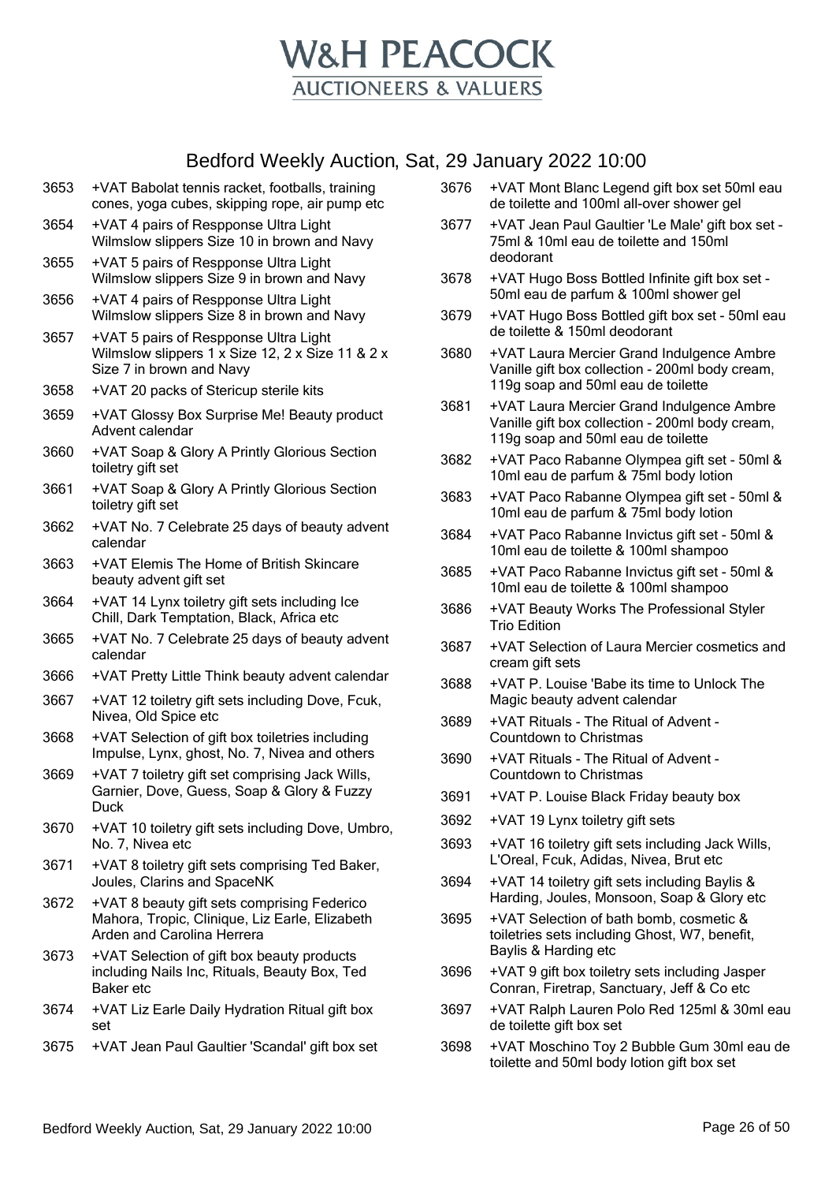# W&H PEACOCK

AUCTIONEERS & VALUERS

## Bedford Weekly Auction, Sat, 29 January 2022 10:00

3653 +VAT Babolat tennis racket, footballs, training cones, yoga cubes, skipping rope, air pump etc

3654 +VAT 4 pairs of Respponse Ultra Light Wilmslow slippers Size 10 in brown and Navy

3655 +VAT 5 pairs of Respponse Ultra Light Wilmslow slippers Size 9 in brown and Navy

3656 +VAT 4 pairs of Respponse Ultra Light Wilmslow slippers Size 8 in brown and Navy

3657 +VAT 5 pairs of Respponse Ultra Light Wilmslow slippers 1 x Size 12, 2 x Size 11 & 2 x Size 7 in brown and Navy

3658 +VAT 20 packs of Stericup sterile kits

3659 +VAT Glossy Box Surprise Me! Beauty product Advent calendar

3660 +VAT Soap & Glory A Printly Glorious Section toiletry gift set

3661 +VAT Soap & Glory A Printly Glorious Section toiletry gift set

3662 +VAT No. 7 Celebrate 25 days of beauty advent calendar

3663 +VAT Elemis The Home of British Skincare beauty advent gift set

3664 +VAT 14 Lynx toiletry gift sets including Ice Chill, Dark Temptation, Black, Africa etc

3665 +VAT No. 7 Celebrate 25 days of beauty advent calendar

3666 +VAT Pretty Little Think beauty advent calendar

3667 +VAT 12 toiletry gift sets including Dove, Fcuk, Nivea, Old Spice etc

3668 +VAT Selection of gift box toiletries including Impulse, Lynx, ghost, No. 7, Nivea and others

3669 +VAT 7 toiletry gift set comprising Jack Wills, Garnier, Dove, Guess, Soap & Glory & Fuzzy Duck

3670 +VAT 10 toiletry gift sets including Dove, Umbro, No. 7, Nivea etc

3671 +VAT 8 toiletry gift sets comprising Ted Baker, Joules, Clarins and SpaceNK

3672 +VAT 8 beauty gift sets comprising Federico Mahora, Tropic, Clinique, Liz Earle, Elizabeth Arden and Carolina Herrera

3673 +VAT Selection of gift box beauty products including Nails Inc, Rituals, Beauty Box, Ted Baker etc

3674 +VAT Liz Earle Daily Hydration Ritual gift box set

3675 +VAT Jean Paul Gaultier 'Scandal' gift box set

3676 +VAT Mont Blanc Legend gift box set 50ml eau de toilette and 100ml all-over shower gel

3677 +VAT Jean Paul Gaultier 'Le Male' gift box set - 75ml & 10ml eau de toilette and 150ml deodorant

3678 +VAT Hugo Boss Bottled Infinite gift box set - 50ml eau de parfum & 100ml shower gel

3679 +VAT Hugo Boss Bottled gift box set - 50ml eau de toilette & 150ml deodorant

3680 +VAT Laura Mercier Grand Indulgence Ambre Vanille gift box collection - 200ml body cream, 119g soap and 50ml eau de toilette

3681 +VAT Laura Mercier Grand Indulgence Ambre Vanille gift box collection - 200ml body cream, 119g soap and 50ml eau de toilette

3682 +VAT Paco Rabanne Olympea gift set - 50ml & 10ml eau de parfum & 75ml body lotion

3683 +VAT Paco Rabanne Olympea gift set - 50ml & 10ml eau de parfum & 75ml body lotion

3684 +VAT Paco Rabanne Invictus gift set - 50ml & 10ml eau de toilette & 100ml shampoo

3685 +VAT Paco Rabanne Invictus gift set - 50ml & 10ml eau de toilette & 100ml shampoo

3686 +VAT Beauty Works The Professional Styler Trio Edition

3687 +VAT Selection of Laura Mercier cosmetics and cream gift sets

3688 +VAT P. Louise 'Babe its time to Unlock The Magic beauty advent calendar

3689 +VAT Rituals - The Ritual of Advent - Countdown to Christmas

3690 +VAT Rituals - The Ritual of Advent - Countdown to Christmas

3691 +VAT P. Louise Black Friday beauty box

3692 +VAT 19 Lynx toiletry gift sets

3693 +VAT 16 toiletry gift sets including Jack Wills, L'Oreal, Fcuk, Adidas, Nivea, Brut etc

3694 +VAT 14 toiletry gift sets including Baylis & Harding, Joules, Monsoon, Soap & Glory etc

3695 +VAT Selection of bath bomb, cosmetic & toiletries sets including Ghost, W7, benefit, Baylis & Harding etc

3696 +VAT 9 gift box toiletry sets including Jasper Conran, Firetrap, Sanctuary, Jeff & Co etc

3697 +VAT Ralph Lauren Polo Red 125ml & 30ml eau de toilette gift box set

3698 +VAT Moschino Toy 2 Bubble Gum 30ml eau de toilette and 50ml body lotion gift box set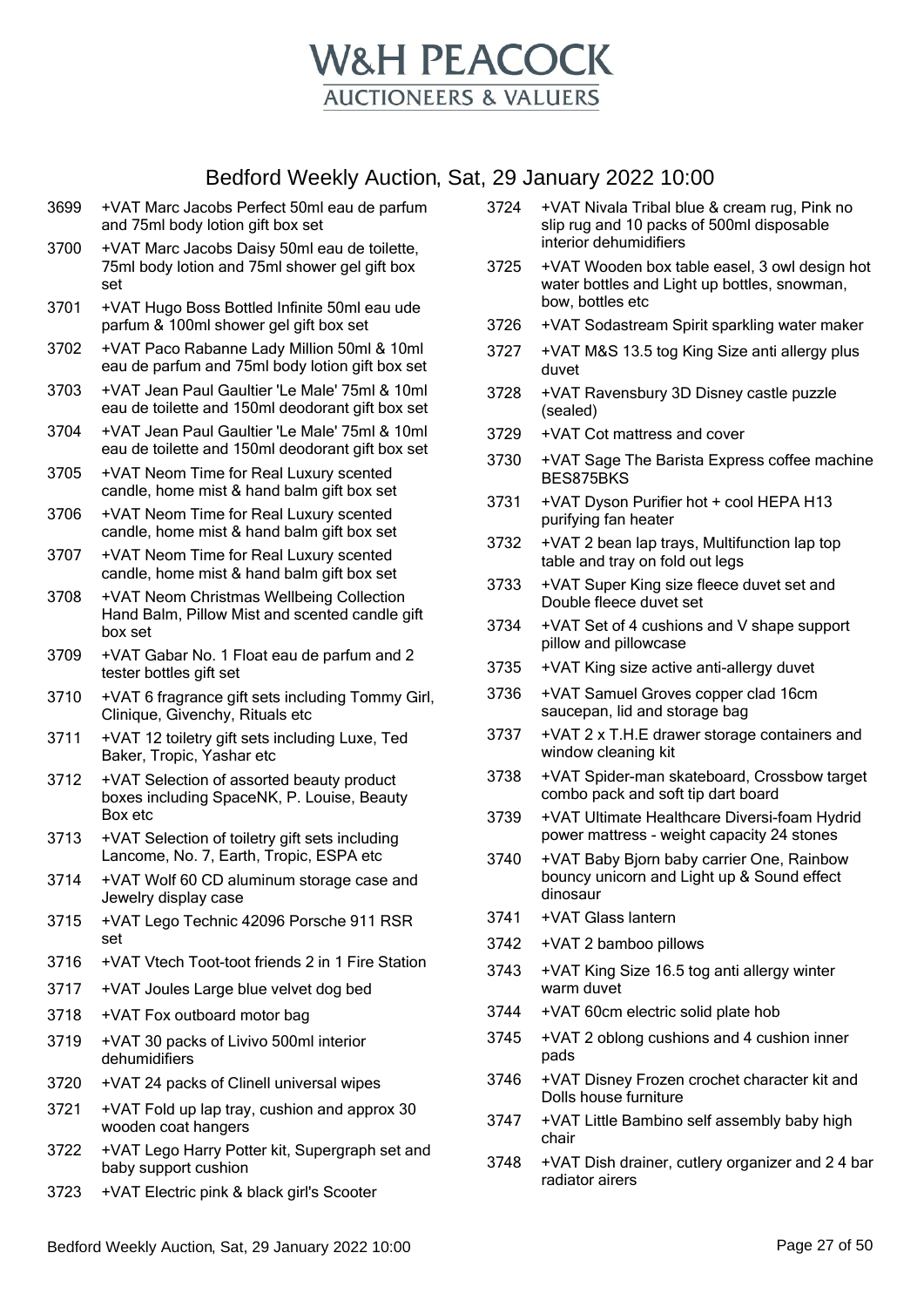# W&H PEACOCK

AUCTIONEERS & VALUERS

## Bedford Weekly Auction, Sat, 29 January 2022 10:00

3699 +VAT Marc Jacobs Perfect 50ml eau de parfum and 75ml body lotion gift box set

3700 +VAT Marc Jacobs Daisy 50ml eau de toilette, 75ml body lotion and 75ml shower gel gift box set

3701 +VAT Hugo Boss Bottled Infinite 50ml eau ude parfum & 100ml shower gel gift box set

3702 +VAT Paco Rabanne Lady Million 50ml & 10ml eau de parfum and 75ml body lotion gift box set

3703 +VAT Jean Paul Gaultier 'Le Male' 75ml & 10ml eau de toilette and 150ml deodorant gift box set

3704 +VAT Jean Paul Gaultier 'Le Male' 75ml & 10ml eau de toilette and 150ml deodorant gift box set

3705 +VAT Neom Time for Real Luxury scented candle, home mist & hand balm gift box set

3706 +VAT Neom Time for Real Luxury scented candle, home mist & hand balm gift box set

3707 +VAT Neom Time for Real Luxury scented candle, home mist & hand balm gift box set

3708 +VAT Neom Christmas Wellbeing Collection Hand Balm, Pillow Mist and scented candle gift box set

3709 +VAT Gabar No. 1 Float eau de parfum and 2 tester bottles gift set

3710 +VAT 6 fragrance gift sets including Tommy Girl, Clinique, Givenchy, Rituals etc

3711 +VAT 12 toiletry gift sets including Luxe, Ted Baker, Tropic, Yashar etc

3712 +VAT Selection of assorted beauty product boxes including SpaceNK, P. Louise, Beauty Box etc

3713 +VAT Selection of toiletry gift sets including Lancome, No. 7, Earth, Tropic, ESPA etc

3714 +VAT Wolf 60 CD aluminum storage case and Jewelry display case

3715 +VAT Lego Technic 42096 Porsche 911 RSR set

3716 +VAT Vtech Toot-toot friends 2 in 1 Fire Station

3717 +VAT Joules Large blue velvet dog bed

3718 +VAT Fox outboard motor bag

3719 +VAT 30 packs of Livivo 500ml interior dehumidifiers

3720 +VAT 24 packs of Clinell universal wipes

3721 +VAT Fold up lap tray, cushion and approx 30 wooden coat hangers

3722 +VAT Lego Harry Potter kit, Supergraph set and baby support cushion

3723 +VAT Electric pink & black girl's Scooter

3724 +VAT Nivala Tribal blue & cream rug, Pink no slip rug and 10 packs of 500ml disposable interior dehumidifiers

3725 +VAT Wooden box table easel, 3 owl design hot water bottles and Light up bottles, snowman, bow, bottles etc

3726 +VAT Sodastream Spirit sparkling water maker

3727 +VAT M&S 13.5 tog King Size anti allergy plus duvet

3728 +VAT Ravensbury 3D Disney castle puzzle (sealed)

3729 +VAT Cot mattress and cover

3730 +VAT Sage The Barista Express coffee machine BES875BKS

3731 +VAT Dyson Purifier hot + cool HEPA H13 purifying fan heater

3732 +VAT 2 bean lap trays, Multifunction lap top table and tray on fold out legs

3733 +VAT Super King size fleece duvet set and Double fleece duvet set

3734 +VAT Set of 4 cushions and V shape support pillow and pillowcase

3735 +VAT King size active anti-allergy duvet

3736 +VAT Samuel Groves copper clad 16cm saucepan, lid and storage bag

3737 +VAT 2 x T.H.E drawer storage containers and window cleaning kit

3738 +VAT Spider-man skateboard, Crossbow target combo pack and soft tip dart board

3739 +VAT Ultimate Healthcare Diversi-foam Hydrid power mattress - weight capacity 24 stones

3740 +VAT Baby Bjorn baby carrier One, Rainbow bouncy unicorn and Light up & Sound effect dinosaur

3741 +VAT Glass lantern

3742 +VAT 2 bamboo pillows

3743 +VAT King Size 16.5 tog anti allergy winter warm duvet

3744 +VAT 60cm electric solid plate hob

3745 +VAT 2 oblong cushions and 4 cushion inner pads

3746 +VAT Disney Frozen crochet character kit and Dolls house furniture

3747 +VAT Little Bambino self assembly baby high chair

3748 +VAT Dish drainer, cutlery organizer and 2 4 bar radiator airers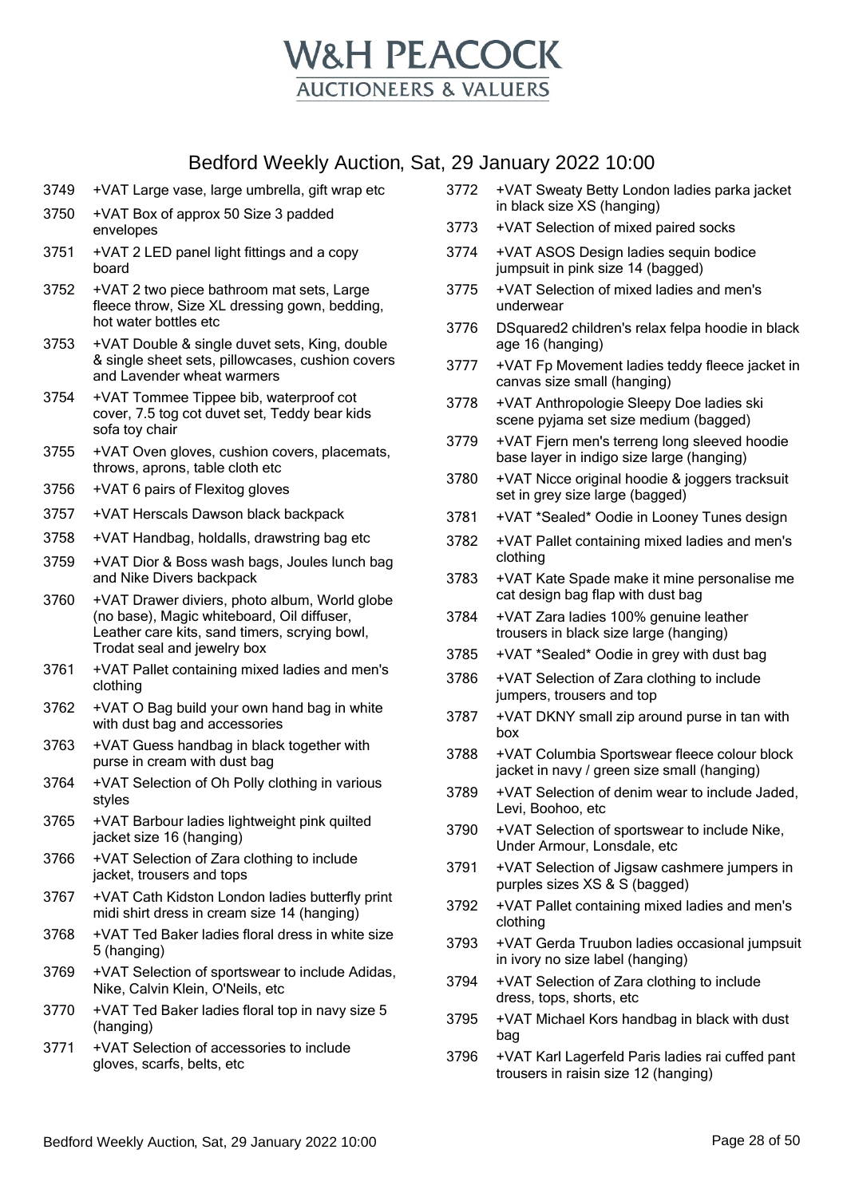# W&H PEACOCK
## AUCTIONEERS & VALUERS

## Bedford Weekly Auction, Sat, 29 January 2022 10:00

3749 +VAT Large vase, large umbrella, gift wrap etc

3750 +VAT Box of approx 50 Size 3 padded envelopes

3751 +VAT 2 LED panel light fittings and a copy board

3752 +VAT 2 two piece bathroom mat sets, Large fleece throw, Size XL dressing gown, bedding, hot water bottles etc

3753 +VAT Double & single duvet sets, King, double & single sheet sets, pillowcases, cushion covers and Lavender wheat warmers

3754 +VAT Tommee Tippee bib, waterproof cot cover, 7.5 tog cot duvet set, Teddy bear kids sofa toy chair

3755 +VAT Oven gloves, cushion covers, placemats, throws, aprons, table cloth etc

3756 +VAT 6 pairs of Flexitog gloves

3757 +VAT Herscals Dawson black backpack

3758 +VAT Handbag, holdalls, drawstring bag etc

3759 +VAT Dior & Boss wash bags, Joules lunch bag and Nike Divers backpack

3760 +VAT Drawer diviers, photo album, World globe (no base), Magic whiteboard, Oil diffuser, Leather care kits, sand timers, scrying bowl, Trodat seal and jewelry box

3761 +VAT Pallet containing mixed ladies and men's clothing

3762 +VAT O Bag build your own hand bag in white with dust bag and accessories

3763 +VAT Guess handbag in black together with purse in cream with dust bag

3764 +VAT Selection of Oh Polly clothing in various styles

3765 +VAT Barbour ladies lightweight pink quilted jacket size 16 (hanging)

3766 +VAT Selection of Zara clothing to include jacket, trousers and tops

3767 +VAT Cath Kidston London ladies butterfly print midi shirt dress in cream size 14 (hanging)

3768 +VAT Ted Baker ladies floral dress in white size 5 (hanging)

3769 +VAT Selection of sportswear to include Adidas, Nike, Calvin Klein, O'Neils, etc

3770 +VAT Ted Baker ladies floral top in navy size 5 (hanging)

3771 +VAT Selection of accessories to include gloves, scarfs, belts, etc

3772 +VAT Sweaty Betty London ladies parka jacket in black size XS (hanging)

3773 +VAT Selection of mixed paired socks

3774 +VAT ASOS Design ladies sequin bodice jumpsuit in pink size 14 (bagged)

3775 +VAT Selection of mixed ladies and men's underwear

3776 DSquared2 children's relax felpa hoodie in black age 16 (hanging)

3777 +VAT Fp Movement ladies teddy fleece jacket in canvas size small (hanging)

3778 +VAT Anthropologie Sleepy Doe ladies ski scene pyjama set size medium (bagged)

3779 +VAT Fjern men's terreng long sleeved hoodie base layer in indigo size large (hanging)

3780 +VAT Nicce original hoodie & joggers tracksuit set in grey size large (bagged)

3781 +VAT *Sealed* Oodie in Looney Tunes design

3782 +VAT Pallet containing mixed ladies and men's clothing

3783 +VAT Kate Spade make it mine personalise me cat design bag flap with dust bag

3784 +VAT Zara ladies 100% genuine leather trousers in black size large (hanging)

3785 +VAT *Sealed* Oodie in grey with dust bag

3786 +VAT Selection of Zara clothing to include jumpers, trousers and top

3787 +VAT DKNY small zip around purse in tan with box

3788 +VAT Columbia Sportswear fleece colour block jacket in navy / green size small (hanging)

3789 +VAT Selection of denim wear to include Jaded, Levi, Boohoo, etc

3790 +VAT Selection of sportswear to include Nike, Under Armour, Lonsdale, etc

3791 +VAT Selection of Jigsaw cashmere jumpers in purples sizes XS & S (bagged)

3792 +VAT Pallet containing mixed ladies and men's clothing

3793 +VAT Gerda Truubon ladies occasional jumpsuit in ivory no size label (hanging)

3794 +VAT Selection of Zara clothing to include dress, tops, shorts, etc

3795 +VAT Michael Kors handbag in black with dust bag

3796 +VAT Karl Lagerfeld Paris ladies rai cuffed pant trousers in raisin size 12 (hanging)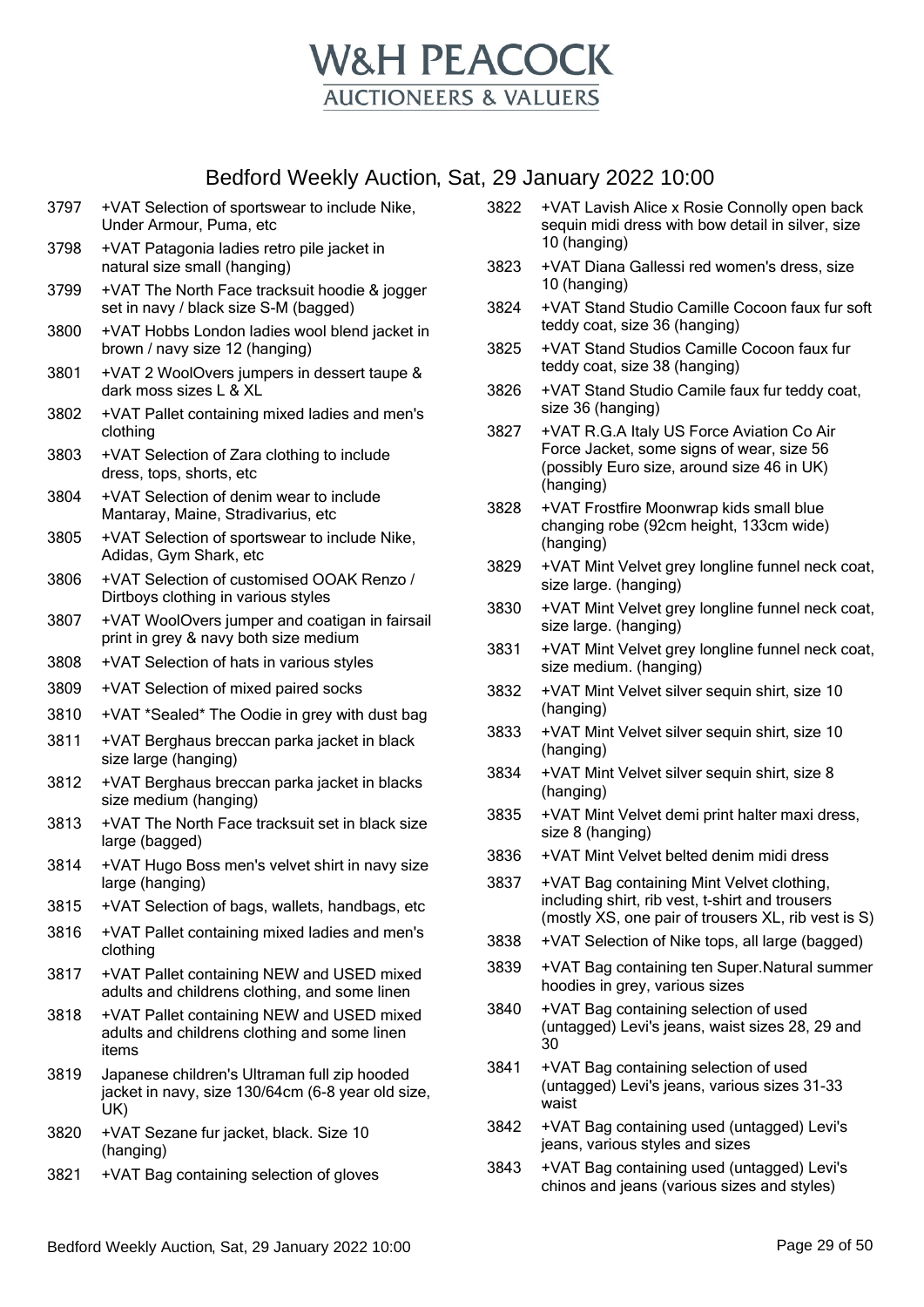# W&H PEACOCK
## AUCTIONEERS & VALUERS

## Bedford Weekly Auction, Sat, 29 January 2022 10:00

3797 +VAT Selection of sportswear to include Nike, Under Armour, Puma, etc

3798 +VAT Patagonia ladies retro pile jacket in natural size small (hanging)

3799 +VAT The North Face tracksuit hoodie & jogger set in navy / black size S-M (bagged)

3800 +VAT Hobbs London ladies wool blend jacket in brown / navy size 12 (hanging)

3801 +VAT 2 WoolOvers jumpers in dessert taupe & dark moss sizes L & XL

3802 +VAT Pallet containing mixed ladies and men's clothing

3803 +VAT Selection of Zara clothing to include dress, tops, shorts, etc

3804 +VAT Selection of denim wear to include Mantaray, Maine, Stradivarius, etc

3805 +VAT Selection of sportswear to include Nike, Adidas, Gym Shark, etc

3806 +VAT Selection of customised OOAK Renzo / Dirtboys clothing in various styles

3807 +VAT WoolOvers jumper and coatigan in fairsail print in grey & navy both size medium

3808 +VAT Selection of hats in various styles

3809 +VAT Selection of mixed paired socks

3810 +VAT *Sealed* The Oodie in grey with dust bag

3811 +VAT Berghaus breccan parka jacket in black size large (hanging)

3812 +VAT Berghaus breccan parka jacket in blacks size medium (hanging)

3813 +VAT The North Face tracksuit set in black size large (bagged)

3814 +VAT Hugo Boss men's velvet shirt in navy size large (hanging)

3815 +VAT Selection of bags, wallets, handbags, etc

3816 +VAT Pallet containing mixed ladies and men's clothing

3817 +VAT Pallet containing NEW and USED mixed adults and childrens clothing, and some linen

3818 +VAT Pallet containing NEW and USED mixed adults and childrens clothing and some linen items

3819 Japanese children's Ultraman full zip hooded jacket in navy, size 130/64cm (6-8 year old size, UK)

3820 +VAT Sezane fur jacket, black. Size 10 (hanging)

3821 +VAT Bag containing selection of gloves

3822 +VAT Lavish Alice x Rosie Connolly open back sequin midi dress with bow detail in silver, size 10 (hanging)

3823 +VAT Diana Gallessi red women's dress, size 10 (hanging)

3824 +VAT Stand Studio Camille Cocoon faux fur soft teddy coat, size 36 (hanging)

3825 +VAT Stand Studios Camille Cocoon faux fur teddy coat, size 38 (hanging)

3826 +VAT Stand Studio Camile faux fur teddy coat, size 36 (hanging)

3827 +VAT R.G.A Italy US Force Aviation Co Air Force Jacket, some signs of wear, size 56 (possibly Euro size, around size 46 in UK) (hanging)

3828 +VAT Frostfire Moonwrap kids small blue changing robe (92cm height, 133cm wide) (hanging)

3829 +VAT Mint Velvet grey longline funnel neck coat, size large. (hanging)

3830 +VAT Mint Velvet grey longline funnel neck coat, size large. (hanging)

3831 +VAT Mint Velvet grey longline funnel neck coat, size medium. (hanging)

3832 +VAT Mint Velvet silver sequin shirt, size 10 (hanging)

3833 +VAT Mint Velvet silver sequin shirt, size 10 (hanging)

3834 +VAT Mint Velvet silver sequin shirt, size 8 (hanging)

3835 +VAT Mint Velvet demi print halter maxi dress, size 8 (hanging)

3836 +VAT Mint Velvet belted denim midi dress

3837 +VAT Bag containing Mint Velvet clothing, including shirt, rib vest, t-shirt and trousers (mostly XS, one pair of trousers XL, rib vest is S)

3838 +VAT Selection of Nike tops, all large (bagged)

3839 +VAT Bag containing ten Super.Natural summer hoodies in grey, various sizes

3840 +VAT Bag containing selection of used (untagged) Levi's jeans, waist sizes 28, 29 and 30

3841 +VAT Bag containing selection of used (untagged) Levi's jeans, various sizes 31-33 waist

3842 +VAT Bag containing used (untagged) Levi's jeans, various styles and sizes

3843 +VAT Bag containing used (untagged) Levi's chinos and jeans (various sizes and styles)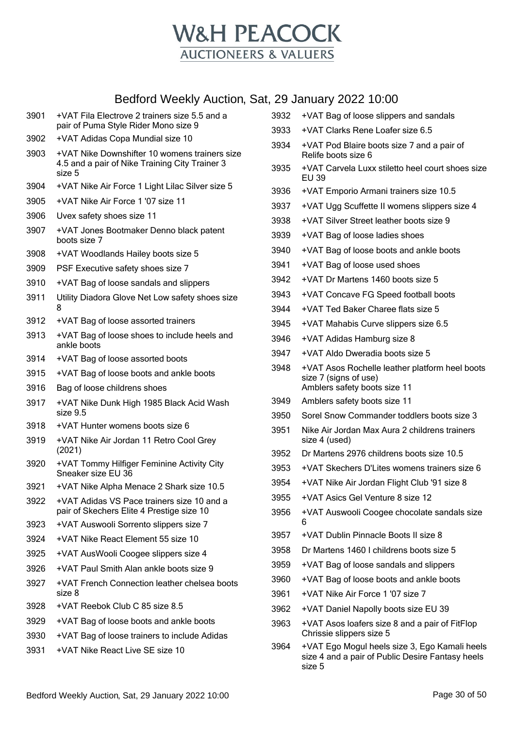# W&H PEACOCK
## AUCTIONEERS & VALUERS

## Bedford Weekly Auction, Sat, 29 January 2022 10:00

| Lot | Description |
|---|---|
| 3901 | +VAT Fila Electrove 2 trainers size 5.5 and a pair of Puma Style Rider Mono size 9 |
| 3902 | +VAT Adidas Copa Mundial size 10 |
| 3903 | +VAT Nike Downshifter 10 womens trainers size 4.5 and a pair of Nike Training City Trainer 3 size 5 |
| 3904 | +VAT Nike Air Force 1 Light Lilac Silver size 5 |
| 3905 | +VAT Nike Air Force 1 '07 size 11 |
| 3906 | Uvex safety shoes size 11 |
| 3907 | +VAT Jones Bootmaker Denno black patent boots size 7 |
| 3908 | +VAT Woodlands Hailey boots size 5 |
| 3909 | PSF Executive safety shoes size 7 |
| 3910 | +VAT Bag of loose sandals and slippers |
| 3911 | Utility Diadora Glove Net Low safety shoes size 8 |
| 3912 | +VAT Bag of loose assorted trainers |
| 3913 | +VAT Bag of loose shoes to include heels and ankle boots |
| 3914 | +VAT Bag of loose assorted boots |
| 3915 | +VAT Bag of loose boots and ankle boots |
| 3916 | Bag of loose childrens shoes |
| 3917 | +VAT Nike Dunk High 1985 Black Acid Wash size 9.5 |
| 3918 | +VAT Hunter womens boots size 6 |
| 3919 | +VAT Nike Air Jordan 11 Retro Cool Grey (2021) |
| 3920 | +VAT Tommy Hilfiger Feminine Activity City Sneaker size EU 36 |
| 3921 | +VAT Nike Alpha Menace 2 Shark size 10.5 |
| 3922 | +VAT Adidas VS Pace trainers size 10 and a pair of Skechers Elite 4 Prestige size 10 |
| 3923 | +VAT Auswooli Sorrento slippers size 7 |
| 3924 | +VAT Nike React Element 55 size 10 |
| 3925 | +VAT AusWooli Coogee slippers size 4 |
| 3926 | +VAT Paul Smith Alan ankle boots size 9 |
| 3927 | +VAT French Connection leather chelsea boots size 8 |
| 3928 | +VAT Reebok Club C 85 size 8.5 |
| 3929 | +VAT Bag of loose boots and ankle boots |
| 3930 | +VAT Bag of loose trainers to include Adidas |
| 3931 | +VAT Nike React Live SE size 10 |
| 3932 | +VAT Bag of loose slippers and sandals |
| 3933 | +VAT Clarks Rene Loafer size 6.5 |
| 3934 | +VAT Pod Blaire boots size 7 and a pair of Relife boots size 6 |
| 3935 | +VAT Carvela Luxx stiletto heel court shoes size EU 39 |
| 3936 | +VAT Emporio Armani trainers size 10.5 |
| 3937 | +VAT Ugg Scuffette II womens slippers size 4 |
| 3938 | +VAT Silver Street leather boots size 9 |
| 3939 | +VAT Bag of loose ladies shoes |
| 3940 | +VAT Bag of loose boots and ankle boots |
| 3941 | +VAT Bag of loose used shoes |
| 3942 | +VAT Dr Martens 1460 boots size 5 |
| 3943 | +VAT Concave FG Speed football boots |
| 3944 | +VAT Ted Baker Charee flats size 5 |
| 3945 | +VAT Mahabis Curve slippers size 6.5 |
| 3946 | +VAT Adidas Hamburg size 8 |
| 3947 | +VAT Aldo Dweradia boots size 5 |
| 3948 | +VAT Asos Rochelle leather platform heel boots size 7 (signs of use)<br>Amblers safety boots size 11 |
| 3949 | Amblers safety boots size 11 |
| 3950 | Sorel Snow Commander toddlers boots size 3 |
| 3951 | Nike Air Jordan Max Aura 2 childrens trainers size 4 (used) |
| 3952 | Dr Martens 2976 childrens boots size 10.5 |
| 3953 | +VAT Skechers D'Lites womens trainers size 6 |
| 3954 | +VAT Nike Air Jordan Flight Club '91 size 8 |
| 3955 | +VAT Asics Gel Venture 8 size 12 |
| 3956 | +VAT Auswooli Coogee chocolate sandals size 6 |
| 3957 | +VAT Dublin Pinnacle Boots II size 8 |
| 3958 | Dr Martens 1460 I childrens boots size 5 |
| 3959 | +VAT Bag of loose sandals and slippers |
| 3960 | +VAT Bag of loose boots and ankle boots |
| 3961 | +VAT Nike Air Force 1 '07 size 7 |
| 3962 | +VAT Daniel Napolly boots size EU 39 |
| 3963 | +VAT Asos loafers size 8 and a pair of FitFlop Chrissie slippers size 5 |
| 3964 | +VAT Ego Mogul heels size 3, Ego Kamali heels size 4 and a pair of Public Desire Fantasy heels size 5 |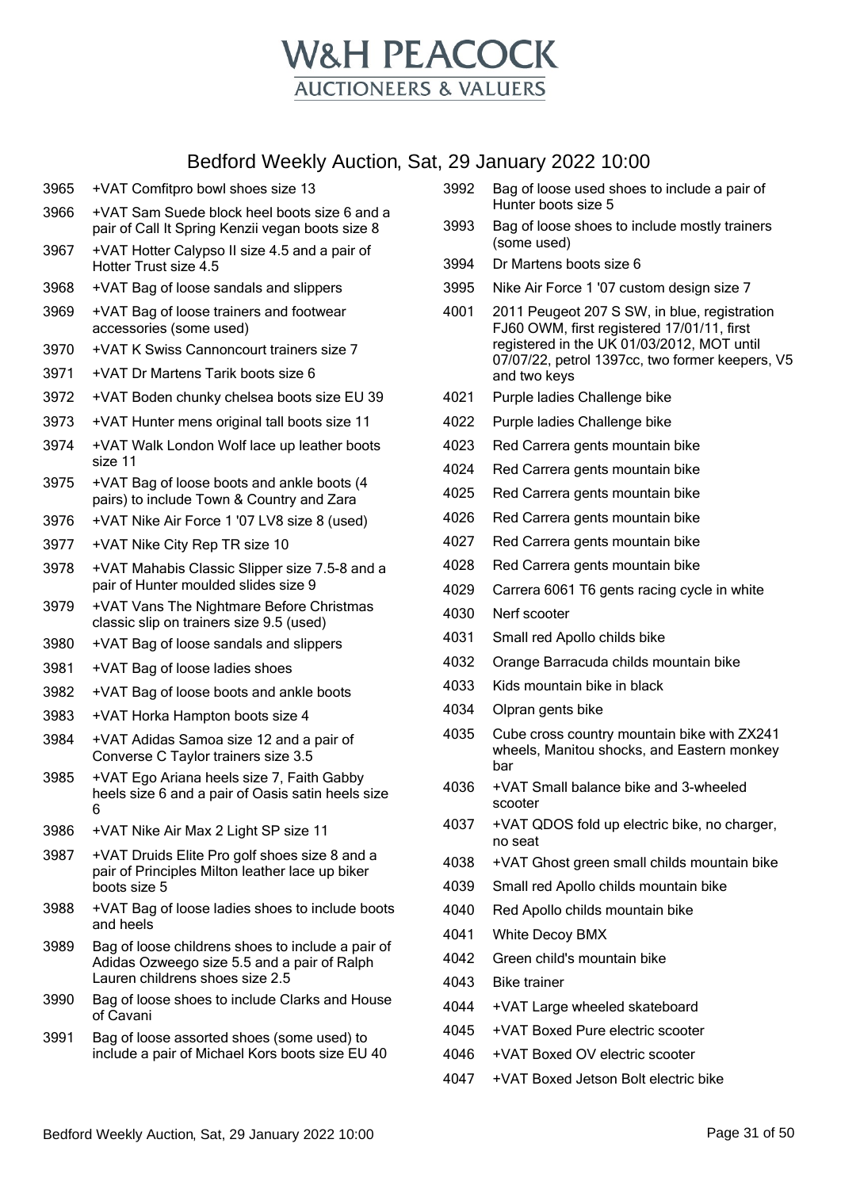# W&H PEACOCK

AUCTIONEERS & VALUERS

## Bedford Weekly Auction, Sat, 29 January 2022 10:00

| Lot | Description |
| --- | --- |
| 3965 | +VAT Comfitpro bowl shoes size 13 |
| 3966 | +VAT Sam Suede block heel boots size 6 and a pair of Call It Spring Kenzii vegan boots size 8 |
| 3967 | +VAT Hotter Calypso II size 4.5 and a pair of Hotter Trust size 4.5 |
| 3968 | +VAT Bag of loose sandals and slippers |
| 3969 | +VAT Bag of loose trainers and footwear accessories (some used) |
| 3970 | +VAT K Swiss Cannoncourt trainers size 7 |
| 3971 | +VAT Dr Martens Tarik boots size 6 |
| 3972 | +VAT Boden chunky chelsea boots size EU 39 |
| 3973 | +VAT Hunter mens original tall boots size 11 |
| 3974 | +VAT Walk London Wolf lace up leather boots size 11 |
| 3975 | +VAT Bag of loose boots and ankle boots (4 pairs) to include Town & Country and Zara |
| 3976 | +VAT Nike Air Force 1 '07 LV8 size 8 (used) |
| 3977 | +VAT Nike City Rep TR size 10 |
| 3978 | +VAT Mahabis Classic Slipper size 7.5-8 and a pair of Hunter moulded slides size 9 |
| 3979 | +VAT Vans The Nightmare Before Christmas classic slip on trainers size 9.5 (used) |
| 3980 | +VAT Bag of loose sandals and slippers |
| 3981 | +VAT Bag of loose ladies shoes |
| 3982 | +VAT Bag of loose boots and ankle boots |
| 3983 | +VAT Horka Hampton boots size 4 |
| 3984 | +VAT Adidas Samoa size 12 and a pair of Converse C Taylor trainers size 3.5 |
| 3985 | +VAT Ego Ariana heels size 7, Faith Gabby heels size 6 and a pair of Oasis satin heels size 6 |
| 3986 | +VAT Nike Air Max 2 Light SP size 11 |
| 3987 | +VAT Druids Elite Pro golf shoes size 8 and a pair of Principles Milton leather lace up biker boots size 5 |
| 3988 | +VAT Bag of loose ladies shoes to include boots and heels |
| 3989 | Bag of loose childrens shoes to include a pair of Adidas Ozweego size 5.5 and a pair of Ralph Lauren childrens shoes size 2.5 |
| 3990 | Bag of loose shoes to include Clarks and House of Cavani |
| 3991 | Bag of loose assorted shoes (some used) to include a pair of Michael Kors boots size EU 40 |
| 3992 | Bag of loose used shoes to include a pair of Hunter boots size 5 |
| 3993 | Bag of loose shoes to include mostly trainers (some used) |
| 3994 | Dr Martens boots size 6 |
| 3995 | Nike Air Force 1 '07 custom design size 7 |
| 4001 | 2011 Peugeot 207 S SW, in blue, registration FJ60 OWM, first registered 17/01/11, first registered in the UK 01/03/2012, MOT until 07/07/22, petrol 1397cc, two former keepers, V5 and two keys |
| 4021 | Purple ladies Challenge bike |
| 4022 | Purple ladies Challenge bike |
| 4023 | Red Carrera gents mountain bike |
| 4024 | Red Carrera gents mountain bike |
| 4025 | Red Carrera gents mountain bike |
| 4026 | Red Carrera gents mountain bike |
| 4027 | Red Carrera gents mountain bike |
| 4028 | Red Carrera gents mountain bike |
| 4029 | Carrera 6061 T6 gents racing cycle in white |
| 4030 | Nerf scooter |
| 4031 | Small red Apollo childs bike |
| 4032 | Orange Barracuda childs mountain bike |
| 4033 | Kids mountain bike in black |
| 4034 | Olpran gents bike |
| 4035 | Cube cross country mountain bike with ZX241 wheels, Manitou shocks, and Eastern monkey bar |
| 4036 | +VAT Small balance bike and 3-wheeled scooter |
| 4037 | +VAT QDOS fold up electric bike, no charger, no seat |
| 4038 | +VAT Ghost green small childs mountain bike |
| 4039 | Small red Apollo childs mountain bike |
| 4040 | Red Apollo childs mountain bike |
| 4041 | White Decoy BMX |
| 4042 | Green child's mountain bike |
| 4043 | Bike trainer |
| 4044 | +VAT Large wheeled skateboard |
| 4045 | +VAT Boxed Pure electric scooter |
| 4046 | +VAT Boxed OV electric scooter |
| 4047 | +VAT Boxed Jetson Bolt electric bike |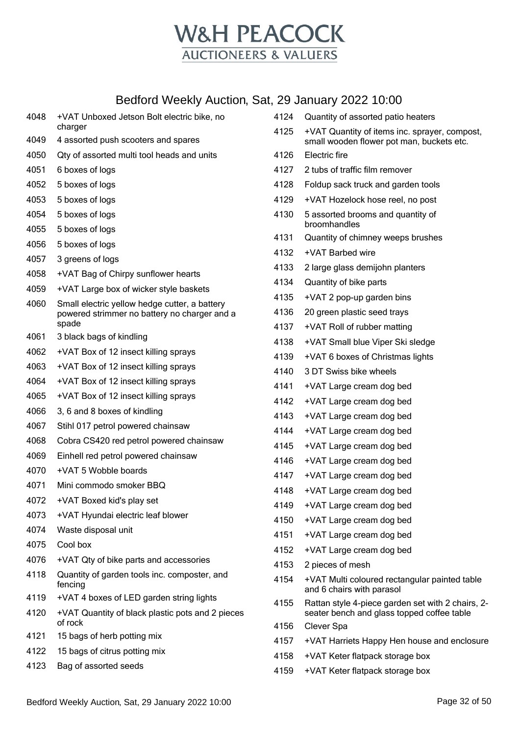# W&H PEACOCK
## AUCTIONEERS & VALUERS

## Bedford Weekly Auction, Sat, 29 January 2022 10:00

| Lot | Description |
|---|---|
| 4048 | +VAT Unboxed Jetson Bolt electric bike, no charger |
| 4049 | 4 assorted push scooters and spares |
| 4050 | Qty of assorted multi tool heads and units |
| 4051 | 6 boxes of logs |
| 4052 | 5 boxes of logs |
| 4053 | 5 boxes of logs |
| 4054 | 5 boxes of logs |
| 4055 | 5 boxes of logs |
| 4056 | 5 boxes of logs |
| 4057 | 3 greens of logs |
| 4058 | +VAT Bag of Chirpy sunflower hearts |
| 4059 | +VAT Large box of wicker style baskets |
| 4060 | Small electric yellow hedge cutter, a battery powered strimmer no battery no charger and a spade |
| 4061 | 3 black bags of kindling |
| 4062 | +VAT Box of 12 insect killing sprays |
| 4063 | +VAT Box of 12 insect killing sprays |
| 4064 | +VAT Box of 12 insect killing sprays |
| 4065 | +VAT Box of 12 insect killing sprays |
| 4066 | 3, 6 and 8 boxes of kindling |
| 4067 | Stihl 017 petrol powered chainsaw |
| 4068 | Cobra CS420 red petrol powered chainsaw |
| 4069 | Einhell red petrol powered chainsaw |
| 4070 | +VAT 5 Wobble boards |
| 4071 | Mini commodo smoker BBQ |
| 4072 | +VAT Boxed kid's play set |
| 4073 | +VAT Hyundai electric leaf blower |
| 4074 | Waste disposal unit |
| 4075 | Cool box |
| 4076 | +VAT Qty of bike parts and accessories |
| 4118 | Quantity of garden tools inc. composter, and fencing |
| 4119 | +VAT 4 boxes of LED garden string lights |
| 4120 | +VAT Quantity of black plastic pots and 2 pieces of rock |
| 4121 | 15 bags of herb potting mix |
| 4122 | 15 bags of citrus potting mix |
| 4123 | Bag of assorted seeds |
| 4124 | Quantity of assorted patio heaters |
| 4125 | +VAT Quantity of items inc. sprayer, compost, small wooden flower pot man, buckets etc. |
| 4126 | Electric fire |
| 4127 | 2 tubs of traffic film remover |
| 4128 | Foldup sack truck and garden tools |
| 4129 | +VAT Hozelock hose reel, no post |
| 4130 | 5 assorted brooms and quantity of broomhandles |
| 4131 | Quantity of chimney weeps brushes |
| 4132 | +VAT Barbed wire |
| 4133 | 2 large glass demijohn planters |
| 4134 | Quantity of bike parts |
| 4135 | +VAT 2 pop-up garden bins |
| 4136 | 20 green plastic seed trays |
| 4137 | +VAT Roll of rubber matting |
| 4138 | +VAT Small blue Viper Ski sledge |
| 4139 | +VAT 6 boxes of Christmas lights |
| 4140 | 3 DT Swiss bike wheels |
| 4141 | +VAT Large cream dog bed |
| 4142 | +VAT Large cream dog bed |
| 4143 | +VAT Large cream dog bed |
| 4144 | +VAT Large cream dog bed |
| 4145 | +VAT Large cream dog bed |
| 4146 | +VAT Large cream dog bed |
| 4147 | +VAT Large cream dog bed |
| 4148 | +VAT Large cream dog bed |
| 4149 | +VAT Large cream dog bed |
| 4150 | +VAT Large cream dog bed |
| 4151 | +VAT Large cream dog bed |
| 4152 | +VAT Large cream dog bed |
| 4153 | 2 pieces of mesh |
| 4154 | +VAT Multi coloured rectangular painted table and 6 chairs with parasol |
| 4155 | Rattan style 4-piece garden set with 2 chairs, 2-seater bench and glass topped coffee table |
| 4156 | Clever Spa |
| 4157 | +VAT Harriets Happy Hen house and enclosure |
| 4158 | +VAT Keter flatpack storage box |
| 4159 | +VAT Keter flatpack storage box |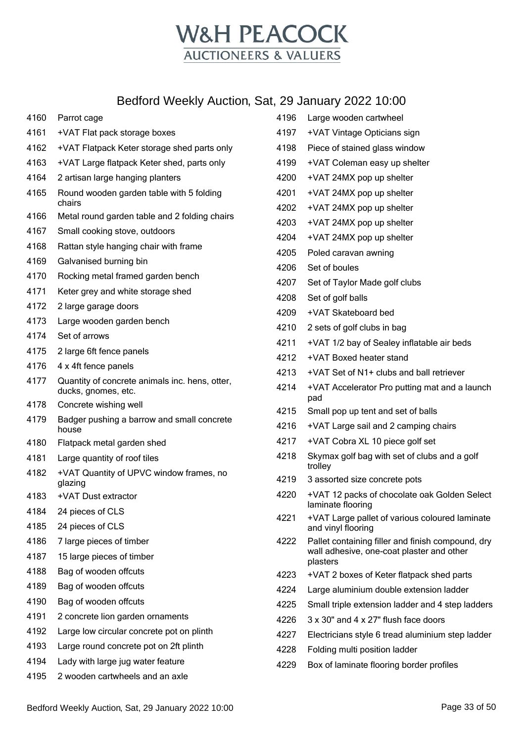# W&H PEACOCK
## AUCTIONEERS & VALUERS

## Bedford Weekly Auction, Sat, 29 January 2022 10:00

| Lot | Description |
|---|---|
| 4160 | Parrot cage |
| 4161 | +VAT Flat pack storage boxes |
| 4162 | +VAT Flatpack Keter storage shed parts only |
| 4163 | +VAT Large flatpack Keter shed, parts only |
| 4164 | 2 artisan large hanging planters |
| 4165 | Round wooden garden table with 5 folding chairs |
| 4166 | Metal round garden table and 2 folding chairs |
| 4167 | Small cooking stove, outdoors |
| 4168 | Rattan style hanging chair with frame |
| 4169 | Galvanised burning bin |
| 4170 | Rocking metal framed garden bench |
| 4171 | Keter grey and white storage shed |
| 4172 | 2 large garage doors |
| 4173 | Large wooden garden bench |
| 4174 | Set of arrows |
| 4175 | 2 large 6ft fence panels |
| 4176 | 4 x 4ft fence panels |
| 4177 | Quantity of concrete animals inc. hens, otter, ducks, gnomes, etc. |
| 4178 | Concrete wishing well |
| 4179 | Badger pushing a barrow and small concrete house |
| 4180 | Flatpack metal garden shed |
| 4181 | Large quantity of roof tiles |
| 4182 | +VAT Quantity of UPVC window frames, no glazing |
| 4183 | +VAT Dust extractor |
| 4184 | 24 pieces of CLS |
| 4185 | 24 pieces of CLS |
| 4186 | 7 large pieces of timber |
| 4187 | 15 large pieces of timber |
| 4188 | Bag of wooden offcuts |
| 4189 | Bag of wooden offcuts |
| 4190 | Bag of wooden offcuts |
| 4191 | 2 concrete lion garden ornaments |
| 4192 | Large low circular concrete pot on plinth |
| 4193 | Large round concrete pot on 2ft plinth |
| 4194 | Lady with large jug water feature |
| 4195 | 2 wooden cartwheels and an axle |
| 4196 | Large wooden cartwheel |
| 4197 | +VAT Vintage Opticians sign |
| 4198 | Piece of stained glass window |
| 4199 | +VAT Coleman easy up shelter |
| 4200 | +VAT 24MX pop up shelter |
| 4201 | +VAT 24MX pop up shelter |
| 4202 | +VAT 24MX pop up shelter |
| 4203 | +VAT 24MX pop up shelter |
| 4204 | +VAT 24MX pop up shelter |
| 4205 | Poled caravan awning |
| 4206 | Set of boules |
| 4207 | Set of Taylor Made golf clubs |
| 4208 | Set of golf balls |
| 4209 | +VAT Skateboard bed |
| 4210 | 2 sets of golf clubs in bag |
| 4211 | +VAT 1/2 bay of Sealey inflatable air beds |
| 4212 | +VAT Boxed heater stand |
| 4213 | +VAT Set of N1+ clubs and ball retriever |
| 4214 | +VAT Accelerator Pro putting mat and a launch pad |
| 4215 | Small pop up tent and set of balls |
| 4216 | +VAT Large sail and 2 camping chairs |
| 4217 | +VAT Cobra XL 10 piece golf set |
| 4218 | Skymax golf bag with set of clubs and a golf trolley |
| 4219 | 3 assorted size concrete pots |
| 4220 | +VAT 12 packs of chocolate oak Golden Select laminate flooring |
| 4221 | +VAT Large pallet of various coloured laminate and vinyl flooring |
| 4222 | Pallet containing filler and finish compound, dry wall adhesive, one-coat plaster and other plasters |
| 4223 | +VAT 2 boxes of Keter flatpack shed parts |
| 4224 | Large aluminium double extension ladder |
| 4225 | Small triple extension ladder and 4 step ladders |
| 4226 | 3 x 30" and 4 x 27" flush face doors |
| 4227 | Electricians style 6 tread aluminium step ladder |
| 4228 | Folding multi position ladder |
| 4229 | Box of laminate flooring border profiles |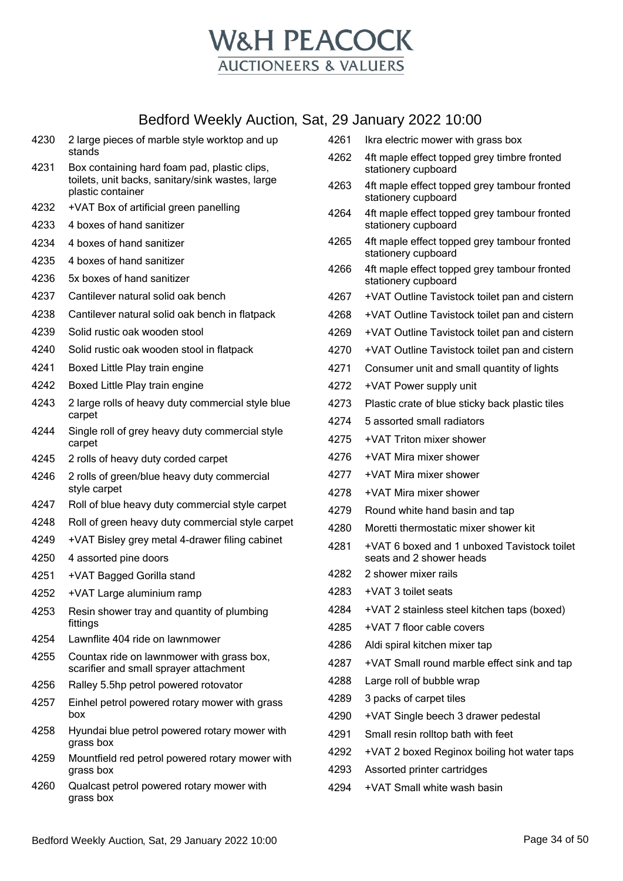# W&H PEACOCK

AUCTIONEERS & VALUERS

## Bedford Weekly Auction, Sat, 29 January 2022 10:00

| Lot | Description |
| --- | --- |
| 4230 | 2 large pieces of marble style worktop and up stands |
| 4231 | Box containing hard foam pad, plastic clips, toilets, unit backs, sanitary/sink wastes, large plastic container |
| 4232 | +VAT Box of artificial green panelling |
| 4233 | 4 boxes of hand sanitizer |
| 4234 | 4 boxes of hand sanitizer |
| 4235 | 4 boxes of hand sanitizer |
| 4236 | 5x boxes of hand sanitizer |
| 4237 | Cantilever natural solid oak bench |
| 4238 | Cantilever natural solid oak bench in flatpack |
| 4239 | Solid rustic oak wooden stool |
| 4240 | Solid rustic oak wooden stool in flatpack |
| 4241 | Boxed Little Play train engine |
| 4242 | Boxed Little Play train engine |
| 4243 | 2 large rolls of heavy duty commercial style blue carpet |
| 4244 | Single roll of grey heavy duty commercial style carpet |
| 4245 | 2 rolls of heavy duty corded carpet |
| 4246 | 2 rolls of green/blue heavy duty commercial style carpet |
| 4247 | Roll of blue heavy duty commercial style carpet |
| 4248 | Roll of green heavy duty commercial style carpet |
| 4249 | +VAT Bisley grey metal 4-drawer filing cabinet |
| 4250 | 4 assorted pine doors |
| 4251 | +VAT Bagged Gorilla stand |
| 4252 | +VAT Large aluminium ramp |
| 4253 | Resin shower tray and quantity of plumbing fittings |
| 4254 | Lawnflite 404 ride on lawnmower |
| 4255 | Countax ride on lawnmower with grass box, scarifier and small sprayer attachment |
| 4256 | Ralley 5.5hp petrol powered rotovator |
| 4257 | Einhel petrol powered rotary mower with grass box |
| 4258 | Hyundai blue petrol powered rotary mower with grass box |
| 4259 | Mountfield red petrol powered rotary mower with grass box |
| 4260 | Qualcast petrol powered rotary mower with grass box |
| 4261 | Ikra electric mower with grass box |
| 4262 | 4ft maple effect topped grey timbre fronted stationery cupboard |
| 4263 | 4ft maple effect topped grey tambour fronted stationery cupboard |
| 4264 | 4ft maple effect topped grey tambour fronted stationery cupboard |
| 4265 | 4ft maple effect topped grey tambour fronted stationery cupboard |
| 4266 | 4ft maple effect topped grey tambour fronted stationery cupboard |
| 4267 | +VAT Outline Tavistock toilet pan and cistern |
| 4268 | +VAT Outline Tavistock toilet pan and cistern |
| 4269 | +VAT Outline Tavistock toilet pan and cistern |
| 4270 | +VAT Outline Tavistock toilet pan and cistern |
| 4271 | Consumer unit and small quantity of lights |
| 4272 | +VAT Power supply unit |
| 4273 | Plastic crate of blue sticky back plastic tiles |
| 4274 | 5 assorted small radiators |
| 4275 | +VAT Triton mixer shower |
| 4276 | +VAT Mira mixer shower |
| 4277 | +VAT Mira mixer shower |
| 4278 | +VAT Mira mixer shower |
| 4279 | Round white hand basin and tap |
| 4280 | Moretti thermostatic mixer shower kit |
| 4281 | +VAT 6 boxed and 1 unboxed Tavistock toilet seats and 2 shower heads |
| 4282 | 2 shower mixer rails |
| 4283 | +VAT 3 toilet seats |
| 4284 | +VAT 2 stainless steel kitchen taps (boxed) |
| 4285 | +VAT 7 floor cable covers |
| 4286 | Aldi spiral kitchen mixer tap |
| 4287 | +VAT Small round marble effect sink and tap |
| 4288 | Large roll of bubble wrap |
| 4289 | 3 packs of carpet tiles |
| 4290 | +VAT Single beech 3 drawer pedestal |
| 4291 | Small resin rolltop bath with feet |
| 4292 | +VAT 2 boxed Reginox boiling hot water taps |
| 4293 | Assorted printer cartridges |
| 4294 | +VAT Small white wash basin |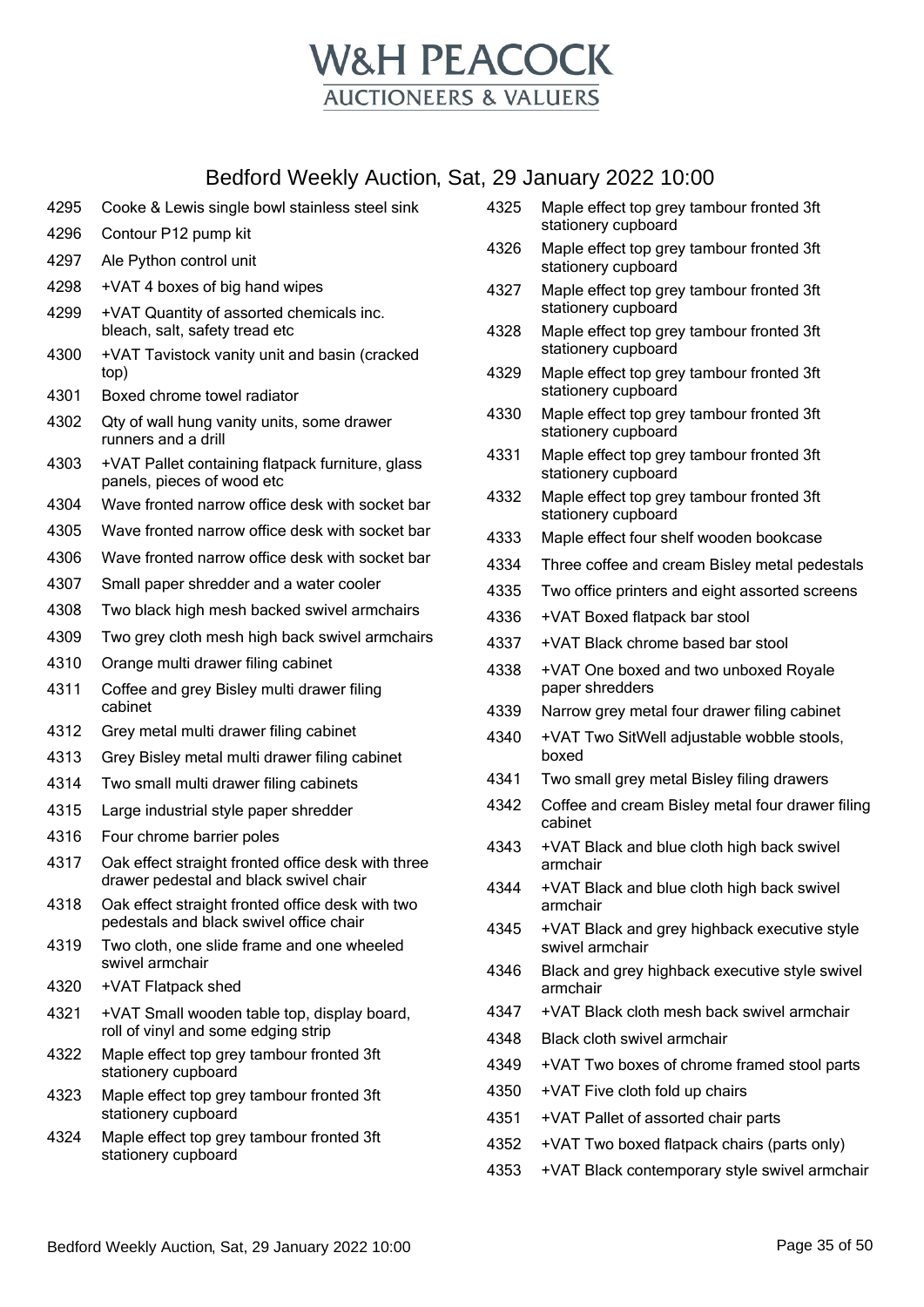# W&H PEACOCK

AUCTIONEERS & VALUERS

## Bedford Weekly Auction, Sat, 29 January 2022 10:00

| Lot | Description |
|---|---|
| 4295 | Cooke & Lewis single bowl stainless steel sink |
| 4296 | Contour P12 pump kit |
| 4297 | Ale Python control unit |
| 4298 | +VAT 4 boxes of big hand wipes |
| 4299 | +VAT Quantity of assorted chemicals inc. bleach, salt, safety tread etc |
| 4300 | +VAT Tavistock vanity unit and basin (cracked top) |
| 4301 | Boxed chrome towel radiator |
| 4302 | Qty of wall hung vanity units, some drawer runners and a drill |
| 4303 | +VAT Pallet containing flatpack furniture, glass panels, pieces of wood etc |
| 4304 | Wave fronted narrow office desk with socket bar |
| 4305 | Wave fronted narrow office desk with socket bar |
| 4306 | Wave fronted narrow office desk with socket bar |
| 4307 | Small paper shredder and a water cooler |
| 4308 | Two black high mesh backed swivel armchairs |
| 4309 | Two grey cloth mesh high back swivel armchairs |
| 4310 | Orange multi drawer filing cabinet |
| 4311 | Coffee and grey Bisley multi drawer filing cabinet |
| 4312 | Grey metal multi drawer filing cabinet |
| 4313 | Grey Bisley metal multi drawer filing cabinet |
| 4314 | Two small multi drawer filing cabinets |
| 4315 | Large industrial style paper shredder |
| 4316 | Four chrome barrier poles |
| 4317 | Oak effect straight fronted office desk with three drawer pedestal and black swivel chair |
| 4318 | Oak effect straight fronted office desk with two pedestals and black swivel office chair |
| 4319 | Two cloth, one slide frame and one wheeled swivel armchair |
| 4320 | +VAT Flatpack shed |
| 4321 | +VAT Small wooden table top, display board, roll of vinyl and some edging strip |
| 4322 | Maple effect top grey tambour fronted 3ft stationery cupboard |
| 4323 | Maple effect top grey tambour fronted 3ft stationery cupboard |
| 4324 | Maple effect top grey tambour fronted 3ft stationery cupboard |
| 4325 | Maple effect top grey tambour fronted 3ft stationery cupboard |
| 4326 | Maple effect top grey tambour fronted 3ft stationery cupboard |
| 4327 | Maple effect top grey tambour fronted 3ft stationery cupboard |
| 4328 | Maple effect top grey tambour fronted 3ft stationery cupboard |
| 4329 | Maple effect top grey tambour fronted 3ft stationery cupboard |
| 4330 | Maple effect top grey tambour fronted 3ft stationery cupboard |
| 4331 | Maple effect top grey tambour fronted 3ft stationery cupboard |
| 4332 | Maple effect top grey tambour fronted 3ft stationery cupboard |
| 4333 | Maple effect four shelf wooden bookcase |
| 4334 | Three coffee and cream Bisley metal pedestals |
| 4335 | Two office printers and eight assorted screens |
| 4336 | +VAT Boxed flatpack bar stool |
| 4337 | +VAT Black chrome based bar stool |
| 4338 | +VAT One boxed and two unboxed Royale paper shredders |
| 4339 | Narrow grey metal four drawer filing cabinet |
| 4340 | +VAT Two SitWell adjustable wobble stools, boxed |
| 4341 | Two small grey metal Bisley filing drawers |
| 4342 | Coffee and cream Bisley metal four drawer filing cabinet |
| 4343 | +VAT Black and blue cloth high back swivel armchair |
| 4344 | +VAT Black and blue cloth high back swivel armchair |
| 4345 | +VAT Black and grey highback executive style swivel armchair |
| 4346 | Black and grey highback executive style swivel armchair |
| 4347 | +VAT Black cloth mesh back swivel armchair |
| 4348 | Black cloth swivel armchair |
| 4349 | +VAT Two boxes of chrome framed stool parts |
| 4350 | +VAT Five cloth fold up chairs |
| 4351 | +VAT Pallet of assorted chair parts |
| 4352 | +VAT Two boxed flatpack chairs (parts only) |
| 4353 | +VAT Black contemporary style swivel armchair |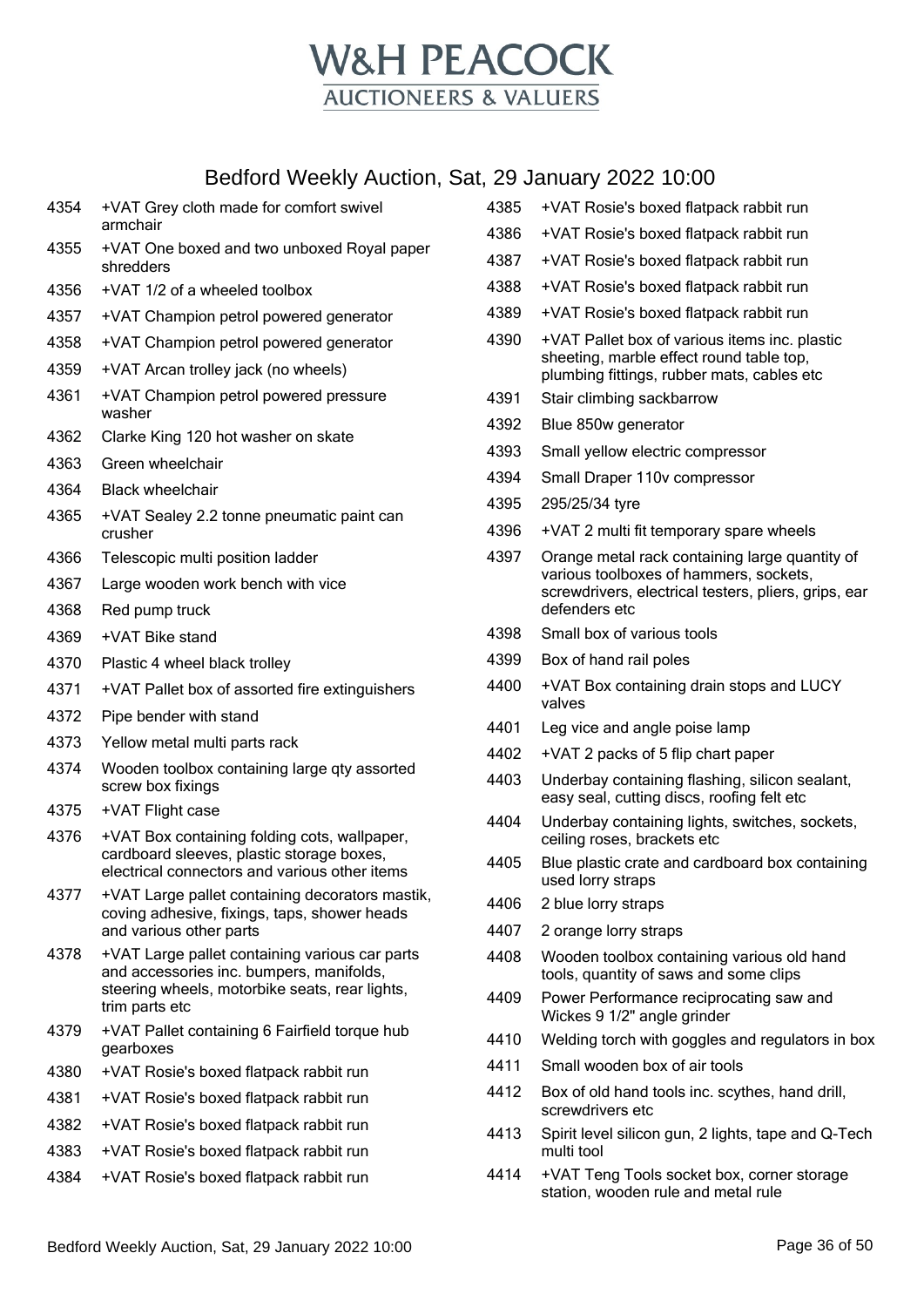# W&H PEACOCK
## AUCTIONEERS & VALUERS

## Bedford Weekly Auction, Sat, 29 January 2022 10:00

| Lot | Description |
|---|---|
| 4354 | +VAT Grey cloth made for comfort swivel armchair |
| 4355 | +VAT One boxed and two unboxed Royal paper shredders |
| 4356 | +VAT 1/2 of a wheeled toolbox |
| 4357 | +VAT Champion petrol powered generator |
| 4358 | +VAT Champion petrol powered generator |
| 4359 | +VAT Arcan trolley jack (no wheels) |
| 4361 | +VAT Champion petrol powered pressure washer |
| 4362 | Clarke King 120 hot washer on skate |
| 4363 | Green wheelchair |
| 4364 | Black wheelchair |
| 4365 | +VAT Sealey 2.2 tonne pneumatic paint can crusher |
| 4366 | Telescopic multi position ladder |
| 4367 | Large wooden work bench with vice |
| 4368 | Red pump truck |
| 4369 | +VAT Bike stand |
| 4370 | Plastic 4 wheel black trolley |
| 4371 | +VAT Pallet box of assorted fire extinguishers |
| 4372 | Pipe bender with stand |
| 4373 | Yellow metal multi parts rack |
| 4374 | Wooden toolbox containing large qty assorted screw box fixings |
| 4375 | +VAT Flight case |
| 4376 | +VAT Box containing folding cots, wallpaper, cardboard sleeves, plastic storage boxes, electrical connectors and various other items |
| 4377 | +VAT Large pallet containing decorators mastik, coving adhesive, fixings, taps, shower heads and various other parts |
| 4378 | +VAT Large pallet containing various car parts and accessories inc. bumpers, manifolds, steering wheels, motorbike seats, rear lights, trim parts etc |
| 4379 | +VAT Pallet containing 6 Fairfield torque hub gearboxes |
| 4380 | +VAT Rosie's boxed flatpack rabbit run |
| 4381 | +VAT Rosie's boxed flatpack rabbit run |
| 4382 | +VAT Rosie's boxed flatpack rabbit run |
| 4383 | +VAT Rosie's boxed flatpack rabbit run |
| 4384 | +VAT Rosie's boxed flatpack rabbit run |
| 4385 | +VAT Rosie's boxed flatpack rabbit run |
| 4386 | +VAT Rosie's boxed flatpack rabbit run |
| 4387 | +VAT Rosie's boxed flatpack rabbit run |
| 4388 | +VAT Rosie's boxed flatpack rabbit run |
| 4389 | +VAT Rosie's boxed flatpack rabbit run |
| 4390 | +VAT Pallet box of various items inc. plastic sheeting, marble effect round table top, plumbing fittings, rubber mats, cables etc |
| 4391 | Stair climbing sackbarrow |
| 4392 | Blue 850w generator |
| 4393 | Small yellow electric compressor |
| 4394 | Small Draper 110v compressor |
| 4395 | 295/25/34 tyre |
| 4396 | +VAT 2 multi fit temporary spare wheels |
| 4397 | Orange metal rack containing large quantity of various toolboxes of hammers, sockets, screwdrivers, electrical testers, pliers, grips, ear defenders etc |
| 4398 | Small box of various tools |
| 4399 | Box of hand rail poles |
| 4400 | +VAT Box containing drain stops and LUCY valves |
| 4401 | Leg vice and angle poise lamp |
| 4402 | +VAT 2 packs of 5 flip chart paper |
| 4403 | Underbay containing flashing, silicon sealant, easy seal, cutting discs, roofing felt etc |
| 4404 | Underbay containing lights, switches, sockets, ceiling roses, brackets etc |
| 4405 | Blue plastic crate and cardboard box containing used lorry straps |
| 4406 | 2 blue lorry straps |
| 4407 | 2 orange lorry straps |
| 4408 | Wooden toolbox containing various old hand tools, quantity of saws and some clips |
| 4409 | Power Performance reciprocating saw and Wickes 9 1/2" angle grinder |
| 4410 | Welding torch with goggles and regulators in box |
| 4411 | Small wooden box of air tools |
| 4412 | Box of old hand tools inc. scythes, hand drill, screwdrivers etc |
| 4413 | Spirit level silicon gun, 2 lights, tape and Q-Tech multi tool |
| 4414 | +VAT Teng Tools socket box, corner storage station, wooden rule and metal rule |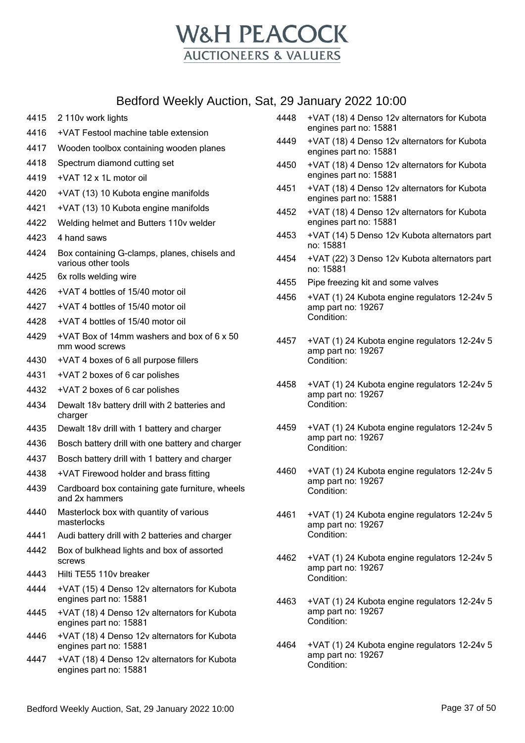# W&H PEACOCK
## AUCTIONEERS & VALUERS

## Bedford Weekly Auction, Sat, 29 January 2022 10:00

| Lot | Description |
|---|---|
| 4415 | 2 110v work lights |
| 4416 | +VAT Festool machine table extension |
| 4417 | Wooden toolbox containing wooden planes |
| 4418 | Spectrum diamond cutting set |
| 4419 | +VAT 12 x 1L motor oil |
| 4420 | +VAT (13) 10 Kubota engine manifolds |
| 4421 | +VAT (13) 10 Kubota engine manifolds |
| 4422 | Welding helmet and Butters 110v welder |
| 4423 | 4 hand saws |
| 4424 | Box containing G-clamps, planes, chisels and various other tools |
| 4425 | 6x rolls welding wire |
| 4426 | +VAT 4 bottles of 15/40 motor oil |
| 4427 | +VAT 4 bottles of 15/40 motor oil |
| 4428 | +VAT 4 bottles of 15/40 motor oil |
| 4429 | +VAT Box of 14mm washers and box of 6 x 50 mm wood screws |
| 4430 | +VAT 4 boxes of 6 all purpose fillers |
| 4431 | +VAT 2 boxes of 6 car polishes |
| 4432 | +VAT 2 boxes of 6 car polishes |
| 4434 | Dewalt 18v battery drill with 2 batteries and charger |
| 4435 | Dewalt 18v drill with 1 battery and charger |
| 4436 | Bosch battery drill with one battery and charger |
| 4437 | Bosch battery drill with 1 battery and charger |
| 4438 | +VAT Firewood holder and brass fitting |
| 4439 | Cardboard box containing gate furniture, wheels and 2x hammers |
| 4440 | Masterlock box with quantity of various masterlocks |
| 4441 | Audi battery drill with 2 batteries and charger |
| 4442 | Box of bulkhead lights and box of assorted screws |
| 4443 | Hilti TE55 110v breaker |
| 4444 | +VAT (15) 4 Denso 12v alternators for Kubota engines part no: 15881 |
| 4445 | +VAT (18) 4 Denso 12v alternators for Kubota engines part no: 15881 |
| 4446 | +VAT (18) 4 Denso 12v alternators for Kubota engines part no: 15881 |
| 4447 | +VAT (18) 4 Denso 12v alternators for Kubota engines part no: 15881 |
| 4448 | +VAT (18) 4 Denso 12v alternators for Kubota engines part no: 15881 |
| 4449 | +VAT (18) 4 Denso 12v alternators for Kubota engines part no: 15881 |
| 4450 | +VAT (18) 4 Denso 12v alternators for Kubota engines part no: 15881 |
| 4451 | +VAT (18) 4 Denso 12v alternators for Kubota engines part no: 15881 |
| 4452 | +VAT (18) 4 Denso 12v alternators for Kubota engines part no: 15881 |
| 4453 | +VAT (14) 5 Denso 12v Kubota alternators part no: 15881 |
| 4454 | +VAT (22) 3 Denso 12v Kubota alternators part no: 15881 |
| 4455 | Pipe freezing kit and some valves |
| 4456 | +VAT (1) 24 Kubota engine regulators 12-24v 5 amp part no: 19267<br>Condition: |
| 4457 | +VAT (1) 24 Kubota engine regulators 12-24v 5 amp part no: 19267<br>Condition: |
| 4458 | +VAT (1) 24 Kubota engine regulators 12-24v 5 amp part no: 19267<br>Condition: |
| 4459 | +VAT (1) 24 Kubota engine regulators 12-24v 5 amp part no: 19267<br>Condition: |
| 4460 | +VAT (1) 24 Kubota engine regulators 12-24v 5 amp part no: 19267<br>Condition: |
| 4461 | +VAT (1) 24 Kubota engine regulators 12-24v 5 amp part no: 19267<br>Condition: |
| 4462 | +VAT (1) 24 Kubota engine regulators 12-24v 5 amp part no: 19267<br>Condition: |
| 4463 | +VAT (1) 24 Kubota engine regulators 12-24v 5 amp part no: 19267<br>Condition: |
| 4464 | +VAT (1) 24 Kubota engine regulators 12-24v 5 amp part no: 19267<br>Condition: |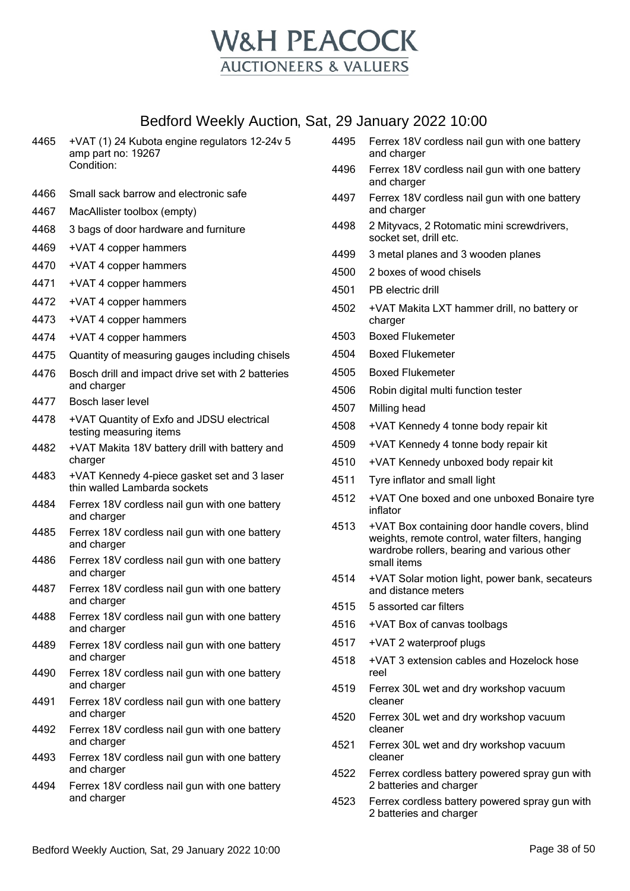# W&H PEACOCK
## AUCTIONEERS & VALUERS

## Bedford Weekly Auction, Sat, 29 January 2022 10:00

| Lot | Description |
|---|---|
| 4465 | +VAT (1) 24 Kubota engine regulators 12-24v 5 amp part no: 19267<br>Condition: |
| 4466 | Small sack barrow and electronic safe |
| 4467 | MacAllister toolbox (empty) |
| 4468 | 3 bags of door hardware and furniture |
| 4469 | +VAT 4 copper hammers |
| 4470 | +VAT 4 copper hammers |
| 4471 | +VAT 4 copper hammers |
| 4472 | +VAT 4 copper hammers |
| 4473 | +VAT 4 copper hammers |
| 4474 | +VAT 4 copper hammers |
| 4475 | Quantity of measuring gauges including chisels |
| 4476 | Bosch drill and impact drive set with 2 batteries and charger |
| 4477 | Bosch laser level |
| 4478 | +VAT Quantity of Exfo and JDSU electrical testing measuring items |
| 4482 | +VAT Makita 18V battery drill with battery and charger |
| 4483 | +VAT Kennedy 4-piece gasket set and 3 laser thin walled Lambarda sockets |
| 4484 | Ferrex 18V cordless nail gun with one battery and charger |
| 4485 | Ferrex 18V cordless nail gun with one battery and charger |
| 4486 | Ferrex 18V cordless nail gun with one battery and charger |
| 4487 | Ferrex 18V cordless nail gun with one battery and charger |
| 4488 | Ferrex 18V cordless nail gun with one battery and charger |
| 4489 | Ferrex 18V cordless nail gun with one battery and charger |
| 4490 | Ferrex 18V cordless nail gun with one battery and charger |
| 4491 | Ferrex 18V cordless nail gun with one battery and charger |
| 4492 | Ferrex 18V cordless nail gun with one battery and charger |
| 4493 | Ferrex 18V cordless nail gun with one battery and charger |
| 4494 | Ferrex 18V cordless nail gun with one battery and charger |
| 4495 | Ferrex 18V cordless nail gun with one battery and charger |
| 4496 | Ferrex 18V cordless nail gun with one battery and charger |
| 4497 | Ferrex 18V cordless nail gun with one battery and charger |
| 4498 | 2 Mityvacs, 2 Rotomatic mini screwdrivers, socket set, drill etc. |
| 4499 | 3 metal planes and 3 wooden planes |
| 4500 | 2 boxes of wood chisels |
| 4501 | PB electric drill |
| 4502 | +VAT Makita LXT hammer drill, no battery or charger |
| 4503 | Boxed Flukemeter |
| 4504 | Boxed Flukemeter |
| 4505 | Boxed Flukemeter |
| 4506 | Robin digital multi function tester |
| 4507 | Milling head |
| 4508 | +VAT Kennedy 4 tonne body repair kit |
| 4509 | +VAT Kennedy 4 tonne body repair kit |
| 4510 | +VAT Kennedy unboxed body repair kit |
| 4511 | Tyre inflator and small light |
| 4512 | +VAT One boxed and one unboxed Bonaire tyre inflator |
| 4513 | +VAT Box containing door handle covers, blind weights, remote control, water filters, hanging wardrobe rollers, bearing and various other small items |
| 4514 | +VAT Solar motion light, power bank, secateurs and distance meters |
| 4515 | 5 assorted car filters |
| 4516 | +VAT Box of canvas toolbags |
| 4517 | +VAT 2 waterproof plugs |
| 4518 | +VAT 3 extension cables and Hozelock hose reel |
| 4519 | Ferrex 30L wet and dry workshop vacuum cleaner |
| 4520 | Ferrex 30L wet and dry workshop vacuum cleaner |
| 4521 | Ferrex 30L wet and dry workshop vacuum cleaner |
| 4522 | Ferrex cordless battery powered spray gun with 2 batteries and charger |
| 4523 | Ferrex cordless battery powered spray gun with 2 batteries and charger |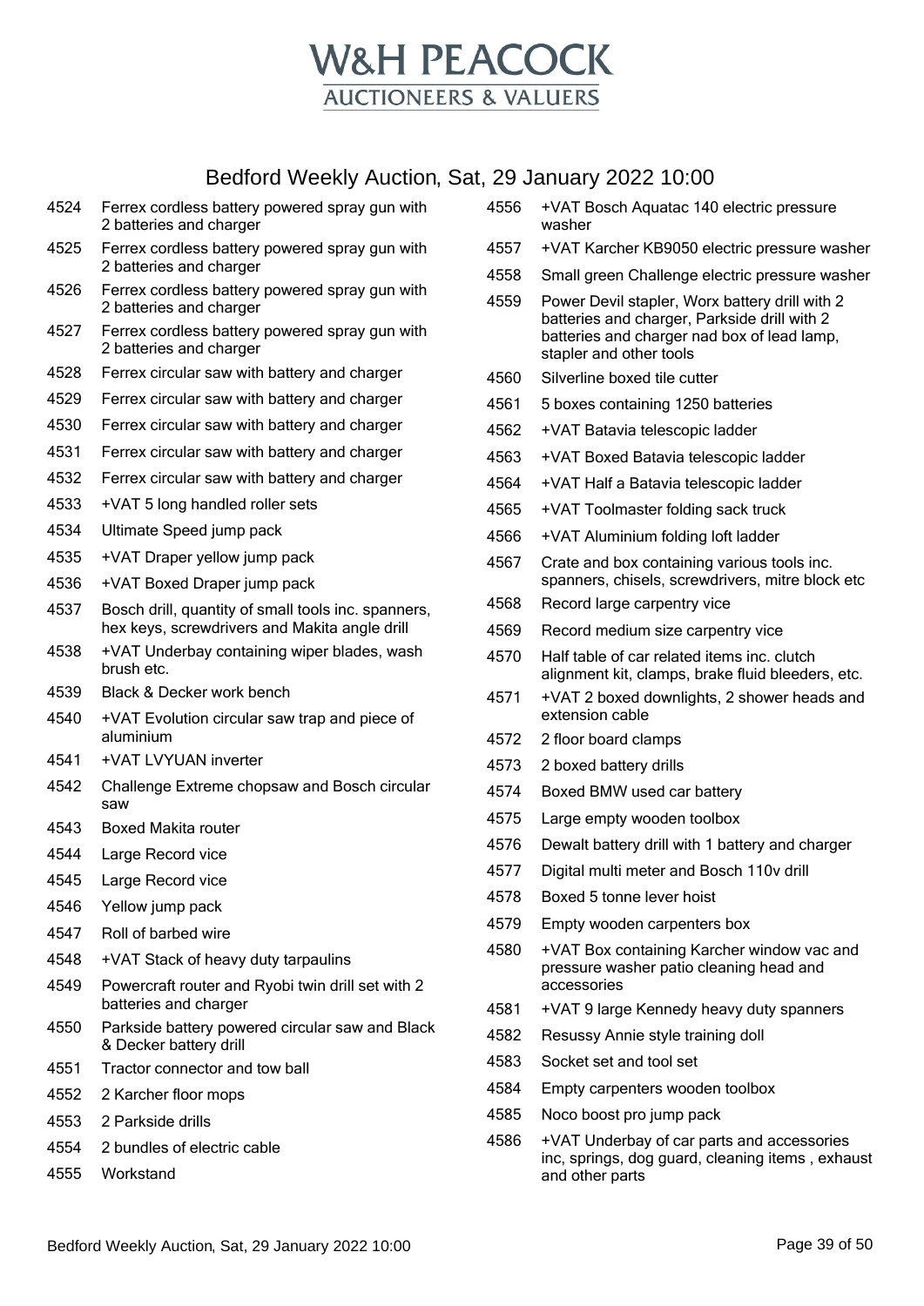# W&H PEACOCK

AUCTIONEERS & VALUERS

## Bedford Weekly Auction, Sat, 29 January 2022 10:00

| Lot | Description |
|---|---|
| 4524 | Ferrex cordless battery powered spray gun with 2 batteries and charger |
| 4525 | Ferrex cordless battery powered spray gun with 2 batteries and charger |
| 4526 | Ferrex cordless battery powered spray gun with 2 batteries and charger |
| 4527 | Ferrex cordless battery powered spray gun with 2 batteries and charger |
| 4528 | Ferrex circular saw with battery and charger |
| 4529 | Ferrex circular saw with battery and charger |
| 4530 | Ferrex circular saw with battery and charger |
| 4531 | Ferrex circular saw with battery and charger |
| 4532 | Ferrex circular saw with battery and charger |
| 4533 | +VAT 5 long handled roller sets |
| 4534 | Ultimate Speed jump pack |
| 4535 | +VAT Draper yellow jump pack |
| 4536 | +VAT Boxed Draper jump pack |
| 4537 | Bosch drill, quantity of small tools inc. spanners, hex keys, screwdrivers and Makita angle drill |
| 4538 | +VAT Underbay containing wiper blades, wash brush etc. |
| 4539 | Black & Decker work bench |
| 4540 | +VAT Evolution circular saw trap and piece of aluminium |
| 4541 | +VAT LVYUAN inverter |
| 4542 | Challenge Extreme chopsaw and Bosch circular saw |
| 4543 | Boxed Makita router |
| 4544 | Large Record vice |
| 4545 | Large Record vice |
| 4546 | Yellow jump pack |
| 4547 | Roll of barbed wire |
| 4548 | +VAT Stack of heavy duty tarpaulins |
| 4549 | Powercraft router and Ryobi twin drill set with 2 batteries and charger |
| 4550 | Parkside battery powered circular saw and Black & Decker battery drill |
| 4551 | Tractor connector and tow ball |
| 4552 | 2 Karcher floor mops |
| 4553 | 2 Parkside drills |
| 4554 | 2 bundles of electric cable |
| 4555 | Workstand |
| 4556 | +VAT Bosch Aquatac 140 electric pressure washer |
| 4557 | +VAT Karcher KB9050 electric pressure washer |
| 4558 | Small green Challenge electric pressure washer |
| 4559 | Power Devil stapler, Worx battery drill with 2 batteries and charger, Parkside drill with 2 batteries and charger nad box of lead lamp, stapler and other tools |
| 4560 | Silverline boxed tile cutter |
| 4561 | 5 boxes containing 1250 batteries |
| 4562 | +VAT Batavia telescopic ladder |
| 4563 | +VAT Boxed Batavia telescopic ladder |
| 4564 | +VAT Half a Batavia telescopic ladder |
| 4565 | +VAT Toolmaster folding sack truck |
| 4566 | +VAT Aluminium folding loft ladder |
| 4567 | Crate and box containing various tools inc. spanners, chisels, screwdrivers, mitre block etc |
| 4568 | Record large carpentry vice |
| 4569 | Record medium size carpentry vice |
| 4570 | Half table of car related items inc. clutch alignment kit, clamps, brake fluid bleeders, etc. |
| 4571 | +VAT 2 boxed downlights, 2 shower heads and extension cable |
| 4572 | 2 floor board clamps |
| 4573 | 2 boxed battery drills |
| 4574 | Boxed BMW used car battery |
| 4575 | Large empty wooden toolbox |
| 4576 | Dewalt battery drill with 1 battery and charger |
| 4577 | Digital multi meter and Bosch 110v drill |
| 4578 | Boxed 5 tonne lever hoist |
| 4579 | Empty wooden carpenters box |
| 4580 | +VAT Box containing Karcher window vac and pressure washer patio cleaning head and accessories |
| 4581 | +VAT 9 large Kennedy heavy duty spanners |
| 4582 | Resussy Annie style training doll |
| 4583 | Socket set and tool set |
| 4584 | Empty carpenters wooden toolbox |
| 4585 | Noco boost pro jump pack |
| 4586 | +VAT Underbay of car parts and accessories inc, springs, dog guard, cleaning items , exhaust and other parts |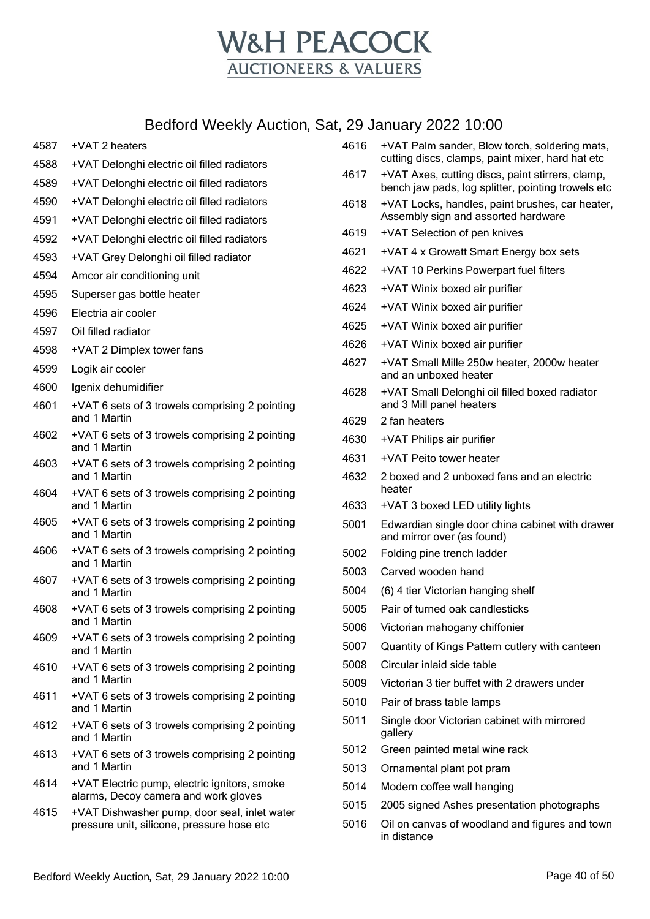# W&H PEACOCK

AUCTIONEERS & VALUERS

## Bedford Weekly Auction, Sat, 29 January 2022 10:00

| Lot | Description |
|---|---|
| 4587 | +VAT 2 heaters |
| 4588 | +VAT Delonghi electric oil filled radiators |
| 4589 | +VAT Delonghi electric oil filled radiators |
| 4590 | +VAT Delonghi electric oil filled radiators |
| 4591 | +VAT Delonghi electric oil filled radiators |
| 4592 | +VAT Delonghi electric oil filled radiators |
| 4593 | +VAT Grey Delonghi oil filled radiator |
| 4594 | Amcor air conditioning unit |
| 4595 | Superser gas bottle heater |
| 4596 | Electria air cooler |
| 4597 | Oil filled radiator |
| 4598 | +VAT 2 Dimplex tower fans |
| 4599 | Logik air cooler |
| 4600 | Igenix dehumidifier |
| 4601 | +VAT 6 sets of 3 trowels comprising 2 pointing and 1 Martin |
| 4602 | +VAT 6 sets of 3 trowels comprising 2 pointing and 1 Martin |
| 4603 | +VAT 6 sets of 3 trowels comprising 2 pointing and 1 Martin |
| 4604 | +VAT 6 sets of 3 trowels comprising 2 pointing and 1 Martin |
| 4605 | +VAT 6 sets of 3 trowels comprising 2 pointing and 1 Martin |
| 4606 | +VAT 6 sets of 3 trowels comprising 2 pointing and 1 Martin |
| 4607 | +VAT 6 sets of 3 trowels comprising 2 pointing and 1 Martin |
| 4608 | +VAT 6 sets of 3 trowels comprising 2 pointing and 1 Martin |
| 4609 | +VAT 6 sets of 3 trowels comprising 2 pointing and 1 Martin |
| 4610 | +VAT 6 sets of 3 trowels comprising 2 pointing and 1 Martin |
| 4611 | +VAT 6 sets of 3 trowels comprising 2 pointing and 1 Martin |
| 4612 | +VAT 6 sets of 3 trowels comprising 2 pointing and 1 Martin |
| 4613 | +VAT 6 sets of 3 trowels comprising 2 pointing and 1 Martin |
| 4614 | +VAT Electric pump, electric ignitors, smoke alarms, Decoy camera and work gloves |
| 4615 | +VAT Dishwasher pump, door seal, inlet water pressure unit, silicone, pressure hose etc |
| 4616 | +VAT Palm sander, Blow torch, soldering mats, cutting discs, clamps, paint mixer, hard hat etc |
| 4617 | +VAT Axes, cutting discs, paint stirrers, clamp, bench jaw pads, log splitter, pointing trowels etc |
| 4618 | +VAT Locks, handles, paint brushes, car heater, Assembly sign and assorted hardware |
| 4619 | +VAT Selection of pen knives |
| 4621 | +VAT 4 x Growatt Smart Energy box sets |
| 4622 | +VAT 10 Perkins Powerpart fuel filters |
| 4623 | +VAT Winix boxed air purifier |
| 4624 | +VAT Winix boxed air purifier |
| 4625 | +VAT Winix boxed air purifier |
| 4626 | +VAT Winix boxed air purifier |
| 4627 | +VAT Small Mille 250w heater, 2000w heater and an unboxed heater |
| 4628 | +VAT Small Delonghi oil filled boxed radiator and 3 Mill panel heaters |
| 4629 | 2 fan heaters |
| 4630 | +VAT Philips air purifier |
| 4631 | +VAT Peito tower heater |
| 4632 | 2 boxed and 2 unboxed fans and an electric heater |
| 4633 | +VAT 3 boxed LED utility lights |
| 5001 | Edwardian single door china cabinet with drawer and mirror over (as found) |
| 5002 | Folding pine trench ladder |
| 5003 | Carved wooden hand |
| 5004 | (6) 4 tier Victorian hanging shelf |
| 5005 | Pair of turned oak candlesticks |
| 5006 | Victorian mahogany chiffonier |
| 5007 | Quantity of Kings Pattern cutlery with canteen |
| 5008 | Circular inlaid side table |
| 5009 | Victorian 3 tier buffet with 2 drawers under |
| 5010 | Pair of brass table lamps |
| 5011 | Single door Victorian cabinet with mirrored gallery |
| 5012 | Green painted metal wine rack |
| 5013 | Ornamental plant pot pram |
| 5014 | Modern coffee wall hanging |
| 5015 | 2005 signed Ashes presentation photographs |
| 5016 | Oil on canvas of woodland and figures and town in distance |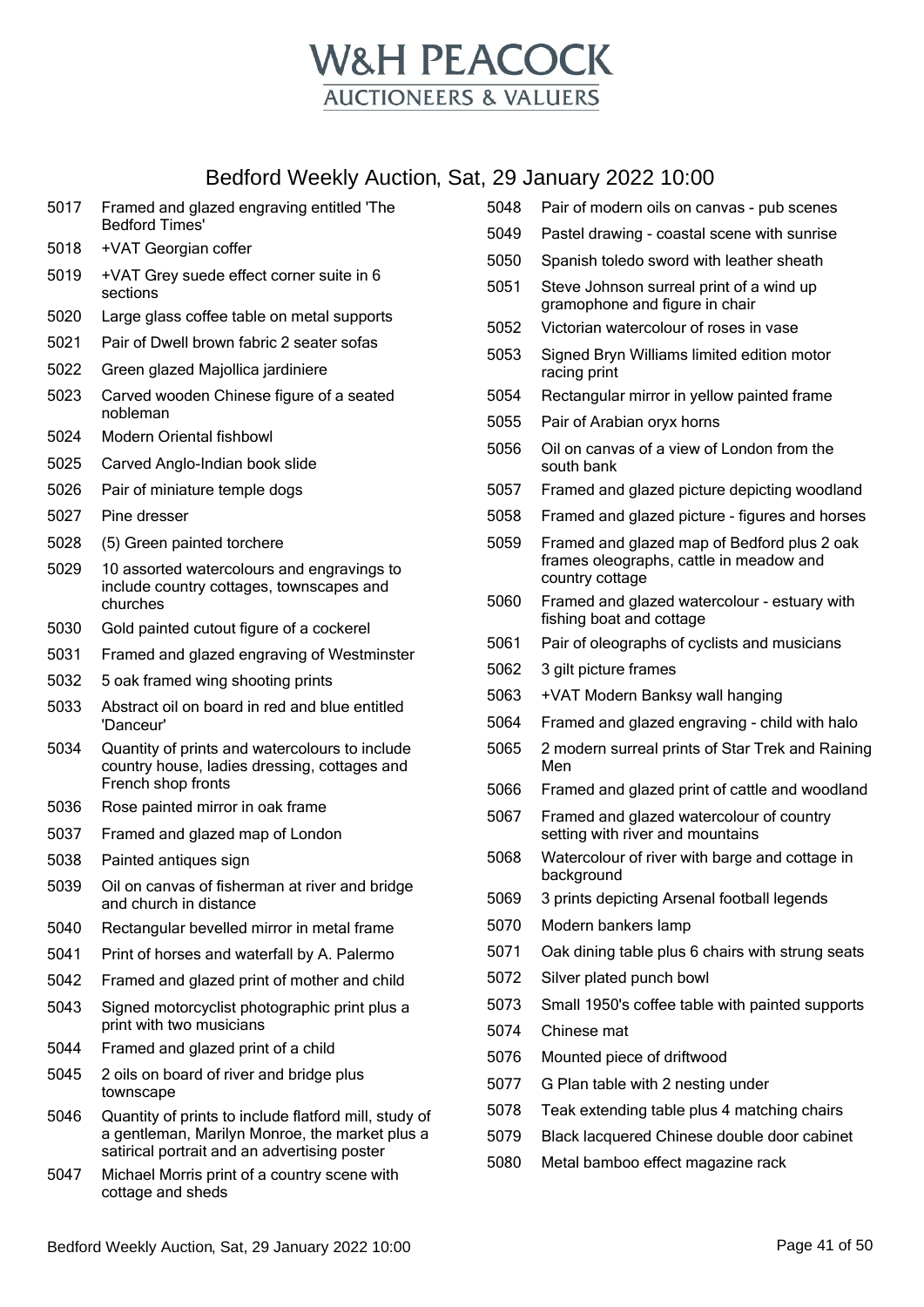# W&H PEACOCK
## AUCTIONEERS & VALUERS

## Bedford Weekly Auction, Sat, 29 January 2022 10:00

| Lot | Description |
| --- | --- |
| 5017 | Framed and glazed engraving entitled 'The Bedford Times' |
| 5018 | +VAT Georgian coffer |
| 5019 | +VAT Grey suede effect corner suite in 6 sections |
| 5020 | Large glass coffee table on metal supports |
| 5021 | Pair of Dwell brown fabric 2 seater sofas |
| 5022 | Green glazed Majollica jardiniere |
| 5023 | Carved wooden Chinese figure of a seated nobleman |
| 5024 | Modern Oriental fishbowl |
| 5025 | Carved Anglo-Indian book slide |
| 5026 | Pair of miniature temple dogs |
| 5027 | Pine dresser |
| 5028 | (5) Green painted torchere |
| 5029 | 10 assorted watercolours and engravings to include country cottages, townscapes and churches |
| 5030 | Gold painted cutout figure of a cockerel |
| 5031 | Framed and glazed engraving of Westminster |
| 5032 | 5 oak framed wing shooting prints |
| 5033 | Abstract oil on board in red and blue entitled 'Danceur' |
| 5034 | Quantity of prints and watercolours to include country house, ladies dressing, cottages and French shop fronts |
| 5036 | Rose painted mirror in oak frame |
| 5037 | Framed and glazed map of London |
| 5038 | Painted antiques sign |
| 5039 | Oil on canvas of fisherman at river and bridge and church in distance |
| 5040 | Rectangular bevelled mirror in metal frame |
| 5041 | Print of horses and waterfall by A. Palermo |
| 5042 | Framed and glazed print of mother and child |
| 5043 | Signed motorcyclist photographic print plus a print with two musicians |
| 5044 | Framed and glazed print of a child |
| 5045 | 2 oils on board of river and bridge plus townscape |
| 5046 | Quantity of prints to include flatford mill, study of a gentleman, Marilyn Monroe, the market plus a satirical portrait and an advertising poster |
| 5047 | Michael Morris print of a country scene with cottage and sheds |
| 5048 | Pair of modern oils on canvas - pub scenes |
| 5049 | Pastel drawing - coastal scene with sunrise |
| 5050 | Spanish toledo sword with leather sheath |
| 5051 | Steve Johnson surreal print of a wind up gramophone and figure in chair |
| 5052 | Victorian watercolour of roses in vase |
| 5053 | Signed Bryn Williams limited edition motor racing print |
| 5054 | Rectangular mirror in yellow painted frame |
| 5055 | Pair of Arabian oryx horns |
| 5056 | Oil on canvas of a view of London from the south bank |
| 5057 | Framed and glazed picture depicting woodland |
| 5058 | Framed and glazed picture - figures and horses |
| 5059 | Framed and glazed map of Bedford plus 2 oak frames oleographs, cattle in meadow and country cottage |
| 5060 | Framed and glazed watercolour - estuary with fishing boat and cottage |
| 5061 | Pair of oleographs of cyclists and musicians |
| 5062 | 3 gilt picture frames |
| 5063 | +VAT Modern Banksy wall hanging |
| 5064 | Framed and glazed engraving - child with halo |
| 5065 | 2 modern surreal prints of Star Trek and Raining Men |
| 5066 | Framed and glazed print of cattle and woodland |
| 5067 | Framed and glazed watercolour of country setting with river and mountains |
| 5068 | Watercolour of river with barge and cottage in background |
| 5069 | 3 prints depicting Arsenal football legends |
| 5070 | Modern bankers lamp |
| 5071 | Oak dining table plus 6 chairs with strung seats |
| 5072 | Silver plated punch bowl |
| 5073 | Small 1950's coffee table with painted supports |
| 5074 | Chinese mat |
| 5076 | Mounted piece of driftwood |
| 5077 | G Plan table with 2 nesting under |
| 5078 | Teak extending table plus 4 matching chairs |
| 5079 | Black lacquered Chinese double door cabinet |
| 5080 | Metal bamboo effect magazine rack |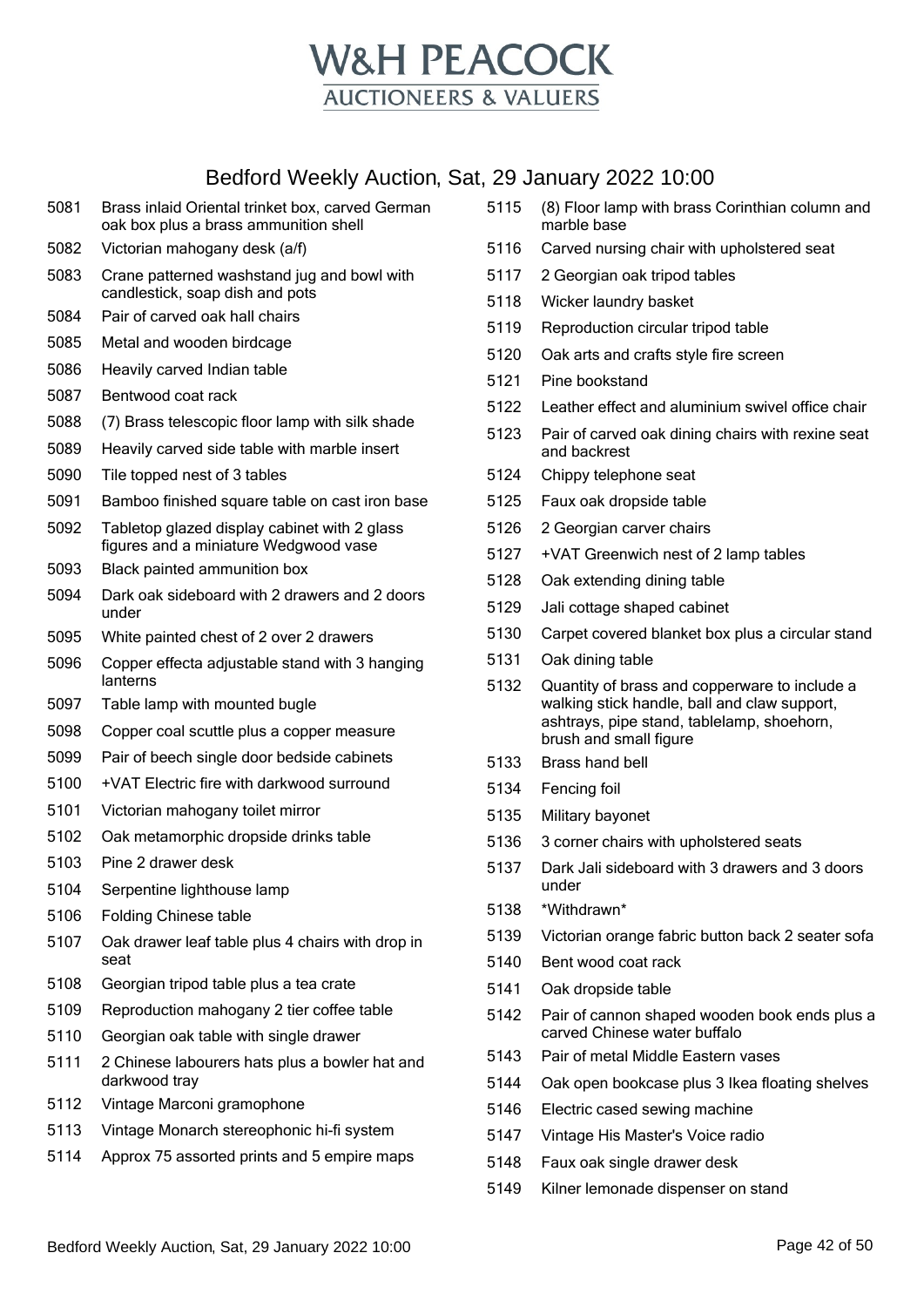# W&H PEACOCK
## AUCTIONEERS & VALUERS

## Bedford Weekly Auction, Sat, 29 January 2022 10:00

| Lot | Description |
|---|---|
| 5081 | Brass inlaid Oriental trinket box, carved German oak box plus a brass ammunition shell |
| 5082 | Victorian mahogany desk (a/f) |
| 5083 | Crane patterned washstand jug and bowl with candlestick, soap dish and pots |
| 5084 | Pair of carved oak hall chairs |
| 5085 | Metal and wooden birdcage |
| 5086 | Heavily carved Indian table |
| 5087 | Bentwood coat rack |
| 5088 | (7) Brass telescopic floor lamp with silk shade |
| 5089 | Heavily carved side table with marble insert |
| 5090 | Tile topped nest of 3 tables |
| 5091 | Bamboo finished square table on cast iron base |
| 5092 | Tabletop glazed display cabinet with 2 glass figures and a miniature Wedgwood vase |
| 5093 | Black painted ammunition box |
| 5094 | Dark oak sideboard with 2 drawers and 2 doors under |
| 5095 | White painted chest of 2 over 2 drawers |
| 5096 | Copper effecta adjustable stand with 3 hanging lanterns |
| 5097 | Table lamp with mounted bugle |
| 5098 | Copper coal scuttle plus a copper measure |
| 5099 | Pair of beech single door bedside cabinets |
| 5100 | +VAT Electric fire with darkwood surround |
| 5101 | Victorian mahogany toilet mirror |
| 5102 | Oak metamorphic dropside drinks table |
| 5103 | Pine 2 drawer desk |
| 5104 | Serpentine lighthouse lamp |
| 5106 | Folding Chinese table |
| 5107 | Oak drawer leaf table plus 4 chairs with drop in seat |
| 5108 | Georgian tripod table plus a tea crate |
| 5109 | Reproduction mahogany 2 tier coffee table |
| 5110 | Georgian oak table with single drawer |
| 5111 | 2 Chinese labourers hats plus a bowler hat and darkwood tray |
| 5112 | Vintage Marconi gramophone |
| 5113 | Vintage Monarch stereophonic hi-fi system |
| 5114 | Approx 75 assorted prints and 5 empire maps |
| 5115 | (8) Floor lamp with brass Corinthian column and marble base |
| 5116 | Carved nursing chair with upholstered seat |
| 5117 | 2 Georgian oak tripod tables |
| 5118 | Wicker laundry basket |
| 5119 | Reproduction circular tripod table |
| 5120 | Oak arts and crafts style fire screen |
| 5121 | Pine bookstand |
| 5122 | Leather effect and aluminium swivel office chair |
| 5123 | Pair of carved oak dining chairs with rexine seat and backrest |
| 5124 | Chippy telephone seat |
| 5125 | Faux oak dropside table |
| 5126 | 2 Georgian carver chairs |
| 5127 | +VAT Greenwich nest of 2 lamp tables |
| 5128 | Oak extending dining table |
| 5129 | Jali cottage shaped cabinet |
| 5130 | Carpet covered blanket box plus a circular stand |
| 5131 | Oak dining table |
| 5132 | Quantity of brass and copperware to include a walking stick handle, ball and claw support, ashtrays, pipe stand, tablelamp, shoehorn, brush and small figure |
| 5133 | Brass hand bell |
| 5134 | Fencing foil |
| 5135 | Military bayonet |
| 5136 | 3 corner chairs with upholstered seats |
| 5137 | Dark Jali sideboard with 3 drawers and 3 doors under |
| 5138 | *Withdrawn* |
| 5139 | Victorian orange fabric button back 2 seater sofa |
| 5140 | Bent wood coat rack |
| 5141 | Oak dropside table |
| 5142 | Pair of cannon shaped wooden book ends plus a carved Chinese water buffalo |
| 5143 | Pair of metal Middle Eastern vases |
| 5144 | Oak open bookcase plus 3 Ikea floating shelves |
| 5146 | Electric cased sewing machine |
| 5147 | Vintage His Master's Voice radio |
| 5148 | Faux oak single drawer desk |
| 5149 | Kilner lemonade dispenser on stand |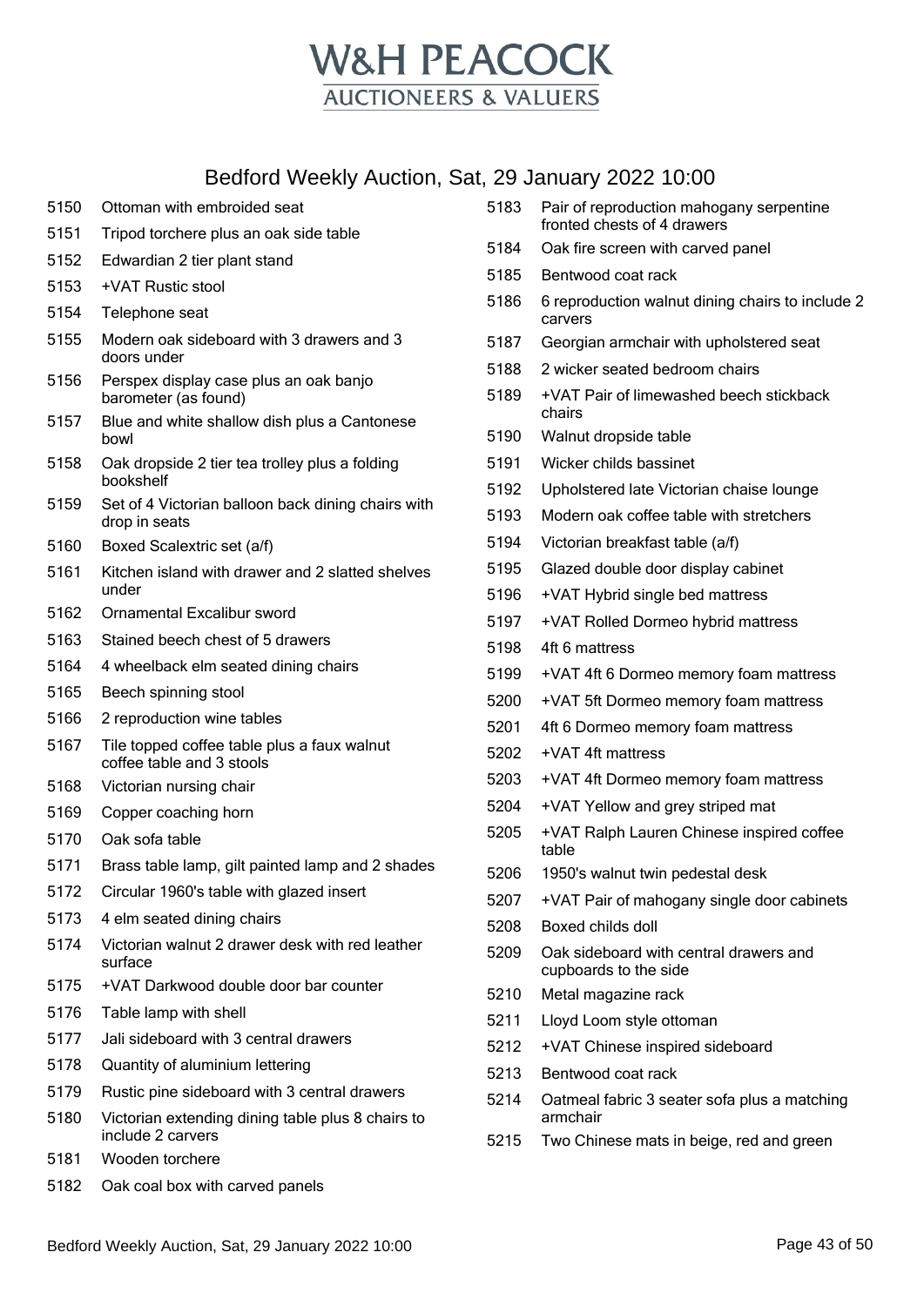# W&H PEACOCK

AUCTIONEERS & VALUERS

## Bedford Weekly Auction, Sat, 29 January 2022 10:00

| Lot | Description |
|---|---|
| 5150 | Ottoman with embroided seat |
| 5151 | Tripod torchere plus an oak side table |
| 5152 | Edwardian 2 tier plant stand |
| 5153 | +VAT Rustic stool |
| 5154 | Telephone seat |
| 5155 | Modern oak sideboard with 3 drawers and 3 doors under |
| 5156 | Perspex display case plus an oak banjo barometer (as found) |
| 5157 | Blue and white shallow dish plus a Cantonese bowl |
| 5158 | Oak dropside 2 tier tea trolley plus a folding bookshelf |
| 5159 | Set of 4 Victorian balloon back dining chairs with drop in seats |
| 5160 | Boxed Scalextric set (a/f) |
| 5161 | Kitchen island with drawer and 2 slatted shelves under |
| 5162 | Ornamental Excalibur sword |
| 5163 | Stained beech chest of 5 drawers |
| 5164 | 4 wheelback elm seated dining chairs |
| 5165 | Beech spinning stool |
| 5166 | 2 reproduction wine tables |
| 5167 | Tile topped coffee table plus a faux walnut coffee table and 3 stools |
| 5168 | Victorian nursing chair |
| 5169 | Copper coaching horn |
| 5170 | Oak sofa table |
| 5171 | Brass table lamp, gilt painted lamp and 2 shades |
| 5172 | Circular 1960's table with glazed insert |
| 5173 | 4 elm seated dining chairs |
| 5174 | Victorian walnut 2 drawer desk with red leather surface |
| 5175 | +VAT Darkwood double door bar counter |
| 5176 | Table lamp with shell |
| 5177 | Jali sideboard with 3 central drawers |
| 5178 | Quantity of aluminium lettering |
| 5179 | Rustic pine sideboard with 3 central drawers |
| 5180 | Victorian extending dining table plus 8 chairs to include 2 carvers |
| 5181 | Wooden torchere |
| 5182 | Oak coal box with carved panels |
| 5183 | Pair of reproduction mahogany serpentine fronted chests of 4 drawers |
| 5184 | Oak fire screen with carved panel |
| 5185 | Bentwood coat rack |
| 5186 | 6 reproduction walnut dining chairs to include 2 carvers |
| 5187 | Georgian armchair with upholstered seat |
| 5188 | 2 wicker seated bedroom chairs |
| 5189 | +VAT Pair of limewashed beech stickback chairs |
| 5190 | Walnut dropside table |
| 5191 | Wicker childs bassinet |
| 5192 | Upholstered late Victorian chaise lounge |
| 5193 | Modern oak coffee table with stretchers |
| 5194 | Victorian breakfast table (a/f) |
| 5195 | Glazed double door display cabinet |
| 5196 | +VAT Hybrid single bed mattress |
| 5197 | +VAT Rolled Dormeo hybrid mattress |
| 5198 | 4ft 6 mattress |
| 5199 | +VAT 4ft 6 Dormeo memory foam mattress |
| 5200 | +VAT 5ft Dormeo memory foam mattress |
| 5201 | 4ft 6 Dormeo memory foam mattress |
| 5202 | +VAT 4ft mattress |
| 5203 | +VAT 4ft Dormeo memory foam mattress |
| 5204 | +VAT Yellow and grey striped mat |
| 5205 | +VAT Ralph Lauren Chinese inspired coffee table |
| 5206 | 1950's walnut twin pedestal desk |
| 5207 | +VAT Pair of mahogany single door cabinets |
| 5208 | Boxed childs doll |
| 5209 | Oak sideboard with central drawers and cupboards to the side |
| 5210 | Metal magazine rack |
| 5211 | Lloyd Loom style ottoman |
| 5212 | +VAT Chinese inspired sideboard |
| 5213 | Bentwood coat rack |
| 5214 | Oatmeal fabric 3 seater sofa plus a matching armchair |
| 5215 | Two Chinese mats in beige, red and green |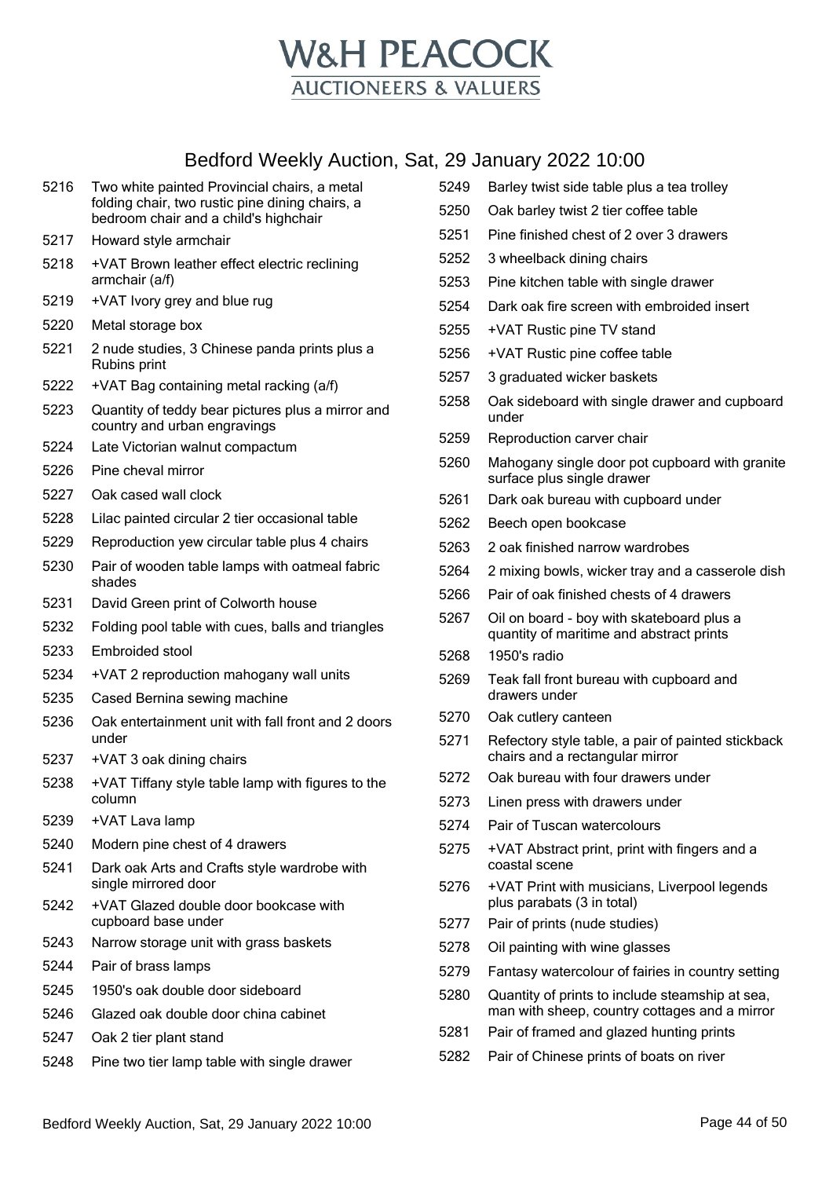# W&H PEACOCK
## AUCTIONEERS & VALUERS

## Bedford Weekly Auction, Sat, 29 January 2022 10:00

| Lot | Description |
|---|---|
| 5216 | Two white painted Provincial chairs, a metal folding chair, two rustic pine dining chairs, a bedroom chair and a child's highchair |
| 5217 | Howard style armchair |
| 5218 | +VAT Brown leather effect electric reclining armchair (a/f) |
| 5219 | +VAT Ivory grey and blue rug |
| 5220 | Metal storage box |
| 5221 | 2 nude studies, 3 Chinese panda prints plus a Rubins print |
| 5222 | +VAT Bag containing metal racking (a/f) |
| 5223 | Quantity of teddy bear pictures plus a mirror and country and urban engravings |
| 5224 | Late Victorian walnut compactum |
| 5226 | Pine cheval mirror |
| 5227 | Oak cased wall clock |
| 5228 | Lilac painted circular 2 tier occasional table |
| 5229 | Reproduction yew circular table plus 4 chairs |
| 5230 | Pair of wooden table lamps with oatmeal fabric shades |
| 5231 | David Green print of Colworth house |
| 5232 | Folding pool table with cues, balls and triangles |
| 5233 | Embroided stool |
| 5234 | +VAT 2 reproduction mahogany wall units |
| 5235 | Cased Bernina sewing machine |
| 5236 | Oak entertainment unit with fall front and 2 doors under |
| 5237 | +VAT 3 oak dining chairs |
| 5238 | +VAT Tiffany style table lamp with figures to the column |
| 5239 | +VAT Lava lamp |
| 5240 | Modern pine chest of 4 drawers |
| 5241 | Dark oak Arts and Crafts style wardrobe with single mirrored door |
| 5242 | +VAT Glazed double door bookcase with cupboard base under |
| 5243 | Narrow storage unit with grass baskets |
| 5244 | Pair of brass lamps |
| 5245 | 1950's oak double door sideboard |
| 5246 | Glazed oak double door china cabinet |
| 5247 | Oak 2 tier plant stand |
| 5248 | Pine two tier lamp table with single drawer |
| 5249 | Barley twist side table plus a tea trolley |
| 5250 | Oak barley twist 2 tier coffee table |
| 5251 | Pine finished chest of 2 over 3 drawers |
| 5252 | 3 wheelback dining chairs |
| 5253 | Pine kitchen table with single drawer |
| 5254 | Dark oak fire screen with embroided insert |
| 5255 | +VAT Rustic pine TV stand |
| 5256 | +VAT Rustic pine coffee table |
| 5257 | 3 graduated wicker baskets |
| 5258 | Oak sideboard with single drawer and cupboard under |
| 5259 | Reproduction carver chair |
| 5260 | Mahogany single door pot cupboard with granite surface plus single drawer |
| 5261 | Dark oak bureau with cupboard under |
| 5262 | Beech open bookcase |
| 5263 | 2 oak finished narrow wardrobes |
| 5264 | 2 mixing bowls, wicker tray and a casserole dish |
| 5266 | Pair of oak finished chests of 4 drawers |
| 5267 | Oil on board - boy with skateboard plus a quantity of maritime and abstract prints |
| 5268 | 1950's radio |
| 5269 | Teak fall front bureau with cupboard and drawers under |
| 5270 | Oak cutlery canteen |
| 5271 | Refectory style table, a pair of painted stickback chairs and a rectangular mirror |
| 5272 | Oak bureau with four drawers under |
| 5273 | Linen press with drawers under |
| 5274 | Pair of Tuscan watercolours |
| 5275 | +VAT Abstract print, print with fingers and a coastal scene |
| 5276 | +VAT Print with musicians, Liverpool legends plus parabats (3 in total) |
| 5277 | Pair of prints (nude studies) |
| 5278 | Oil painting with wine glasses |
| 5279 | Fantasy watercolour of fairies in country setting |
| 5280 | Quantity of prints to include steamship at sea, man with sheep, country cottages and a mirror |
| 5281 | Pair of framed and glazed hunting prints |
| 5282 | Pair of Chinese prints of boats on river |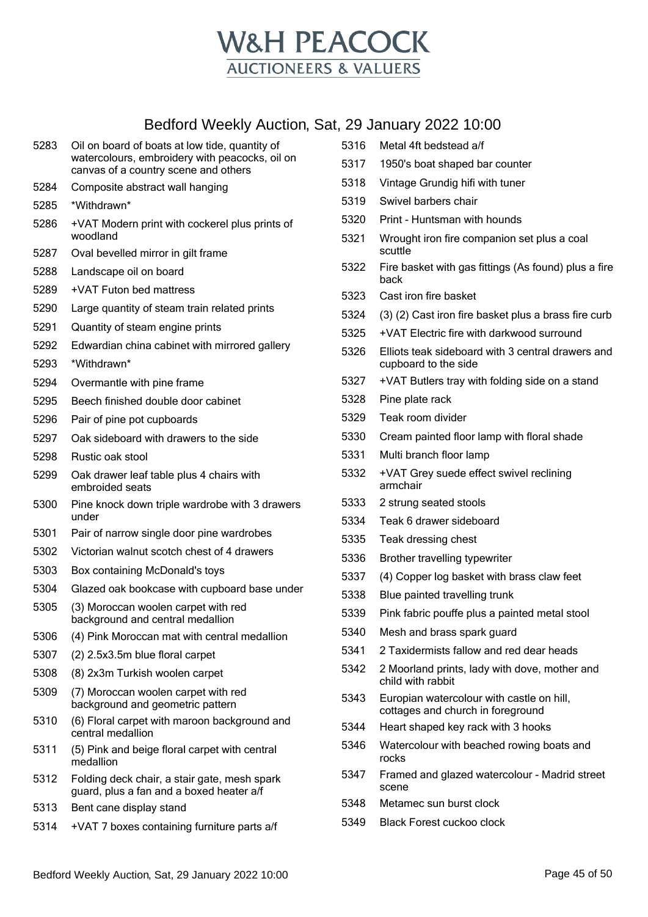# W&H PEACOCK
AUCTIONEERS & VALUERS

## Bedford Weekly Auction, Sat, 29 January 2022 10:00

| Lot | Description |
|---|---|
| 5283 | Oil on board of boats at low tide, quantity of watercolours, embroidery with peacocks, oil on canvas of a country scene and others |
| 5284 | Composite abstract wall hanging |
| 5285 | *Withdrawn* |
| 5286 | +VAT Modern print with cockerel plus prints of woodland |
| 5287 | Oval bevelled mirror in gilt frame |
| 5288 | Landscape oil on board |
| 5289 | +VAT Futon bed mattress |
| 5290 | Large quantity of steam train related prints |
| 5291 | Quantity of steam engine prints |
| 5292 | Edwardian china cabinet with mirrored gallery |
| 5293 | *Withdrawn* |
| 5294 | Overmantle with pine frame |
| 5295 | Beech finished double door cabinet |
| 5296 | Pair of pine pot cupboards |
| 5297 | Oak sideboard with drawers to the side |
| 5298 | Rustic oak stool |
| 5299 | Oak drawer leaf table plus 4 chairs with embroided seats |
| 5300 | Pine knock down triple wardrobe with 3 drawers under |
| 5301 | Pair of narrow single door pine wardrobes |
| 5302 | Victorian walnut scotch chest of 4 drawers |
| 5303 | Box containing McDonald's toys |
| 5304 | Glazed oak bookcase with cupboard base under |
| 5305 | (3) Moroccan woolen carpet with red background and central medallion |
| 5306 | (4) Pink Moroccan mat with central medallion |
| 5307 | (2) 2.5x3.5m blue floral carpet |
| 5308 | (8) 2x3m Turkish woolen carpet |
| 5309 | (7) Moroccan woolen carpet with red background and geometric pattern |
| 5310 | (6) Floral carpet with maroon background and central medallion |
| 5311 | (5) Pink and beige floral carpet with central medallion |
| 5312 | Folding deck chair, a stair gate, mesh spark guard, plus a fan and a boxed heater a/f |
| 5313 | Bent cane display stand |
| 5314 | +VAT 7 boxes containing furniture parts a/f |
| 5316 | Metal 4ft bedstead a/f |
| 5317 | 1950's boat shaped bar counter |
| 5318 | Vintage Grundig hifi with tuner |
| 5319 | Swivel barbers chair |
| 5320 | Print - Huntsman with hounds |
| 5321 | Wrought iron fire companion set plus a coal scuttle |
| 5322 | Fire basket with gas fittings (As found) plus a fire back |
| 5323 | Cast iron fire basket |
| 5324 | (3) (2) Cast iron fire basket plus a brass fire curb |
| 5325 | +VAT Electric fire with darkwood surround |
| 5326 | Elliots teak sideboard with 3 central drawers and cupboard to the side |
| 5327 | +VAT Butlers tray with folding side on a stand |
| 5328 | Pine plate rack |
| 5329 | Teak room divider |
| 5330 | Cream painted floor lamp with floral shade |
| 5331 | Multi branch floor lamp |
| 5332 | +VAT Grey suede effect swivel reclining armchair |
| 5333 | 2 strung seated stools |
| 5334 | Teak 6 drawer sideboard |
| 5335 | Teak dressing chest |
| 5336 | Brother travelling typewriter |
| 5337 | (4) Copper log basket with brass claw feet |
| 5338 | Blue painted travelling trunk |
| 5339 | Pink fabric pouffe plus a painted metal stool |
| 5340 | Mesh and brass spark guard |
| 5341 | 2 Taxidermists fallow and red dear heads |
| 5342 | 2 Moorland prints, lady with dove, mother and child with rabbit |
| 5343 | Europian watercolour with castle on hill, cottages and church in foreground |
| 5344 | Heart shaped key rack with 3 hooks |
| 5346 | Watercolour with beached rowing boats and rocks |
| 5347 | Framed and glazed watercolour - Madrid street scene |
| 5348 | Metamec sun burst clock |
| 5349 | Black Forest cuckoo clock |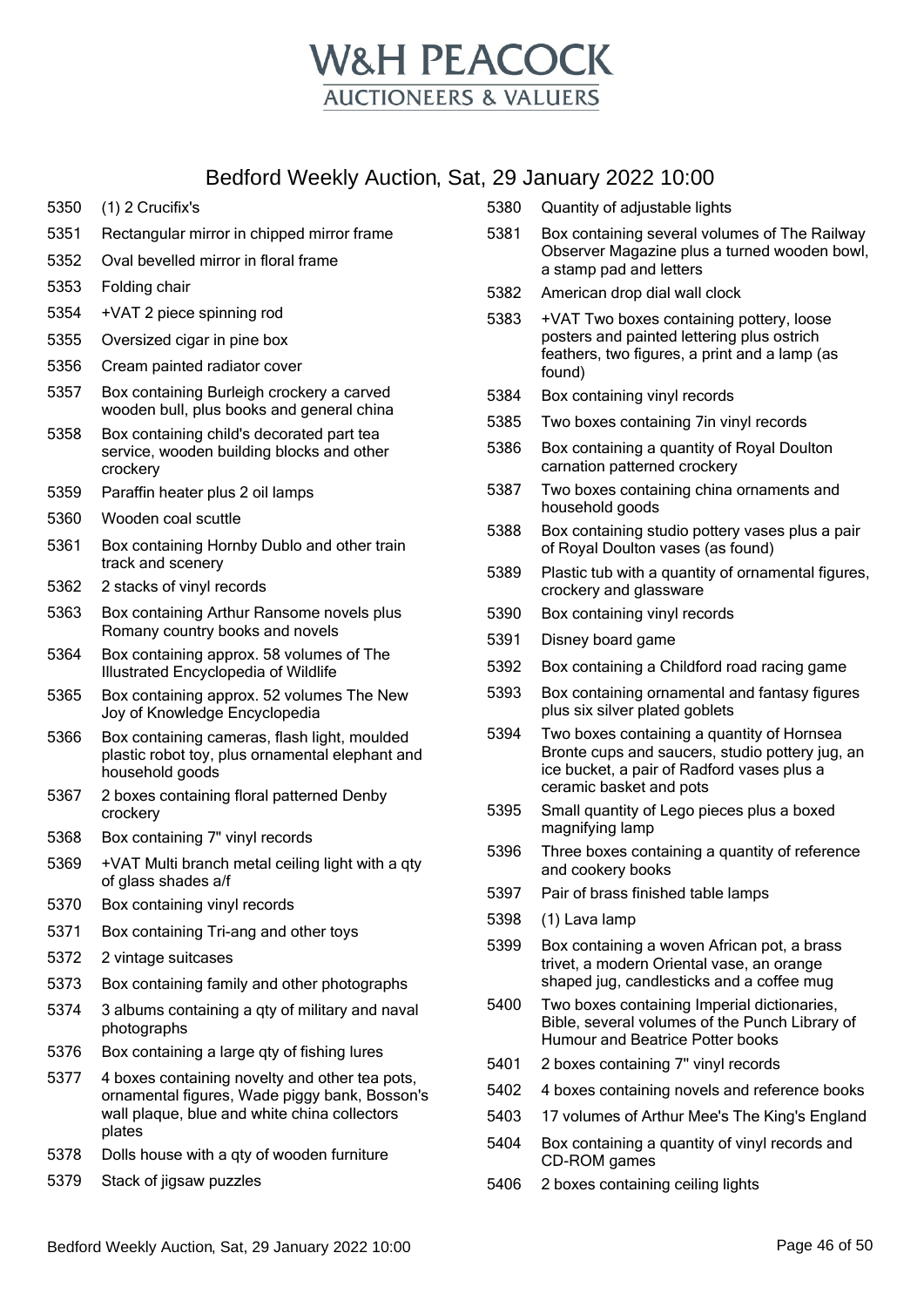# W&H PEACOCK
AUCTIONEERS & VALUERS

## Bedford Weekly Auction, Sat, 29 January 2022 10:00

| Lot | Description |
|---|---|
| 5350 | (1) 2 Crucifix's |
| 5351 | Rectangular mirror in chipped mirror frame |
| 5352 | Oval bevelled mirror in floral frame |
| 5353 | Folding chair |
| 5354 | +VAT 2 piece spinning rod |
| 5355 | Oversized cigar in pine box |
| 5356 | Cream painted radiator cover |
| 5357 | Box containing Burleigh crockery a carved wooden bull, plus books and general china |
| 5358 | Box containing child's decorated part tea service, wooden building blocks and other crockery |
| 5359 | Paraffin heater plus 2 oil lamps |
| 5360 | Wooden coal scuttle |
| 5361 | Box containing Hornby Dublo and other train track and scenery |
| 5362 | 2 stacks of vinyl records |
| 5363 | Box containing Arthur Ransome novels plus Romany country books and novels |
| 5364 | Box containing approx. 58 volumes of The Illustrated Encyclopedia of Wildlife |
| 5365 | Box containing approx. 52 volumes The New Joy of Knowledge Encyclopedia |
| 5366 | Box containing cameras, flash light, moulded plastic robot toy, plus ornamental elephant and household goods |
| 5367 | 2 boxes containing floral patterned Denby crockery |
| 5368 | Box containing 7" vinyl records |
| 5369 | +VAT Multi branch metal ceiling light with a qty of glass shades a/f |
| 5370 | Box containing vinyl records |
| 5371 | Box containing Tri-ang and other toys |
| 5372 | 2 vintage suitcases |
| 5373 | Box containing family and other photographs |
| 5374 | 3 albums containing a qty of military and naval photographs |
| 5376 | Box containing a large qty of fishing lures |
| 5377 | 4 boxes containing novelty and other tea pots, ornamental figures, Wade piggy bank, Bosson's wall plaque, blue and white china collectors plates |
| 5378 | Dolls house with a qty of wooden furniture |
| 5379 | Stack of jigsaw puzzles |
| 5380 | Quantity of adjustable lights |
| 5381 | Box containing several volumes of The Railway Observer Magazine plus a turned wooden bowl, a stamp pad and letters |
| 5382 | American drop dial wall clock |
| 5383 | +VAT Two boxes containing pottery, loose posters and painted lettering plus ostrich feathers, two figures, a print and a lamp (as found) |
| 5384 | Box containing vinyl records |
| 5385 | Two boxes containing 7in vinyl records |
| 5386 | Box containing a quantity of Royal Doulton carnation patterned crockery |
| 5387 | Two boxes containing china ornaments and household goods |
| 5388 | Box containing studio pottery vases plus a pair of Royal Doulton vases (as found) |
| 5389 | Plastic tub with a quantity of ornamental figures, crockery and glassware |
| 5390 | Box containing vinyl records |
| 5391 | Disney board game |
| 5392 | Box containing a Childford road racing game |
| 5393 | Box containing ornamental and fantasy figures plus six silver plated goblets |
| 5394 | Two boxes containing a quantity of Hornsea Bronte cups and saucers, studio pottery jug, an ice bucket, a pair of Radford vases plus a ceramic basket and pots |
| 5395 | Small quantity of Lego pieces plus a boxed magnifying lamp |
| 5396 | Three boxes containing a quantity of reference and cookery books |
| 5397 | Pair of brass finished table lamps |
| 5398 | (1) Lava lamp |
| 5399 | Box containing a woven African pot, a brass trivet, a modern Oriental vase, an orange shaped jug, candlesticks and a coffee mug |
| 5400 | Two boxes containing Imperial dictionaries, Bible, several volumes of the Punch Library of Humour and Beatrice Potter books |
| 5401 | 2 boxes containing 7" vinyl records |
| 5402 | 4 boxes containing novels and reference books |
| 5403 | 17 volumes of Arthur Mee's The King's England |
| 5404 | Box containing a quantity of vinyl records and CD-ROM games |
| 5406 | 2 boxes containing ceiling lights |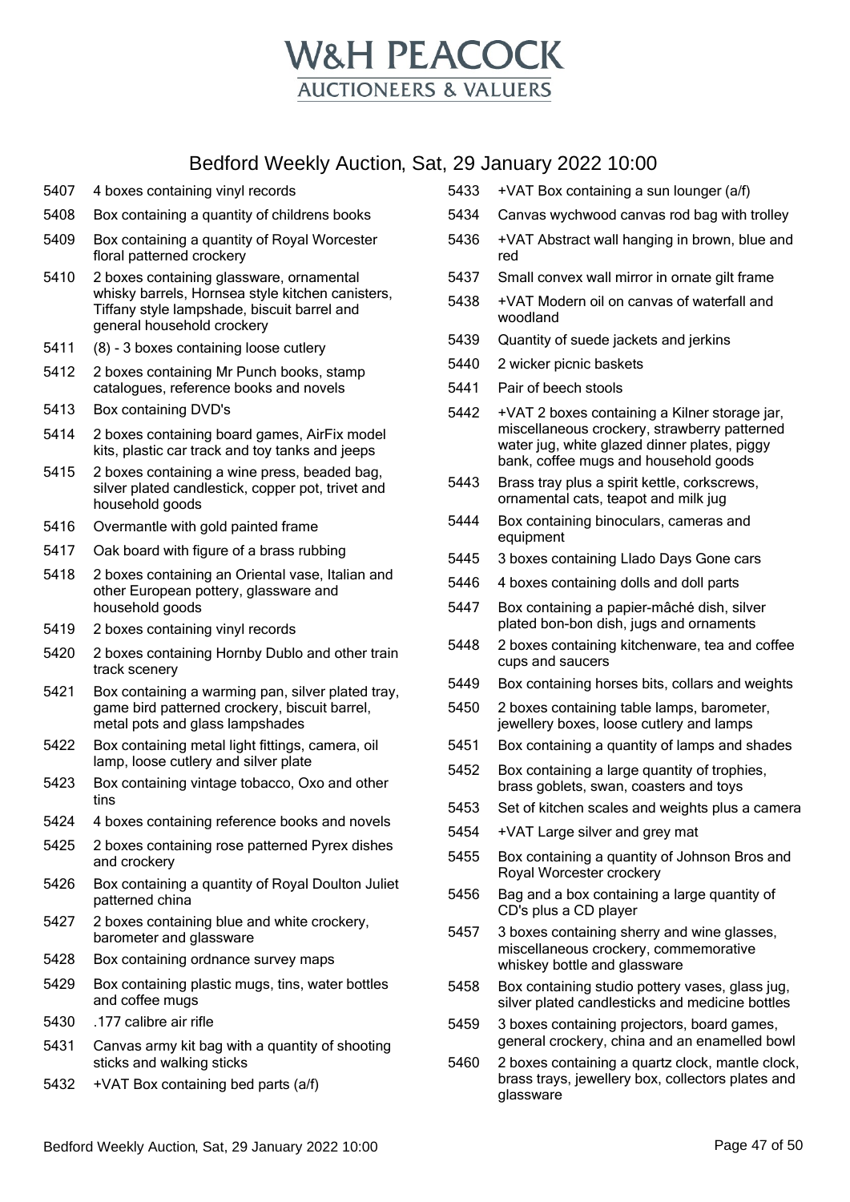# W&H PEACOCK
## AUCTIONEERS & VALUERS

## Bedford Weekly Auction, Sat, 29 January 2022 10:00

| Lot | Description |
|---|---|
| 5407 | 4 boxes containing vinyl records |
| 5408 | Box containing a quantity of childrens books |
| 5409 | Box containing a quantity of Royal Worcester floral patterned crockery |
| 5410 | 2 boxes containing glassware, ornamental whisky barrels, Hornsea style kitchen canisters, Tiffany style lampshade, biscuit barrel and general household crockery |
| 5411 | (8) - 3 boxes containing loose cutlery |
| 5412 | 2 boxes containing Mr Punch books, stamp catalogues, reference books and novels |
| 5413 | Box containing DVD's |
| 5414 | 2 boxes containing board games, AirFix model kits, plastic car track and toy tanks and jeeps |
| 5415 | 2 boxes containing a wine press, beaded bag, silver plated candlestick, copper pot, trivet and household goods |
| 5416 | Overmantle with gold painted frame |
| 5417 | Oak board with figure of a brass rubbing |
| 5418 | 2 boxes containing an Oriental vase, Italian and other European pottery, glassware and household goods |
| 5419 | 2 boxes containing vinyl records |
| 5420 | 2 boxes containing Hornby Dublo and other train track scenery |
| 5421 | Box containing a warming pan, silver plated tray, game bird patterned crockery, biscuit barrel, metal pots and glass lampshades |
| 5422 | Box containing metal light fittings, camera, oil lamp, loose cutlery and silver plate |
| 5423 | Box containing vintage tobacco, Oxo and other tins |
| 5424 | 4 boxes containing reference books and novels |
| 5425 | 2 boxes containing rose patterned Pyrex dishes and crockery |
| 5426 | Box containing a quantity of Royal Doulton Juliet patterned china |
| 5427 | 2 boxes containing blue and white crockery, barometer and glassware |
| 5428 | Box containing ordnance survey maps |
| 5429 | Box containing plastic mugs, tins, water bottles and coffee mugs |
| 5430 | .177 calibre air rifle |
| 5431 | Canvas army kit bag with a quantity of shooting sticks and walking sticks |
| 5432 | +VAT Box containing bed parts (a/f) |
| 5433 | +VAT Box containing a sun lounger (a/f) |
| 5434 | Canvas wychwood canvas rod bag with trolley |
| 5436 | +VAT Abstract wall hanging in brown, blue and red |
| 5437 | Small convex wall mirror in ornate gilt frame |
| 5438 | +VAT Modern oil on canvas of waterfall and woodland |
| 5439 | Quantity of suede jackets and jerkins |
| 5440 | 2 wicker picnic baskets |
| 5441 | Pair of beech stools |
| 5442 | +VAT 2 boxes containing a Kilner storage jar, miscellaneous crockery, strawberry patterned water jug, white glazed dinner plates, piggy bank, coffee mugs and household goods |
| 5443 | Brass tray plus a spirit kettle, corkscrews, ornamental cats, teapot and milk jug |
| 5444 | Box containing binoculars, cameras and equipment |
| 5445 | 3 boxes containing Llado Days Gone cars |
| 5446 | 4 boxes containing dolls and doll parts |
| 5447 | Box containing a papier-mâché dish, silver plated bon-bon dish, jugs and ornaments |
| 5448 | 2 boxes containing kitchenware, tea and coffee cups and saucers |
| 5449 | Box containing horses bits, collars and weights |
| 5450 | 2 boxes containing table lamps, barometer, jewellery boxes, loose cutlery and lamps |
| 5451 | Box containing a quantity of lamps and shades |
| 5452 | Box containing a large quantity of trophies, brass goblets, swan, coasters and toys |
| 5453 | Set of kitchen scales and weights plus a camera |
| 5454 | +VAT Large silver and grey mat |
| 5455 | Box containing a quantity of Johnson Bros and Royal Worcester crockery |
| 5456 | Bag and a box containing a large quantity of CD's plus a CD player |
| 5457 | 3 boxes containing sherry and wine glasses, miscellaneous crockery, commemorative whiskey bottle and glassware |
| 5458 | Box containing studio pottery vases, glass jug, silver plated candlesticks and medicine bottles |
| 5459 | 3 boxes containing projectors, board games, general crockery, china and an enamelled bowl |
| 5460 | 2 boxes containing a quartz clock, mantle clock, brass trays, jewellery box, collectors plates and glassware |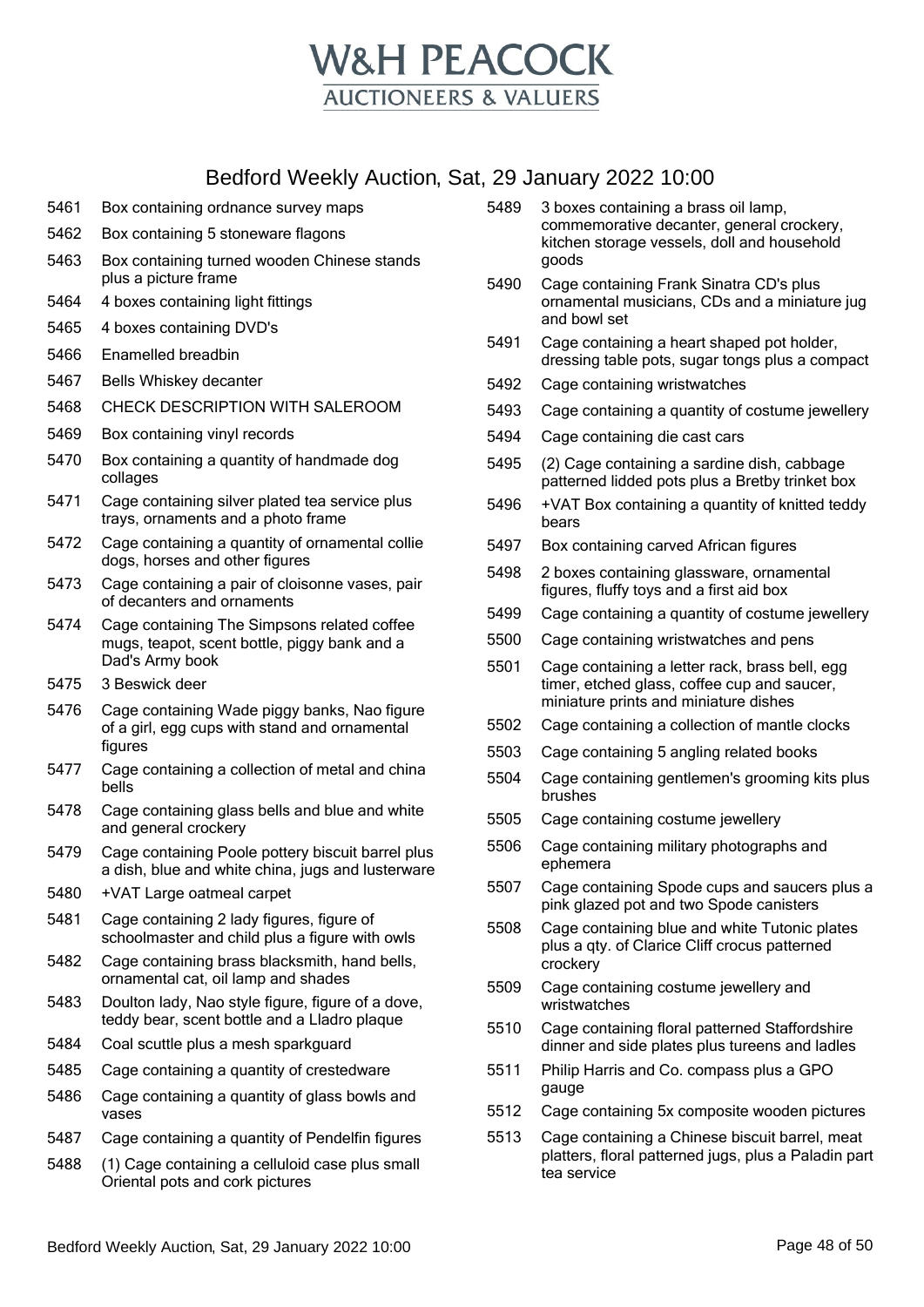# W&H PEACOCK
## AUCTIONEERS & VALUERS

## Bedford Weekly Auction, Sat, 29 January 2022 10:00

| Lot | Description |
|---|---|
| 5461 | Box containing ordnance survey maps |
| 5462 | Box containing 5 stoneware flagons |
| 5463 | Box containing turned wooden Chinese stands plus a picture frame |
| 5464 | 4 boxes containing light fittings |
| 5465 | 4 boxes containing DVD's |
| 5466 | Enamelled breadbin |
| 5467 | Bells Whiskey decanter |
| 5468 | CHECK DESCRIPTION WITH SALEROOM |
| 5469 | Box containing vinyl records |
| 5470 | Box containing a quantity of handmade dog collages |
| 5471 | Cage containing silver plated tea service plus trays, ornaments and a photo frame |
| 5472 | Cage containing a quantity of ornamental collie dogs, horses and other figures |
| 5473 | Cage containing a pair of cloisonne vases, pair of decanters and ornaments |
| 5474 | Cage containing The Simpsons related coffee mugs, teapot, scent bottle, piggy bank and a Dad's Army book |
| 5475 | 3 Beswick deer |
| 5476 | Cage containing Wade piggy banks, Nao figure of a girl, egg cups with stand and ornamental figures |
| 5477 | Cage containing a collection of metal and china bells |
| 5478 | Cage containing glass bells and blue and white and general crockery |
| 5479 | Cage containing Poole pottery biscuit barrel plus a dish, blue and white china, jugs and lusterware |
| 5480 | +VAT Large oatmeal carpet |
| 5481 | Cage containing 2 lady figures, figure of schoolmaster and child plus a figure with owls |
| 5482 | Cage containing brass blacksmith, hand bells, ornamental cat, oil lamp and shades |
| 5483 | Doulton lady, Nao style figure, figure of a dove, teddy bear, scent bottle and a Lladro plaque |
| 5484 | Coal scuttle plus a mesh sparkguard |
| 5485 | Cage containing a quantity of crestedware |
| 5486 | Cage containing a quantity of glass bowls and vases |
| 5487 | Cage containing a quantity of Pendelfin figures |
| 5488 | (1) Cage containing a celluloid case plus small Oriental pots and cork pictures |
| 5489 | 3 boxes containing a brass oil lamp, commemorative decanter, general crockery, kitchen storage vessels, doll and household goods |
| 5490 | Cage containing Frank Sinatra CD's plus ornamental musicians, CDs and a miniature jug and bowl set |
| 5491 | Cage containing a heart shaped pot holder, dressing table pots, sugar tongs plus a compact |
| 5492 | Cage containing wristwatches |
| 5493 | Cage containing a quantity of costume jewellery |
| 5494 | Cage containing die cast cars |
| 5495 | (2) Cage containing a sardine dish, cabbage patterned lidded pots plus a Bretby trinket box |
| 5496 | +VAT Box containing a quantity of knitted teddy bears |
| 5497 | Box containing carved African figures |
| 5498 | 2 boxes containing glassware, ornamental figures, fluffy toys and a first aid box |
| 5499 | Cage containing a quantity of costume jewellery |
| 5500 | Cage containing wristwatches and pens |
| 5501 | Cage containing a letter rack, brass bell, egg timer, etched glass, coffee cup and saucer, miniature prints and miniature dishes |
| 5502 | Cage containing a collection of mantle clocks |
| 5503 | Cage containing 5 angling related books |
| 5504 | Cage containing gentlemen's grooming kits plus brushes |
| 5505 | Cage containing costume jewellery |
| 5506 | Cage containing military photographs and ephemera |
| 5507 | Cage containing Spode cups and saucers plus a pink glazed pot and two Spode canisters |
| 5508 | Cage containing blue and white Tutonic plates plus a qty. of Clarice Cliff crocus patterned crockery |
| 5509 | Cage containing costume jewellery and wristwatches |
| 5510 | Cage containing floral patterned Staffordshire dinner and side plates plus tureens and ladles |
| 5511 | Philip Harris and Co. compass plus a GPO gauge |
| 5512 | Cage containing 5x composite wooden pictures |
| 5513 | Cage containing a Chinese biscuit barrel, meat platters, floral patterned jugs, plus a Paladin part tea service |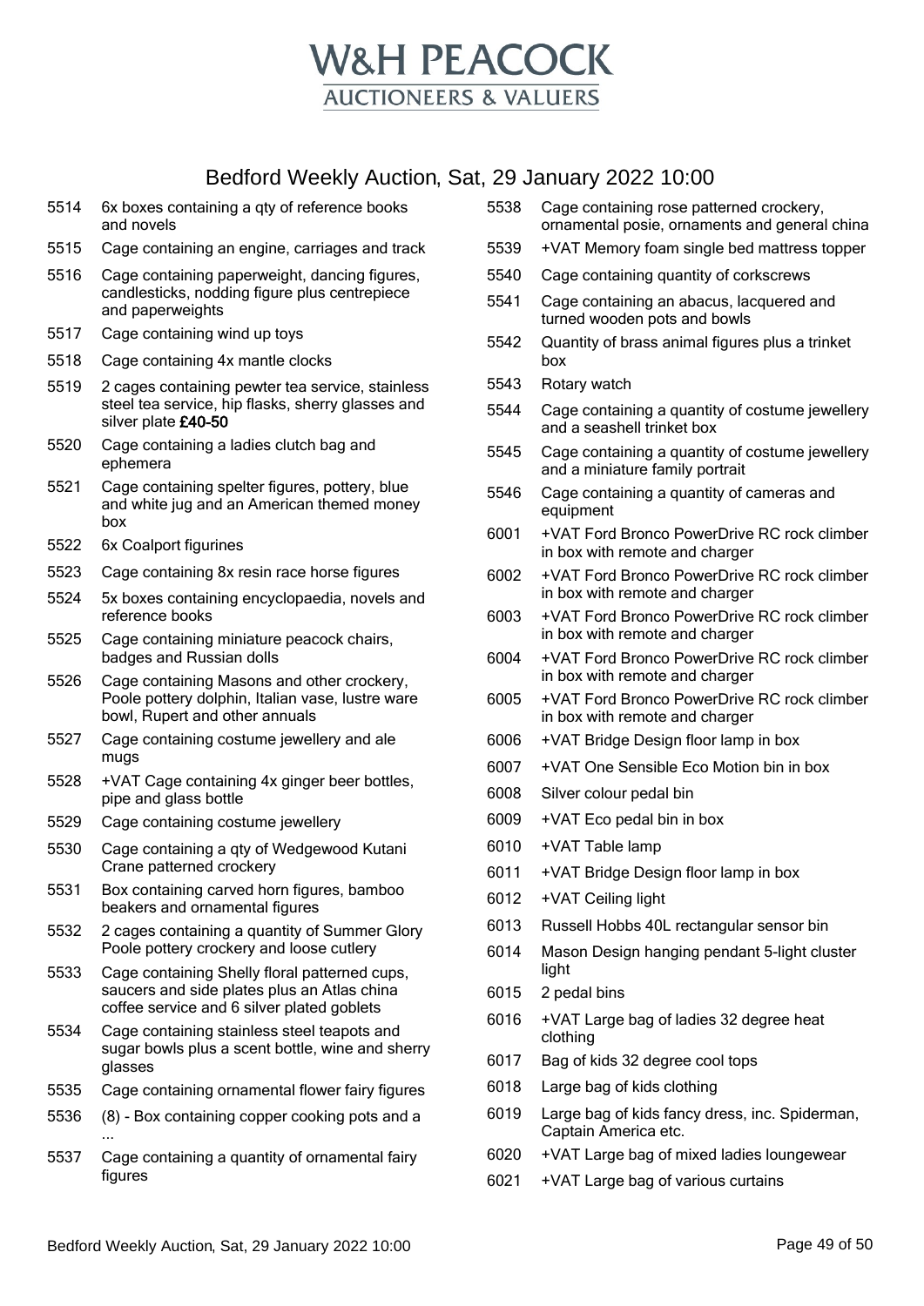# W&H PEACOCK
AUCTIONEERS & VALUERS

## Bedford Weekly Auction, Sat, 29 January 2022 10:00

5514 6x boxes containing a qty of reference books and novels

5515 Cage containing an engine, carriages and track

5516 Cage containing paperweight, dancing figures, candlesticks, nodding figure plus centrepiece and paperweights

5517 Cage containing wind up toys

5518 Cage containing 4x mantle clocks

5519 2 cages containing pewter tea service, stainless steel tea service, hip flasks, sherry glasses and silver plate **£40-50**

5520 Cage containing a ladies clutch bag and ephemera

5521 Cage containing spelter figures, pottery, blue and white jug and an American themed money box

5522 6x Coalport figurines

5523 Cage containing 8x resin race horse figures

5524 5x boxes containing encyclopaedia, novels and reference books

5525 Cage containing miniature peacock chairs, badges and Russian dolls

5526 Cage containing Masons and other crockery, Poole pottery dolphin, Italian vase, lustre ware bowl, Rupert and other annuals

5527 Cage containing costume jewellery and ale mugs

5528 +VAT Cage containing 4x ginger beer bottles, pipe and glass bottle

5529 Cage containing costume jewellery

5530 Cage containing a qty of Wedgewood Kutani Crane patterned crockery

5531 Box containing carved horn figures, bamboo beakers and ornamental figures

5532 2 cages containing a quantity of Summer Glory Poole pottery crockery and loose cutlery

5533 Cage containing Shelly floral patterned cups, saucers and side plates plus an Atlas china coffee service and 6 silver plated goblets

5534 Cage containing stainless steel teapots and sugar bowls plus a scent bottle, wine and sherry glasses

5535 Cage containing ornamental flower fairy figures

5536 (8) - Box containing copper cooking pots and a ...

5537 Cage containing a quantity of ornamental fairy figures

5538 Cage containing rose patterned crockery, ornamental posie, ornaments and general china

5539 +VAT Memory foam single bed mattress topper

5540 Cage containing quantity of corkscrews

5541 Cage containing an abacus, lacquered and turned wooden pots and bowls

5542 Quantity of brass animal figures plus a trinket box

5543 Rotary watch

5544 Cage containing a quantity of costume jewellery and a seashell trinket box

5545 Cage containing a quantity of costume jewellery and a miniature family portrait

5546 Cage containing a quantity of cameras and equipment

6001 +VAT Ford Bronco PowerDrive RC rock climber in box with remote and charger

6002 +VAT Ford Bronco PowerDrive RC rock climber in box with remote and charger

6003 +VAT Ford Bronco PowerDrive RC rock climber in box with remote and charger

6004 +VAT Ford Bronco PowerDrive RC rock climber in box with remote and charger

6005 +VAT Ford Bronco PowerDrive RC rock climber in box with remote and charger

6006 +VAT Bridge Design floor lamp in box

6007 +VAT One Sensible Eco Motion bin in box

6008 Silver colour pedal bin

6009 +VAT Eco pedal bin in box

6010 +VAT Table lamp

6011 +VAT Bridge Design floor lamp in box

6012 +VAT Ceiling light

6013 Russell Hobbs 40L rectangular sensor bin

6014 Mason Design hanging pendant 5-light cluster light

6015 2 pedal bins

6016 +VAT Large bag of ladies 32 degree heat clothing

6017 Bag of kids 32 degree cool tops

6018 Large bag of kids clothing

6019 Large bag of kids fancy dress, inc. Spiderman, Captain America etc.

6020 +VAT Large bag of mixed ladies loungewear

6021 +VAT Large bag of various curtains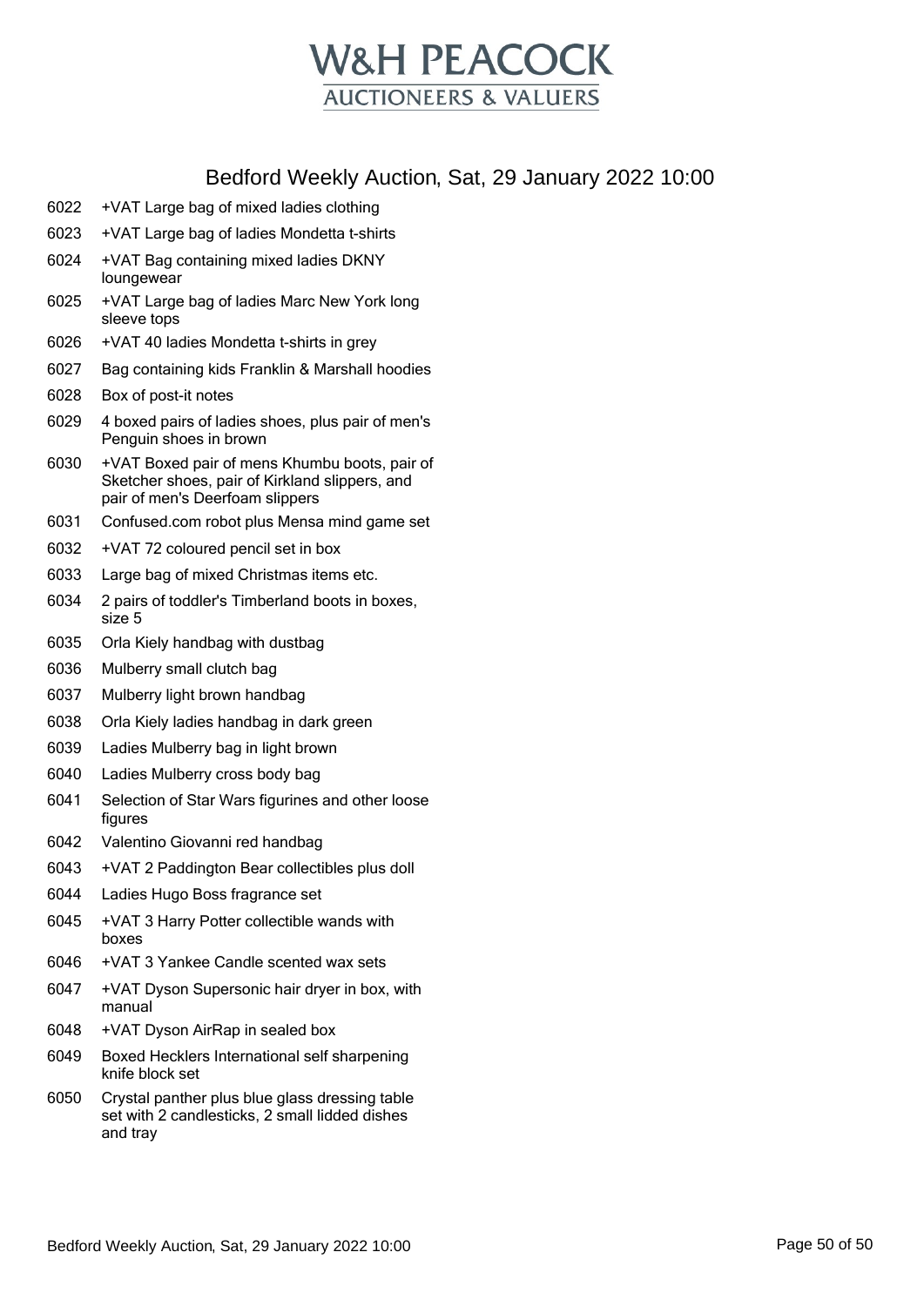# W&H PEACOCK

AUCTIONEERS & VALUERS

## Bedford Weekly Auction, Sat, 29 January 2022 10:00

| | |
|---|---|
| 6022 | +VAT Large bag of mixed ladies clothing |
| 6023 | +VAT Large bag of ladies Mondetta t-shirts |
| 6024 | +VAT Bag containing mixed ladies DKNY loungewear |
| 6025 | +VAT Large bag of ladies Marc New York long sleeve tops |
| 6026 | +VAT 40 ladies Mondetta t-shirts in grey |
| 6027 | Bag containing kids Franklin & Marshall hoodies |
| 6028 | Box of post-it notes |
| 6029 | 4 boxed pairs of ladies shoes, plus pair of men's Penguin shoes in brown |
| 6030 | +VAT Boxed pair of mens Khumbu boots, pair of Sketcher shoes, pair of Kirkland slippers, and pair of men's Deerfoam slippers |
| 6031 | Confused.com robot plus Mensa mind game set |
| 6032 | +VAT 72 coloured pencil set in box |
| 6033 | Large bag of mixed Christmas items etc. |
| 6034 | 2 pairs of toddler's Timberland boots in boxes, size 5 |
| 6035 | Orla Kiely handbag with dustbag |
| 6036 | Mulberry small clutch bag |
| 6037 | Mulberry light brown handbag |
| 6038 | Orla Kiely ladies handbag in dark green |
| 6039 | Ladies Mulberry bag in light brown |
| 6040 | Ladies Mulberry cross body bag |
| 6041 | Selection of Star Wars figurines and other loose figures |
| 6042 | Valentino Giovanni red handbag |
| 6043 | +VAT 2 Paddington Bear collectibles plus doll |
| 6044 | Ladies Hugo Boss fragrance set |
| 6045 | +VAT 3 Harry Potter collectible wands with boxes |
| 6046 | +VAT 3 Yankee Candle scented wax sets |
| 6047 | +VAT Dyson Supersonic hair dryer in box, with manual |
| 6048 | +VAT Dyson AirRap in sealed box |
| 6049 | Boxed Hecklers International self sharpening knife block set |
| 6050 | Crystal panther plus blue glass dressing table set with 2 candlesticks, 2 small lidded dishes and tray |